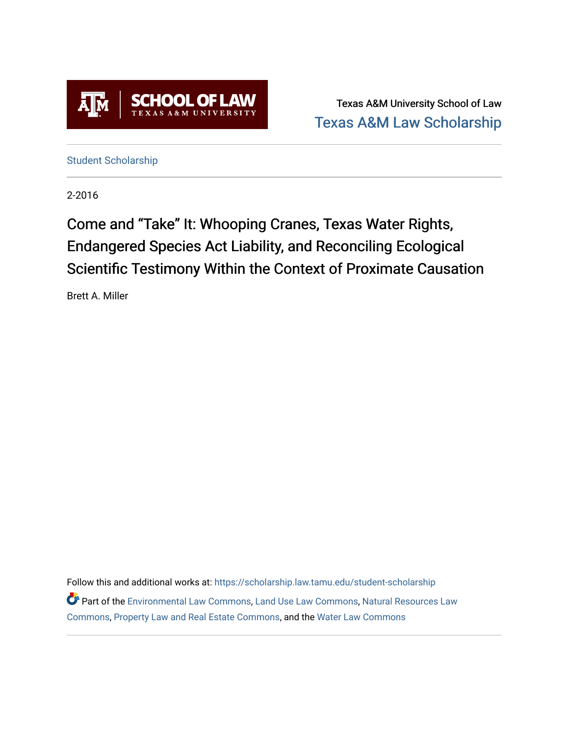Texas A&M University School of Law

Texas A&M Law Scholarship

Student Scholarship

2-2016

# Come and "Take" It: Whooping Cranes, Texas Water Rights, Endangered Species Act Liability, and Reconciling Ecological Scientific Testimony Within the Context of Proximate Causation

Brett A. Miller

Follow this and additional works at: https://scholarship.law.tamu.edu/student-scholarship

Part of the Environmental Law Commons, Land Use Law Commons, Natural Resources Law Commons, Property Law and Real Estate Commons, and the Water Law Commons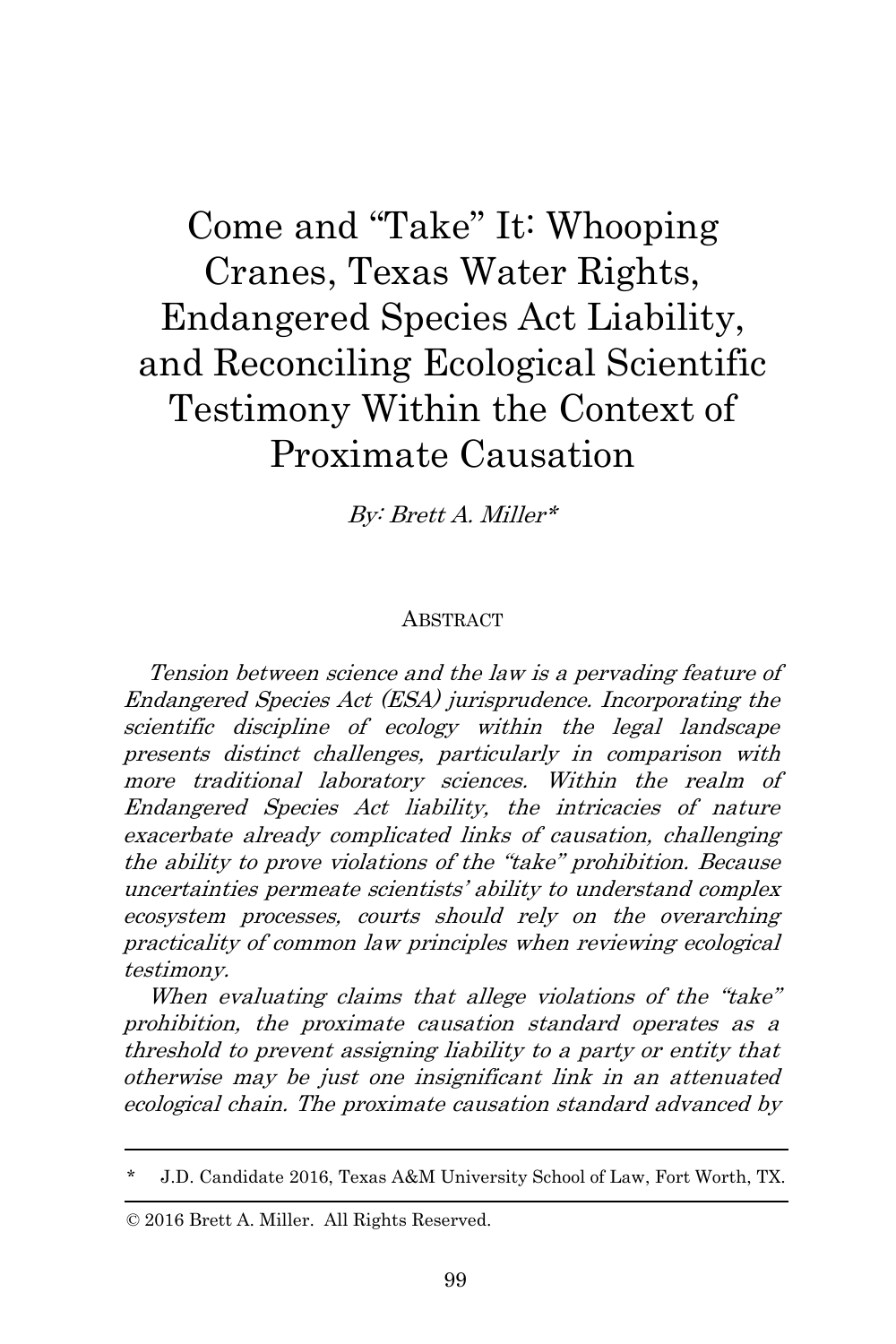# Come and "Take" It: Whooping Cranes, Texas Water Rights, Endangered Species Act Liability, and Reconciling Ecological Scientific Testimony Within the Context of Proximate Causation

*By: Brett A. Miller**

## ABSTRACT

*Tension between science and the law is a pervading feature of Endangered Species Act (ESA) jurisprudence. Incorporating the scientific discipline of ecology within the legal landscape presents distinct challenges, particularly in comparison with more traditional laboratory sciences. Within the realm of Endangered Species Act liability, the intricacies of nature exacerbate already complicated links of causation, challenging the ability to prove violations of the "take" prohibition. Because uncertainties permeate scientists' ability to understand complex ecosystem processes, courts should rely on the overarching practicality of common law principles when reviewing ecological testimony.*

*When evaluating claims that allege violations of the "take" prohibition, the proximate causation standard operates as a threshold to prevent assigning liability to a party or entity that otherwise may be just one insignificant link in an attenuated ecological chain. The proximate causation standard advanced by*

---

\* J.D. Candidate 2016, Texas A&M University School of Law, Fort Worth, TX.

© 2016 Brett A. Miller. All Rights Reserved.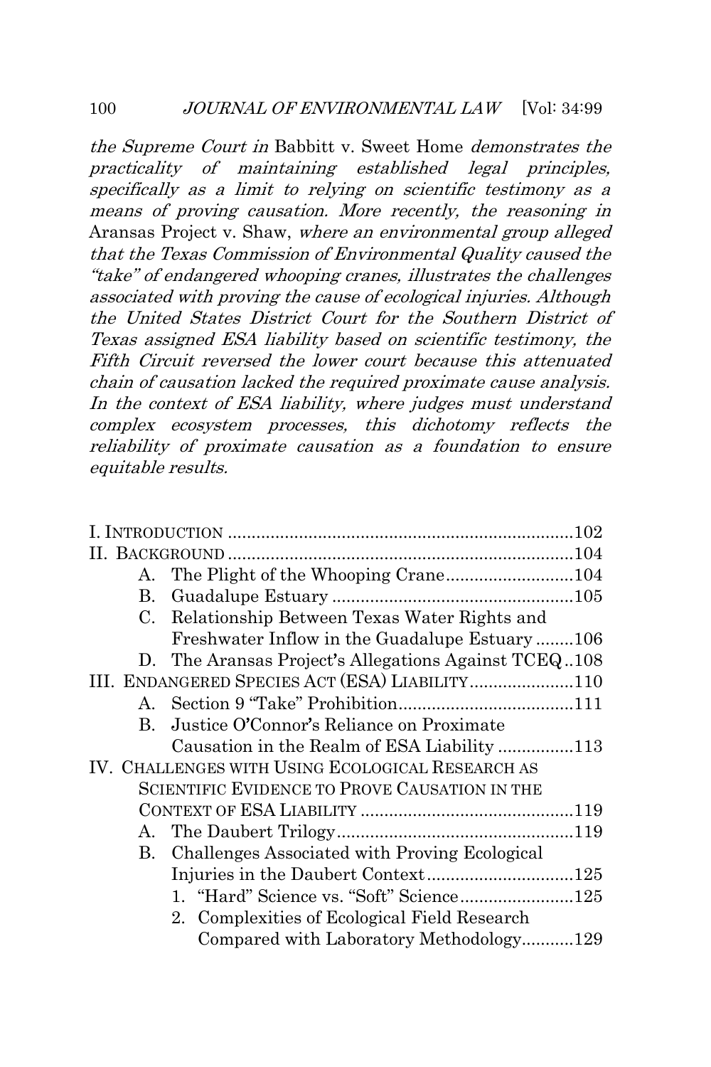*the Supreme Court in* Babbitt v. Sweet Home *demonstrates the practicality of maintaining established legal principles, specifically as a limit to relying on scientific testimony as a means of proving causation. More recently, the reasoning in* Aransas Project v. Shaw, *where an environmental group alleged that the Texas Commission of Environmental Quality caused the "take" of endangered whooping cranes, illustrates the challenges associated with proving the cause of ecological injuries. Although the United States District Court for the Southern District of Texas assigned ESA liability based on scientific testimony, the Fifth Circuit reversed the lower court because this attenuated chain of causation lacked the required proximate cause analysis. In the context of ESA liability, where judges must understand complex ecosystem processes, this dichotomy reflects the reliability of proximate causation as a foundation to ensure equitable results.*

I. INTRODUCTION ........................................................................102
II. BACKGROUND ........................................................................104
- A. The Plight of the Whooping Crane...........................104
- B. Guadalupe Estuary ...................................................105
- C. Relationship Between Texas Water Rights and Freshwater Inflow in the Guadalupe Estuary ........106
- D. The Aransas Project's Allegations Against TCEQ..108

III. ENDANGERED SPECIES ACT (ESA) LIABILITY......................110
- A. Section 9 "Take" Prohibition.....................................111
- B. Justice O'Connor's Reliance on Proximate Causation in the Realm of ESA Liability ................113

IV. CHALLENGES WITH USING ECOLOGICAL RESEARCH AS SCIENTIFIC EVIDENCE TO PROVE CAUSATION IN THE CONTEXT OF ESA LIABILITY ............................................119
- A. The Daubert Trilogy.................................................119
- B. Challenges Associated with Proving Ecological Injuries in the Daubert Context...............................125
  1. "Hard" Science vs. "Soft" Science........................125
  2. Complexities of Ecological Field Research Compared with Laboratory Methodology...........129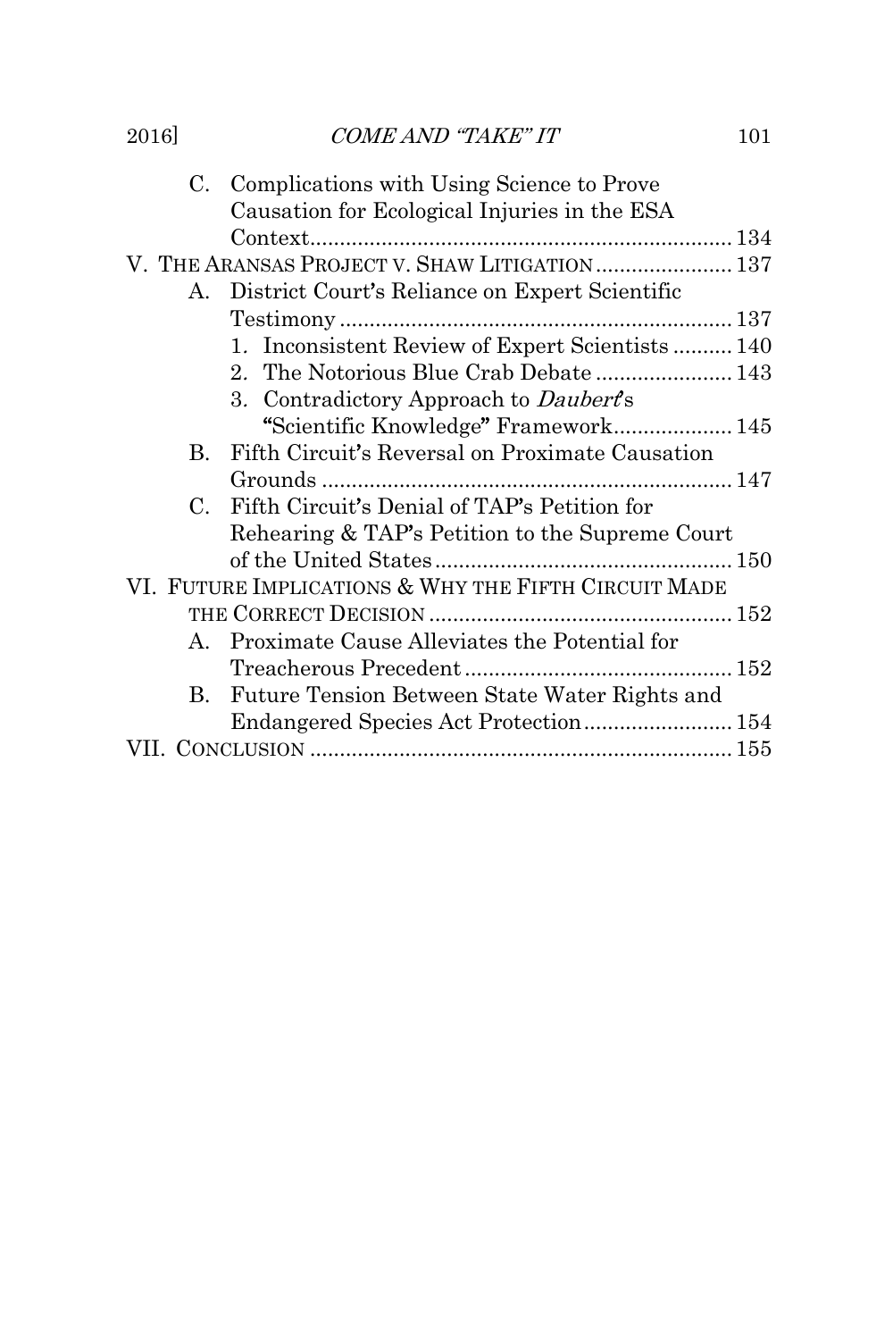C. Complications with Using Science to Prove Causation for Ecological Injuries in the ESA Context ........ 134

V. THE ARANSAS PROJECT V. SHAW LITIGATION ........ 137

A. District Court's Reliance on Expert Scientific Testimony ........ 137

1. Inconsistent Review of Expert Scientists ........ 140
2. The Notorious Blue Crab Debate ........ 143
3. Contradictory Approach to *Daubert*'s "Scientific Knowledge" Framework ........ 145

B. Fifth Circuit's Reversal on Proximate Causation Grounds ........ 147

C. Fifth Circuit's Denial of TAP's Petition for Rehearing & TAP's Petition to the Supreme Court of the United States ........ 150

VI. FUTURE IMPLICATIONS & WHY THE FIFTH CIRCUIT MADE THE CORRECT DECISION ........ 152

A. Proximate Cause Alleviates the Potential for Treacherous Precedent ........ 152

B. Future Tension Between State Water Rights and Endangered Species Act Protection ........ 154

VII. CONCLUSION ........ 155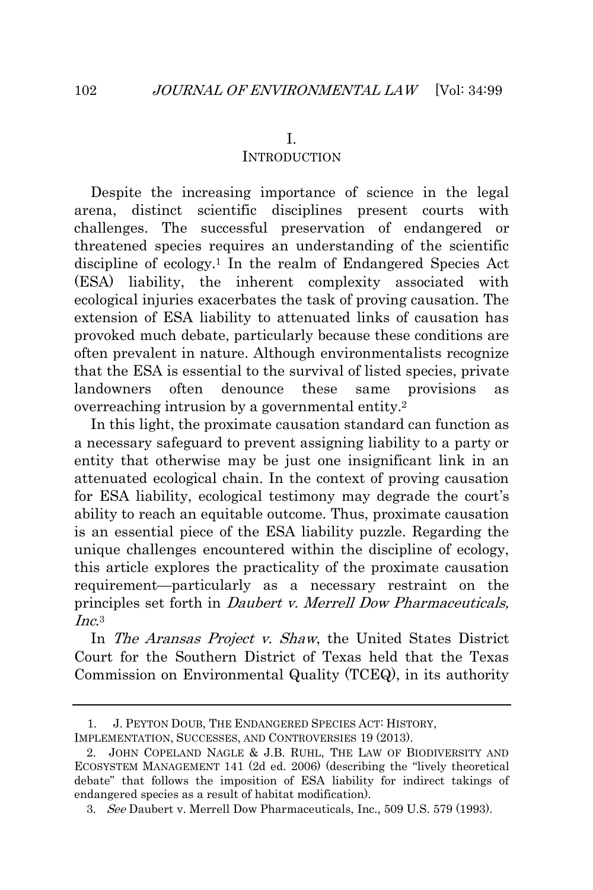# I.
## INTRODUCTION

Despite the increasing importance of science in the legal arena, distinct scientific disciplines present courts with challenges. The successful preservation of endangered or threatened species requires an understanding of the scientific discipline of ecology.[1] In the realm of Endangered Species Act (ESA) liability, the inherent complexity associated with ecological injuries exacerbates the task of proving causation. The extension of ESA liability to attenuated links of causation has provoked much debate, particularly because these conditions are often prevalent in nature. Although environmentalists recognize that the ESA is essential to the survival of listed species, private landowners often denounce these same provisions as overreaching intrusion by a governmental entity.[2]

In this light, the proximate causation standard can function as a necessary safeguard to prevent assigning liability to a party or entity that otherwise may be just one insignificant link in an attenuated ecological chain. In the context of proving causation for ESA liability, ecological testimony may degrade the court's ability to reach an equitable outcome. Thus, proximate causation is an essential piece of the ESA liability puzzle. Regarding the unique challenges encountered within the discipline of ecology, this article explores the practicality of the proximate causation requirement—particularly as a necessary restraint on the principles set forth in *Daubert v. Merrell Dow Pharmaceuticals, Inc.*[3]

In *The Aransas Project v. Shaw*, the United States District Court for the Southern District of Texas held that the Texas Commission on Environmental Quality (TCEQ), in its authority

---

1. J. PEYTON DOUB, THE ENDANGERED SPECIES ACT: HISTORY, IMPLEMENTATION, SUCCESSES, AND CONTROVERSIES 19 (2013).

2. JOHN COPELAND NAGLE & J.B. RUHL, THE LAW OF BIODIVERSITY AND ECOSYSTEM MANAGEMENT 141 (2d ed. 2006) (describing the "lively theoretical debate" that follows the imposition of ESA liability for indirect takings of endangered species as a result of habitat modification).

3. *See* Daubert v. Merrell Dow Pharmaceuticals, Inc., 509 U.S. 579 (1993).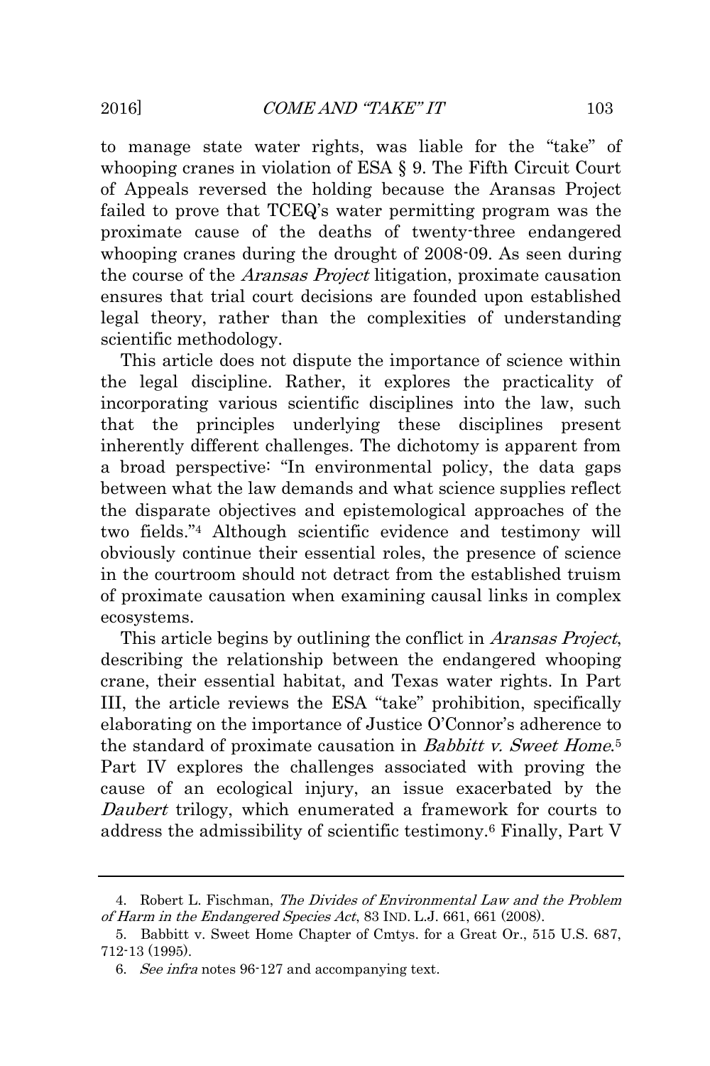to manage state water rights, was liable for the "take" of whooping cranes in violation of ESA § 9. The Fifth Circuit Court of Appeals reversed the holding because the Aransas Project failed to prove that TCEQ's water permitting program was the proximate cause of the deaths of twenty-three endangered whooping cranes during the drought of 2008-09. As seen during the course of the *Aransas Project* litigation, proximate causation ensures that trial court decisions are founded upon established legal theory, rather than the complexities of understanding scientific methodology.

This article does not dispute the importance of science within the legal discipline. Rather, it explores the practicality of incorporating various scientific disciplines into the law, such that the principles underlying these disciplines present inherently different challenges. The dichotomy is apparent from a broad perspective: "In environmental policy, the data gaps between what the law demands and what science supplies reflect the disparate objectives and epistemological approaches of the two fields."[4] Although scientific evidence and testimony will obviously continue their essential roles, the presence of science in the courtroom should not detract from the established truism of proximate causation when examining causal links in complex ecosystems.

This article begins by outlining the conflict in *Aransas Project*, describing the relationship between the endangered whooping crane, their essential habitat, and Texas water rights. In Part III, the article reviews the ESA "take" prohibition, specifically elaborating on the importance of Justice O'Connor's adherence to the standard of proximate causation in *Babbitt v. Sweet Home*.[5] Part IV explores the challenges associated with proving the cause of an ecological injury, an issue exacerbated by the *Daubert* trilogy, which enumerated a framework for courts to address the admissibility of scientific testimony.[6] Finally, Part V

---

4. Robert L. Fischman, *The Divides of Environmental Law and the Problem of Harm in the Endangered Species Act*, 83 IND. L.J. 661, 661 (2008).

5. Babbitt v. Sweet Home Chapter of Cmtys. for a Great Or., 515 U.S. 687, 712-13 (1995).

6. *See infra* notes 96-127 and accompanying text.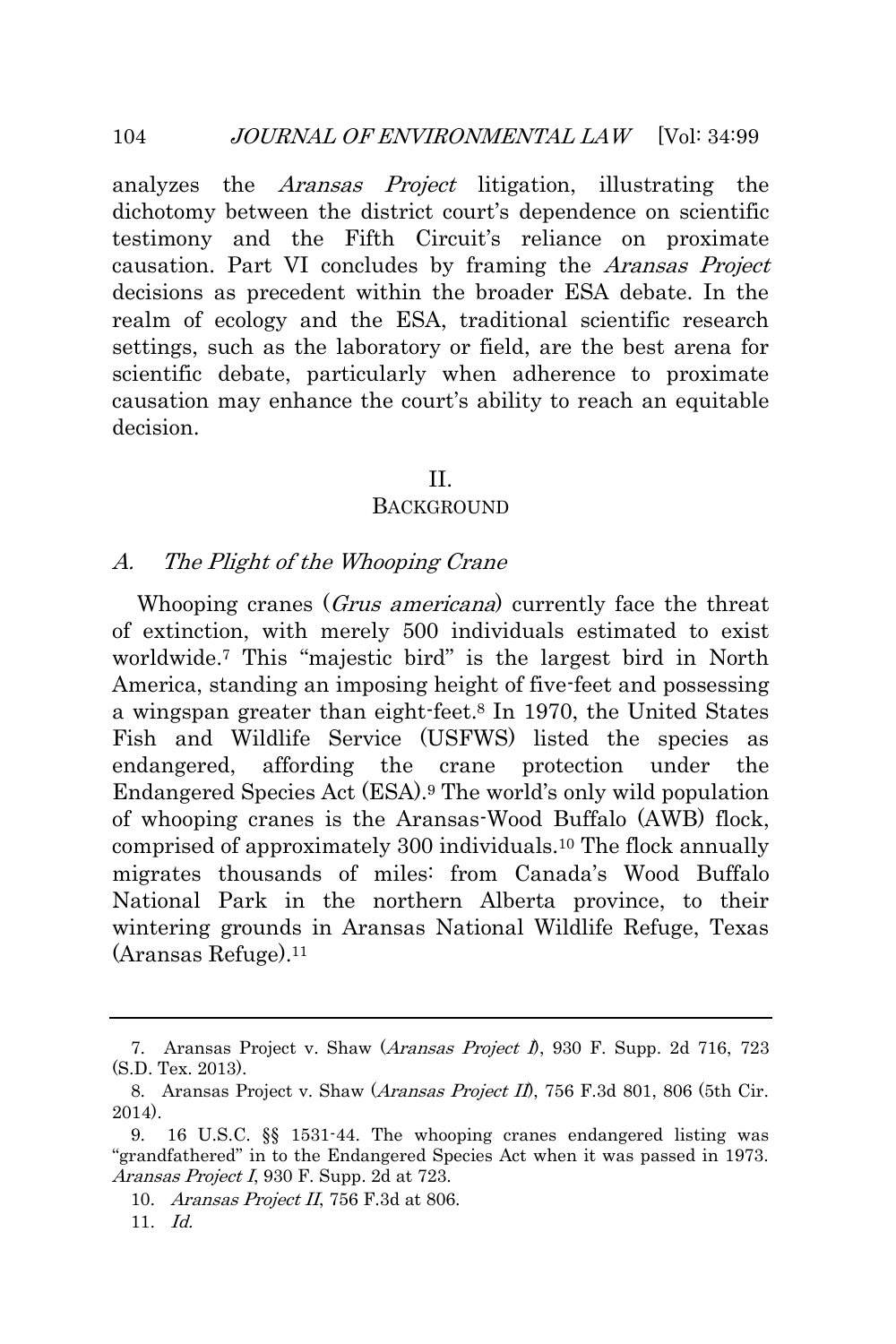analyzes the *Aransas Project* litigation, illustrating the dichotomy between the district court's dependence on scientific testimony and the Fifth Circuit's reliance on proximate causation. Part VI concludes by framing the *Aransas Project* decisions as precedent within the broader ESA debate. In the realm of ecology and the ESA, traditional scientific research settings, such as the laboratory or field, are the best arena for scientific debate, particularly when adherence to proximate causation may enhance the court's ability to reach an equitable decision.

## II.
## BACKGROUND

### A. *The Plight of the Whooping Crane*

Whooping cranes (*Grus americana*) currently face the threat of extinction, with merely 500 individuals estimated to exist worldwide.[7] This "majestic bird" is the largest bird in North America, standing an imposing height of five-feet and possessing a wingspan greater than eight-feet.[8] In 1970, the United States Fish and Wildlife Service (USFWS) listed the species as endangered, affording the crane protection under the Endangered Species Act (ESA).[9] The world's only wild population of whooping cranes is the Aransas-Wood Buffalo (AWB) flock, comprised of approximately 300 individuals.[10] The flock annually migrates thousands of miles: from Canada's Wood Buffalo National Park in the northern Alberta province, to their wintering grounds in Aransas National Wildlife Refuge, Texas (Aransas Refuge).[11]

---

7. Aransas Project v. Shaw (*Aransas Project I*), 930 F. Supp. 2d 716, 723 (S.D. Tex. 2013).

8. Aransas Project v. Shaw (*Aransas Project II*), 756 F.3d 801, 806 (5th Cir. 2014).

9. 16 U.S.C. §§ 1531-44. The whooping cranes endangered listing was "grandfathered" in to the Endangered Species Act when it was passed in 1973. *Aransas Project I*, 930 F. Supp. 2d at 723.

10. *Aransas Project II*, 756 F.3d at 806.

11. *Id.*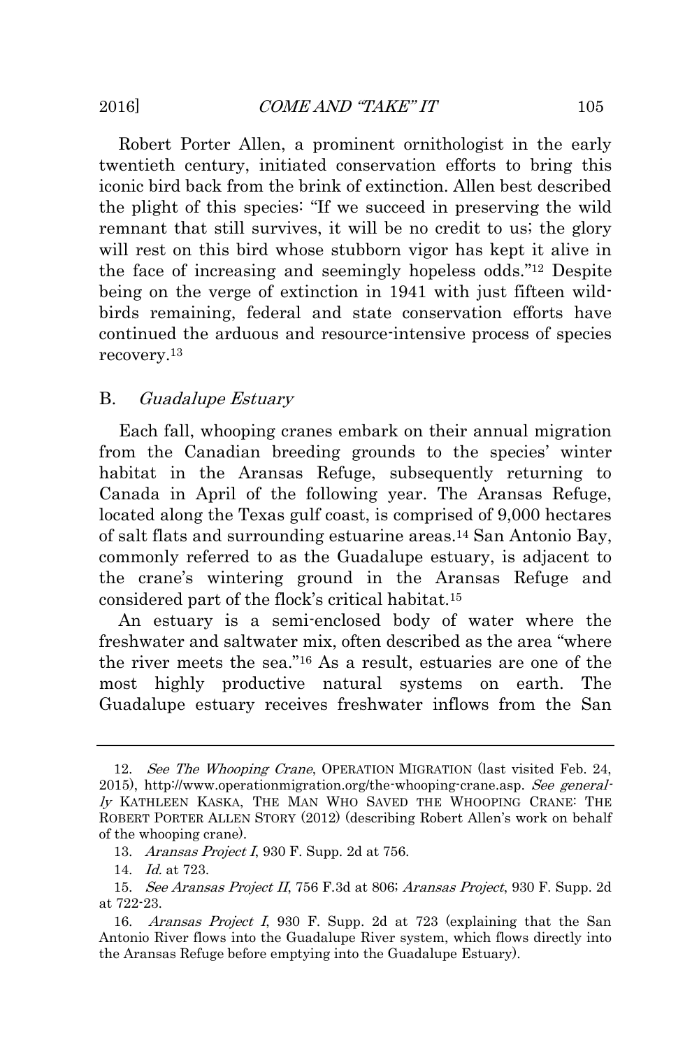Robert Porter Allen, a prominent ornithologist in the early twentieth century, initiated conservation efforts to bring this iconic bird back from the brink of extinction. Allen best described the plight of this species: "If we succeed in preserving the wild remnant that still survives, it will be no credit to us; the glory will rest on this bird whose stubborn vigor has kept it alive in the face of increasing and seemingly hopeless odds."[12] Despite being on the verge of extinction in 1941 with just fifteen wild-birds remaining, federal and state conservation efforts have continued the arduous and resource-intensive process of species recovery.[13]

## B. *Guadalupe Estuary*

Each fall, whooping cranes embark on their annual migration from the Canadian breeding grounds to the species' winter habitat in the Aransas Refuge, subsequently returning to Canada in April of the following year. The Aransas Refuge, located along the Texas gulf coast, is comprised of 9,000 hectares of salt flats and surrounding estuarine areas.[14] San Antonio Bay, commonly referred to as the Guadalupe estuary, is adjacent to the crane's wintering ground in the Aransas Refuge and considered part of the flock's critical habitat.[15]

An estuary is a semi-enclosed body of water where the freshwater and saltwater mix, often described as the area "where the river meets the sea."[16] As a result, estuaries are one of the most highly productive natural systems on earth. The Guadalupe estuary receives freshwater inflows from the San

---

12. *See The Whooping Crane*, OPERATION MIGRATION (last visited Feb. 24, 2015), http://www.operationmigration.org/the-whooping-crane.asp. *See generally* KATHLEEN KASKA, THE MAN WHO SAVED THE WHOOPING CRANE: THE ROBERT PORTER ALLEN STORY (2012) (describing Robert Allen's work on behalf of the whooping crane).

13. *Aransas Project I*, 930 F. Supp. 2d at 756.

14. *Id.* at 723.

15. *See Aransas Project II*, 756 F.3d at 806; *Aransas Project*, 930 F. Supp. 2d at 722-23.

16. *Aransas Project I*, 930 F. Supp. 2d at 723 (explaining that the San Antonio River flows into the Guadalupe River system, which flows directly into the Aransas Refuge before emptying into the Guadalupe Estuary).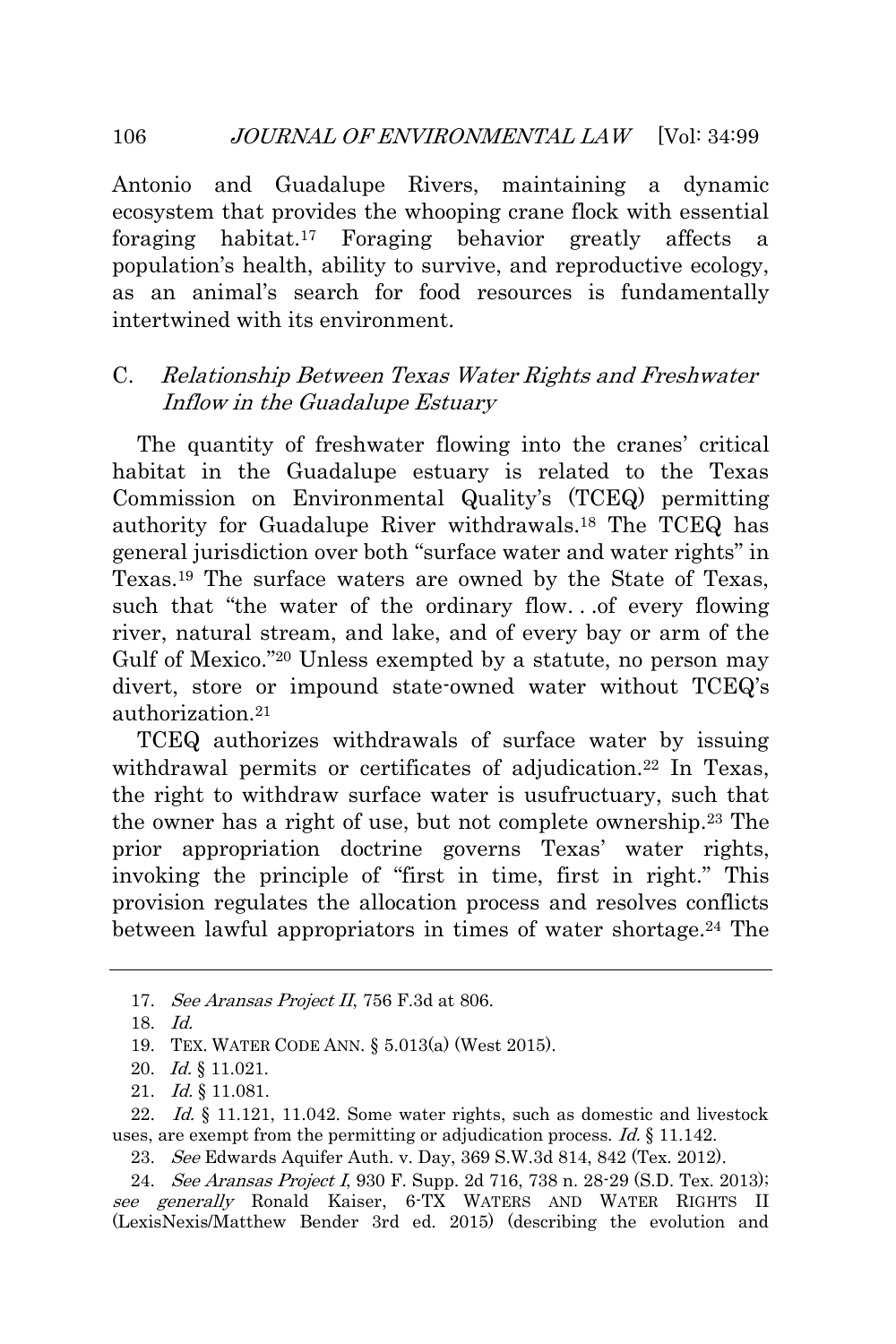Antonio and Guadalupe Rivers, maintaining a dynamic ecosystem that provides the whooping crane flock with essential foraging habitat.[17] Foraging behavior greatly affects a population's health, ability to survive, and reproductive ecology, as an animal's search for food resources is fundamentally intertwined with its environment.

### C. *Relationship Between Texas Water Rights and Freshwater Inflow in the Guadalupe Estuary*

The quantity of freshwater flowing into the cranes' critical habitat in the Guadalupe estuary is related to the Texas Commission on Environmental Quality's (TCEQ) permitting authority for Guadalupe River withdrawals.[18] The TCEQ has general jurisdiction over both "surface water and water rights" in Texas.[19] The surface waters are owned by the State of Texas, such that "the water of the ordinary flow. . .of every flowing river, natural stream, and lake, and of every bay or arm of the Gulf of Mexico."[20] Unless exempted by a statute, no person may divert, store or impound state-owned water without TCEQ's authorization.[21]

TCEQ authorizes withdrawals of surface water by issuing withdrawal permits or certificates of adjudication.[22] In Texas, the right to withdraw surface water is usufructuary, such that the owner has a right of use, but not complete ownership.[23] The prior appropriation doctrine governs Texas' water rights, invoking the principle of "first in time, first in right." This provision regulates the allocation process and resolves conflicts between lawful appropriators in times of water shortage.[24] The

---

17. *See Aransas Project II*, 756 F.3d at 806.

18. *Id.*

19. TEX. WATER CODE ANN. § 5.013(a) (West 2015).

20. *Id.* § 11.021.

21. *Id.* § 11.081.

22. *Id.* § 11.121, 11.042. Some water rights, such as domestic and livestock uses, are exempt from the permitting or adjudication process. *Id.* § 11.142.

23. *See* Edwards Aquifer Auth. v. Day, 369 S.W.3d 814, 842 (Tex. 2012).

24. *See Aransas Project I*, 930 F. Supp. 2d 716, 738 n. 28-29 (S.D. Tex. 2013); *see generally* Ronald Kaiser, 6-TX WATERS AND WATER RIGHTS II (LexisNexis/Matthew Bender 3rd ed. 2015) (describing the evolution and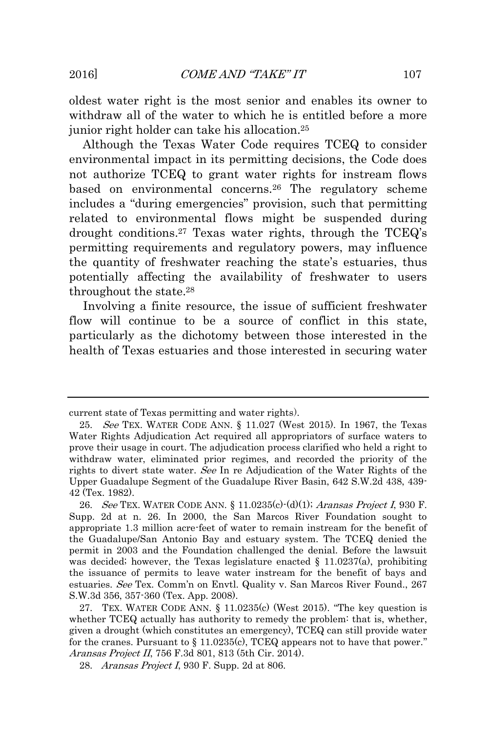oldest water right is the most senior and enables its owner to withdraw all of the water to which he is entitled before a more junior right holder can take his allocation.[25]

Although the Texas Water Code requires TCEQ to consider environmental impact in its permitting decisions, the Code does not authorize TCEQ to grant water rights for instream flows based on environmental concerns.[26] The regulatory scheme includes a "during emergencies" provision, such that permitting related to environmental flows might be suspended during drought conditions.[27] Texas water rights, through the TCEQ's permitting requirements and regulatory powers, may influence the quantity of freshwater reaching the state's estuaries, thus potentially affecting the availability of freshwater to users throughout the state.[28]

Involving a finite resource, the issue of sufficient freshwater flow will continue to be a source of conflict in this state, particularly as the dichotomy between those interested in the health of Texas estuaries and those interested in securing water

---

current state of Texas permitting and water rights).

25. *See* TEX. WATER CODE ANN. § 11.027 (West 2015). In 1967, the Texas Water Rights Adjudication Act required all appropriators of surface waters to prove their usage in court. The adjudication process clarified who held a right to withdraw water, eliminated prior regimes, and recorded the priority of the rights to divert state water. *See* In re Adjudication of the Water Rights of the Upper Guadalupe Segment of the Guadalupe River Basin, 642 S.W.2d 438, 439-42 (Tex. 1982).

26. *See* TEX. WATER CODE ANN. § 11.0235(c)-(d)(1); *Aransas Project I*, 930 F. Supp. 2d at n. 26. In 2000, the San Marcos River Foundation sought to appropriate 1.3 million acre-feet of water to remain instream for the benefit of the Guadalupe/San Antonio Bay and estuary system. The TCEQ denied the permit in 2003 and the Foundation challenged the denial. Before the lawsuit was decided; however, the Texas legislature enacted § 11.0237(a), prohibiting the issuance of permits to leave water instream for the benefit of bays and estuaries. *See* Tex. Comm'n on Envtl. Quality v. San Marcos River Found., 267 S.W.3d 356, 357-360 (Tex. App. 2008).

27. TEX. WATER CODE ANN. § 11.0235(c) (West 2015). "The key question is whether TCEQ actually has authority to remedy the problem: that is, whether, given a drought (which constitutes an emergency), TCEQ can still provide water for the cranes. Pursuant to § 11.0235(c), TCEQ appears not to have that power." *Aransas Project II*, 756 F.3d 801, 813 (5th Cir. 2014).

28. *Aransas Project I*, 930 F. Supp. 2d at 806.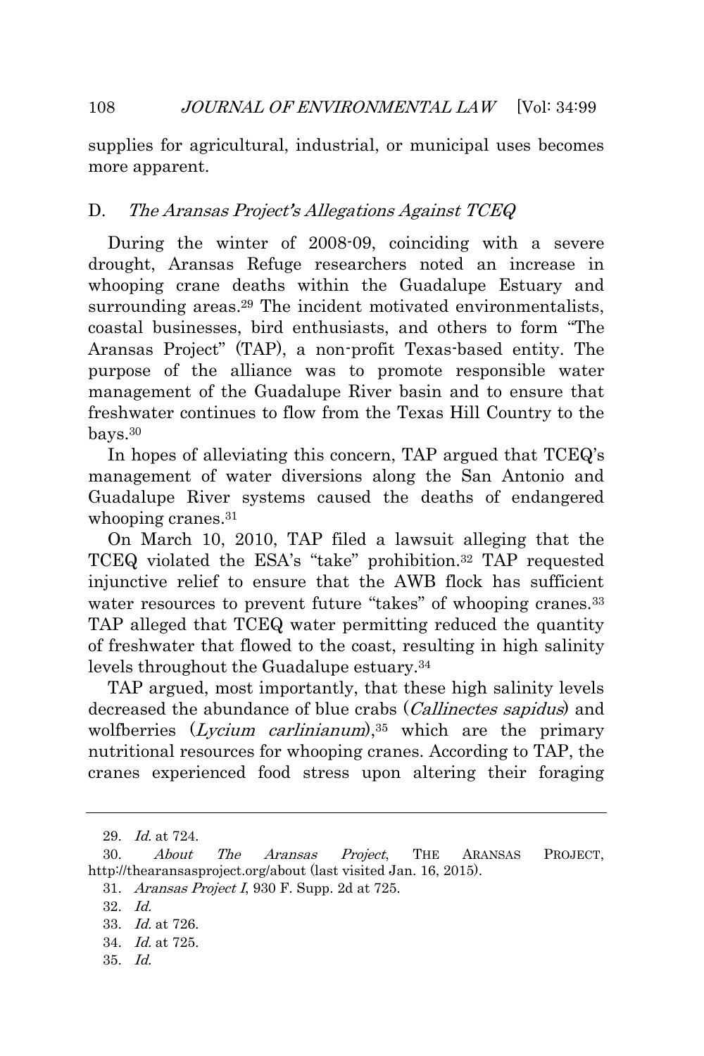supplies for agricultural, industrial, or municipal uses becomes more apparent.

### D. *The Aransas Project's Allegations Against TCEQ*

During the winter of 2008-09, coinciding with a severe drought, Aransas Refuge researchers noted an increase in whooping crane deaths within the Guadalupe Estuary and surrounding areas.[29] The incident motivated environmentalists, coastal businesses, bird enthusiasts, and others to form "The Aransas Project" (TAP), a non-profit Texas-based entity. The purpose of the alliance was to promote responsible water management of the Guadalupe River basin and to ensure that freshwater continues to flow from the Texas Hill Country to the bays.[30]

In hopes of alleviating this concern, TAP argued that TCEQ's management of water diversions along the San Antonio and Guadalupe River systems caused the deaths of endangered whooping cranes.[31]

On March 10, 2010, TAP filed a lawsuit alleging that the TCEQ violated the ESA's "take" prohibition.[32] TAP requested injunctive relief to ensure that the AWB flock has sufficient water resources to prevent future "takes" of whooping cranes.[33] TAP alleged that TCEQ water permitting reduced the quantity of freshwater that flowed to the coast, resulting in high salinity levels throughout the Guadalupe estuary.[34]

TAP argued, most importantly, that these high salinity levels decreased the abundance of blue crabs (*Callinectes sapidus*) and wolfberries (*Lycium carlinianum*),[35] which are the primary nutritional resources for whooping cranes. According to TAP, the cranes experienced food stress upon altering their foraging

---

29. *Id.* at 724.

30. *About The Aransas Project*, THE ARANSAS PROJECT, http://thearansasproject.org/about (last visited Jan. 16, 2015).

31. *Aransas Project I*, 930 F. Supp. 2d at 725.

32. *Id.*

33. *Id.* at 726.

34. *Id.* at 725.

35. *Id.*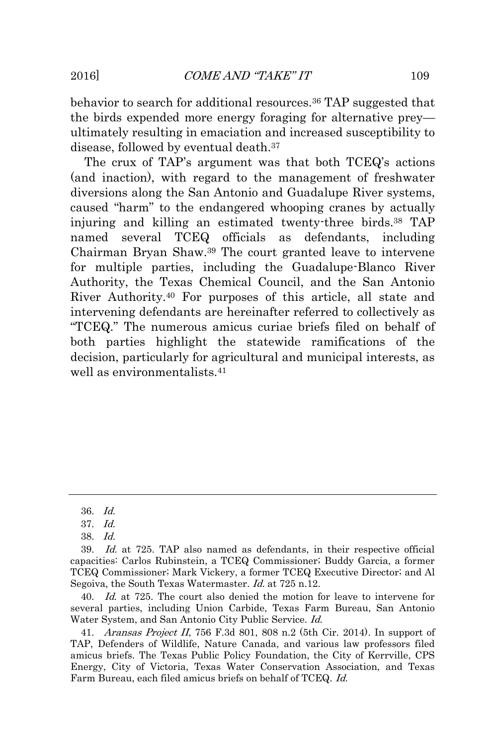behavior to search for additional resources.[36] TAP suggested that the birds expended more energy foraging for alternative prey—ultimately resulting in emaciation and increased susceptibility to disease, followed by eventual death.[37]

The crux of TAP's argument was that both TCEQ's actions (and inaction), with regard to the management of freshwater diversions along the San Antonio and Guadalupe River systems, caused "harm" to the endangered whooping cranes by actually injuring and killing an estimated twenty-three birds.[38] TAP named several TCEQ officials as defendants, including Chairman Bryan Shaw.[39] The court granted leave to intervene for multiple parties, including the Guadalupe-Blanco River Authority, the Texas Chemical Council, and the San Antonio River Authority.[40] For purposes of this article, all state and intervening defendants are hereinafter referred to collectively as "TCEQ." The numerous amicus curiae briefs filed on behalf of both parties highlight the statewide ramifications of the decision, particularly for agricultural and municipal interests, as well as environmentalists.[41]

---

36. *Id.*

37. *Id.*

38. *Id.*

39. *Id.* at 725. TAP also named as defendants, in their respective official capacities: Carlos Rubinstein, a TCEQ Commissioner; Buddy Garcia, a former TCEQ Commissioner; Mark Vickery, a former TCEQ Executive Director; and Al Segoiva, the South Texas Watermaster. *Id.* at 725 n.12.

40. *Id.* at 725. The court also denied the motion for leave to intervene for several parties, including Union Carbide, Texas Farm Bureau, San Antonio Water System, and San Antonio City Public Service. *Id.*

41. *Aransas Project II*, 756 F.3d 801, 808 n.2 (5th Cir. 2014). In support of TAP, Defenders of Wildlife, Nature Canada, and various law professors filed amicus briefs. The Texas Public Policy Foundation, the City of Kerrville, CPS Energy, City of Victoria, Texas Water Conservation Association, and Texas Farm Bureau, each filed amicus briefs on behalf of TCEQ. *Id.*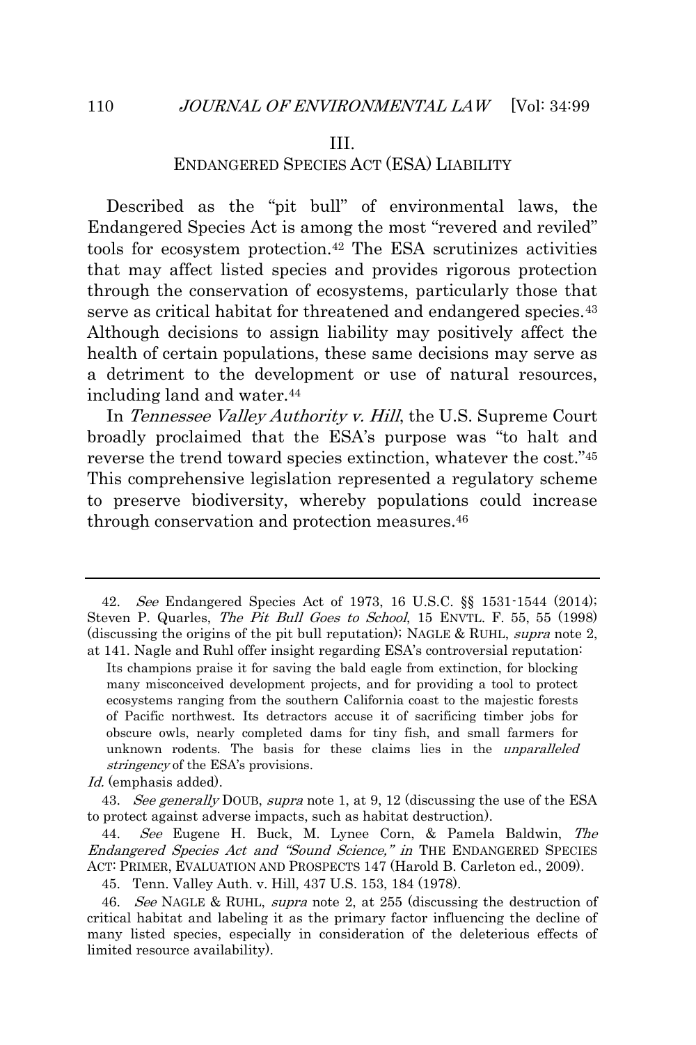## III.
## ENDANGERED SPECIES ACT (ESA) LIABILITY

Described as the "pit bull" of environmental laws, the Endangered Species Act is among the most "revered and reviled" tools for ecosystem protection.[42] The ESA scrutinizes activities that may affect listed species and provides rigorous protection through the conservation of ecosystems, particularly those that serve as critical habitat for threatened and endangered species.[43] Although decisions to assign liability may positively affect the health of certain populations, these same decisions may serve as a detriment to the development or use of natural resources, including land and water.[44]

In *Tennessee Valley Authority v. Hill*, the U.S. Supreme Court broadly proclaimed that the ESA's purpose was "to halt and reverse the trend toward species extinction, whatever the cost."[45] This comprehensive legislation represented a regulatory scheme to preserve biodiversity, whereby populations could increase through conservation and protection measures.[46]

---

42. *See* Endangered Species Act of 1973, 16 U.S.C. §§ 1531-1544 (2014); Steven P. Quarles, *The Pit Bull Goes to School*, 15 ENVTL. F. 55, 55 (1998) (discussing the origins of the pit bull reputation); NAGLE & RUHL, *supra* note 2, at 141. Nagle and Ruhl offer insight regarding ESA's controversial reputation:

> Its champions praise it for saving the bald eagle from extinction, for blocking many misconceived development projects, and for providing a tool to protect ecosystems ranging from the southern California coast to the majestic forests of Pacific northwest. Its detractors accuse it of sacrificing timber jobs for obscure owls, nearly completed dams for tiny fish, and small farmers for unknown rodents. The basis for these claims lies in the *unparalleled stringency* of the ESA's provisions.

*Id.* (emphasis added).

43. *See generally* DOUB, *supra* note 1, at 9, 12 (discussing the use of the ESA to protect against adverse impacts, such as habitat destruction).

44. *See* Eugene H. Buck, M. Lynee Corn, & Pamela Baldwin, *The Endangered Species Act and "Sound Science," in* THE ENDANGERED SPECIES ACT: PRIMER, EVALUATION AND PROSPECTS 147 (Harold B. Carleton ed., 2009).

45. Tenn. Valley Auth. v. Hill, 437 U.S. 153, 184 (1978).

46. *See* NAGLE & RUHL, *supra* note 2, at 255 (discussing the destruction of critical habitat and labeling it as the primary factor influencing the decline of many listed species, especially in consideration of the deleterious effects of limited resource availability).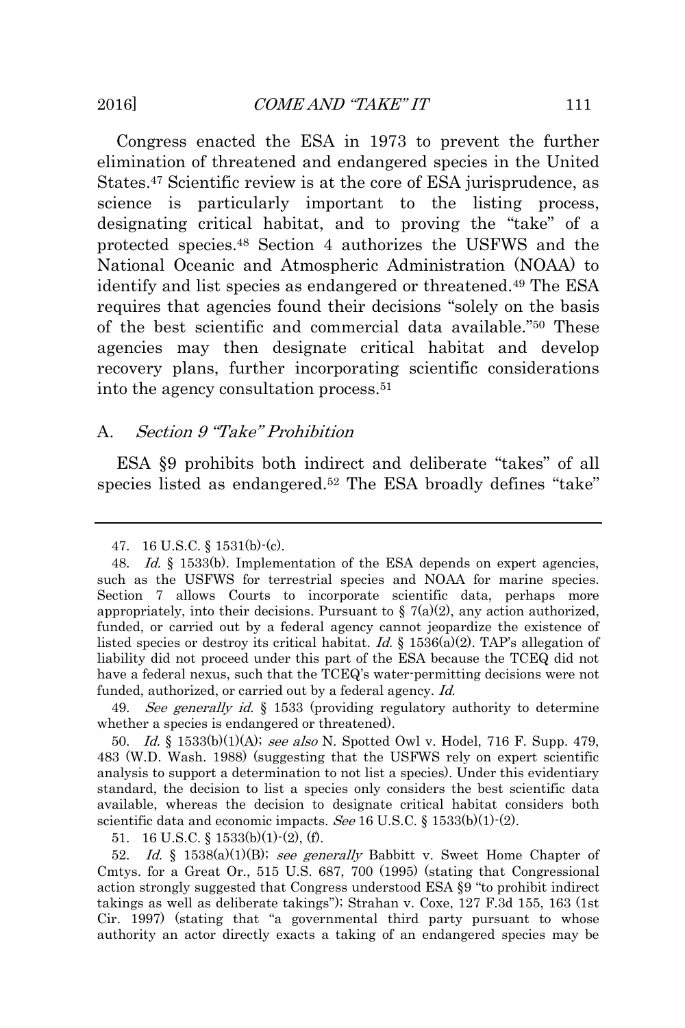Congress enacted the ESA in 1973 to prevent the further elimination of threatened and endangered species in the United States.[47] Scientific review is at the core of ESA jurisprudence, as science is particularly important to the listing process, designating critical habitat, and to proving the "take" of a protected species.[48] Section 4 authorizes the USFWS and the National Oceanic and Atmospheric Administration (NOAA) to identify and list species as endangered or threatened.[49] The ESA requires that agencies found their decisions "solely on the basis of the best scientific and commercial data available."[50] These agencies may then designate critical habitat and develop recovery plans, further incorporating scientific considerations into the agency consultation process.[51]

## A. *Section 9 "Take" Prohibition*

ESA §9 prohibits both indirect and deliberate "takes" of all species listed as endangered.[52] The ESA broadly defines "take"

---

47. 16 U.S.C. § 1531(b)-(c).

48. *Id.* § 1533(b). Implementation of the ESA depends on expert agencies, such as the USFWS for terrestrial species and NOAA for marine species. Section 7 allows Courts to incorporate scientific data, perhaps more appropriately, into their decisions. Pursuant to § 7(a)(2), any action authorized, funded, or carried out by a federal agency cannot jeopardize the existence of listed species or destroy its critical habitat. *Id.* § 1536(a)(2). TAP's allegation of liability did not proceed under this part of the ESA because the TCEQ did not have a federal nexus, such that the TCEQ's water-permitting decisions were not funded, authorized, or carried out by a federal agency. *Id.*

49. *See generally id.* § 1533 (providing regulatory authority to determine whether a species is endangered or threatened).

50. *Id.* § 1533(b)(1)(A); *see also* N. Spotted Owl v. Hodel, 716 F. Supp. 479, 483 (W.D. Wash. 1988) (suggesting that the USFWS rely on expert scientific analysis to support a determination to not list a species). Under this evidentiary standard, the decision to list a species only considers the best scientific data available, whereas the decision to designate critical habitat considers both scientific data and economic impacts. *See* 16 U.S.C. § 1533(b)(1)-(2).

51. 16 U.S.C. § 1533(b)(1)-(2), (f).

52. *Id.* § 1538(a)(1)(B); *see generally* Babbitt v. Sweet Home Chapter of Cmtys. for a Great Or., 515 U.S. 687, 700 (1995) (stating that Congressional action strongly suggested that Congress understood ESA §9 "to prohibit indirect takings as well as deliberate takings"); Strahan v. Coxe, 127 F.3d 155, 163 (1st Cir. 1997) (stating that "a governmental third party pursuant to whose authority an actor directly exacts a taking of an endangered species may be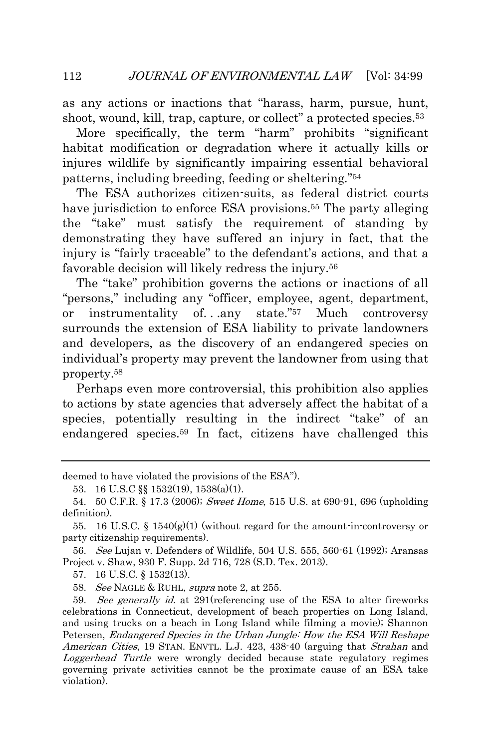as any actions or inactions that "harass, harm, pursue, hunt, shoot, wound, kill, trap, capture, or collect" a protected species.[53]

More specifically, the term "harm" prohibits "significant habitat modification or degradation where it actually kills or injures wildlife by significantly impairing essential behavioral patterns, including breeding, feeding or sheltering."[54]

The ESA authorizes citizen-suits, as federal district courts have jurisdiction to enforce ESA provisions.[55] The party alleging the "take" must satisfy the requirement of standing by demonstrating they have suffered an injury in fact, that the injury is "fairly traceable" to the defendant's actions, and that a favorable decision will likely redress the injury.[56]

The "take" prohibition governs the actions or inactions of all "persons," including any "officer, employee, agent, department, or instrumentality of. . .any state."[57] Much controversy surrounds the extension of ESA liability to private landowners and developers, as the discovery of an endangered species on individual's property may prevent the landowner from using that property.[58]

Perhaps even more controversial, this prohibition also applies to actions by state agencies that adversely affect the habitat of a species, potentially resulting in the indirect "take" of an endangered species.[59] In fact, citizens have challenged this

---

deemed to have violated the provisions of the ESA").

53. 16 U.S.C §§ 1532(19), 1538(a)(1).

54. 50 C.F.R. § 17.3 (2006); *Sweet Home*, 515 U.S. at 690-91, 696 (upholding definition).

55. 16 U.S.C. § 1540(g)(1) (without regard for the amount-in-controversy or party citizenship requirements).

56. *See* Lujan v. Defenders of Wildlife, 504 U.S. 555, 560-61 (1992); Aransas Project v. Shaw, 930 F. Supp. 2d 716, 728 (S.D. Tex. 2013).

57. 16 U.S.C. § 1532(13).

58. *See* NAGLE & RUHL, *supra* note 2, at 255.

59. *See generally id.* at 291(referencing use of the ESA to alter fireworks celebrations in Connecticut, development of beach properties on Long Island, and using trucks on a beach in Long Island while filming a movie); Shannon Petersen, *Endangered Species in the Urban Jungle: How the ESA Will Reshape American Cities*, 19 STAN. ENVTL. L.J. 423, 438-40 (arguing that *Strahan* and *Loggerhead Turtle* were wrongly decided because state regulatory regimes governing private activities cannot be the proximate cause of an ESA take violation).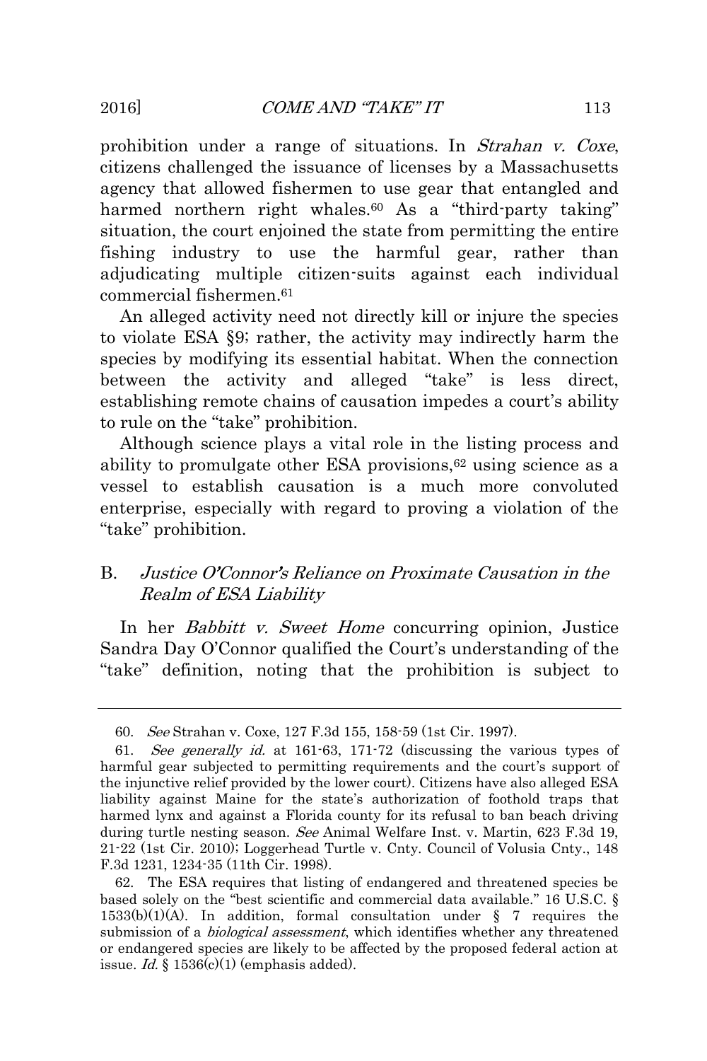prohibition under a range of situations. In *Strahan v. Coxe*, citizens challenged the issuance of licenses by a Massachusetts agency that allowed fishermen to use gear that entangled and harmed northern right whales.[60] As a "third-party taking" situation, the court enjoined the state from permitting the entire fishing industry to use the harmful gear, rather than adjudicating multiple citizen-suits against each individual commercial fishermen.[61]

An alleged activity need not directly kill or injure the species to violate ESA §9; rather, the activity may indirectly harm the species by modifying its essential habitat. When the connection between the activity and alleged "take" is less direct, establishing remote chains of causation impedes a court's ability to rule on the "take" prohibition.

Although science plays a vital role in the listing process and ability to promulgate other ESA provisions,[62] using science as a vessel to establish causation is a much more convoluted enterprise, especially with regard to proving a violation of the "take" prohibition.

### B. *Justice O'Connor's Reliance on Proximate Causation in the Realm of ESA Liability*

In her *Babbitt v. Sweet Home* concurring opinion, Justice Sandra Day O'Connor qualified the Court's understanding of the "take" definition, noting that the prohibition is subject to

---

60. *See* Strahan v. Coxe, 127 F.3d 155, 158-59 (1st Cir. 1997).

61. *See generally id.* at 161-63, 171-72 (discussing the various types of harmful gear subjected to permitting requirements and the court's support of the injunctive relief provided by the lower court). Citizens have also alleged ESA liability against Maine for the state's authorization of foothold traps that harmed lynx and against a Florida county for its refusal to ban beach driving during turtle nesting season. *See* Animal Welfare Inst. v. Martin, 623 F.3d 19, 21-22 (1st Cir. 2010); Loggerhead Turtle v. Cnty. Council of Volusia Cnty., 148 F.3d 1231, 1234-35 (11th Cir. 1998).

62. The ESA requires that listing of endangered and threatened species be based solely on the "best scientific and commercial data available." 16 U.S.C. § 1533(b)(1)(A). In addition, formal consultation under § 7 requires the submission of a *biological assessment*, which identifies whether any threatened or endangered species are likely to be affected by the proposed federal action at issue. *Id.* § 1536(c)(1) (emphasis added).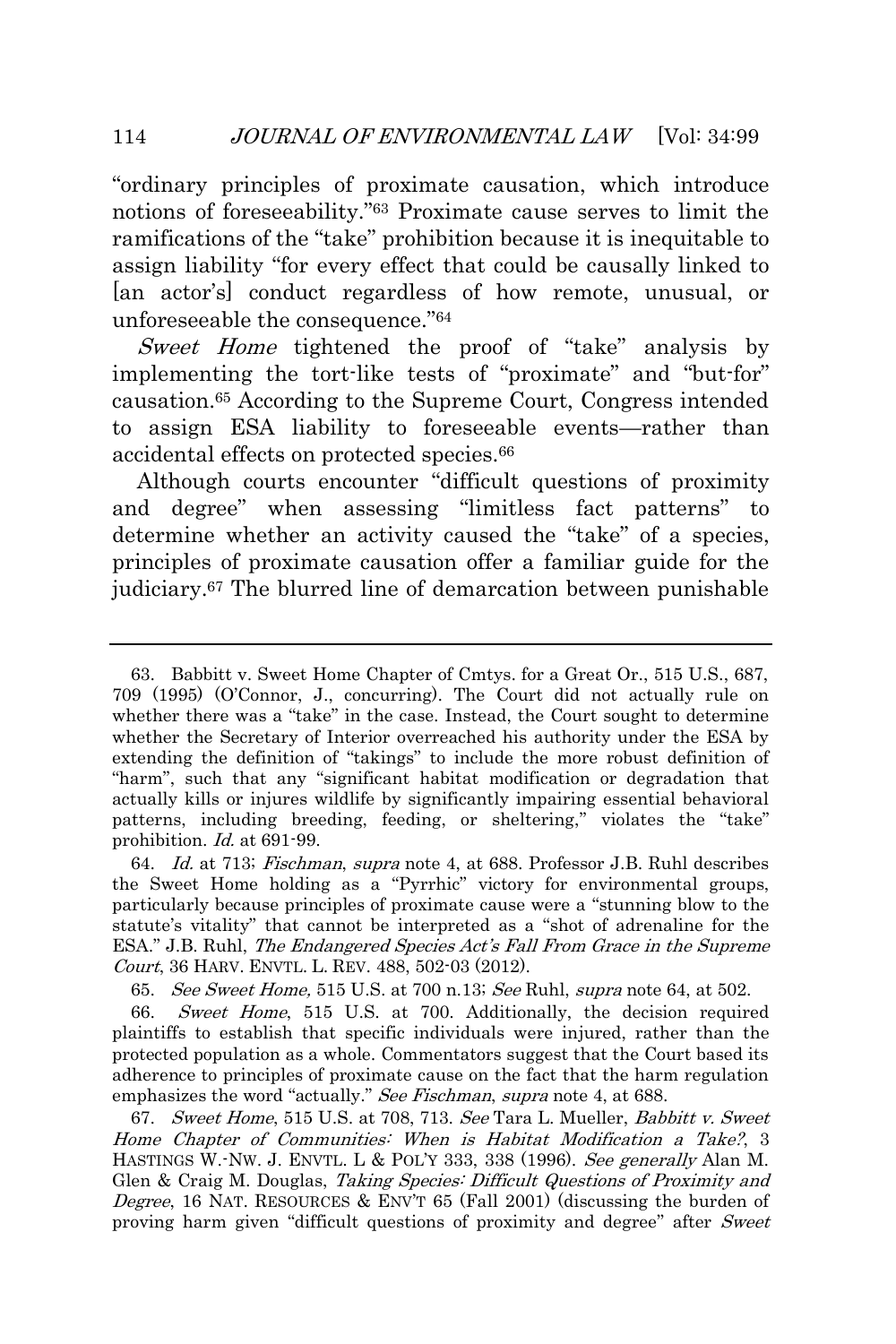"ordinary principles of proximate causation, which introduce notions of foreseeability."[63] Proximate cause serves to limit the ramifications of the "take" prohibition because it is inequitable to assign liability "for every effect that could be causally linked to [an actor's] conduct regardless of how remote, unusual, or unforeseeable the consequence."[64]

*Sweet Home* tightened the proof of "take" analysis by implementing the tort-like tests of "proximate" and "but-for" causation.[65] According to the Supreme Court, Congress intended to assign ESA liability to foreseeable events—rather than accidental effects on protected species.[66]

Although courts encounter "difficult questions of proximity and degree" when assessing "limitless fact patterns" to determine whether an activity caused the "take" of a species, principles of proximate causation offer a familiar guide for the judiciary.[67] The blurred line of demarcation between punishable

---

63. Babbitt v. Sweet Home Chapter of Cmtys. for a Great Or., 515 U.S., 687, 709 (1995) (O'Connor, J., concurring). The Court did not actually rule on whether there was a "take" in the case. Instead, the Court sought to determine whether the Secretary of Interior overreached his authority under the ESA by extending the definition of "takings" to include the more robust definition of "harm", such that any "significant habitat modification or degradation that actually kills or injures wildlife by significantly impairing essential behavioral patterns, including breeding, feeding, or sheltering," violates the "take" prohibition. *Id.* at 691-99.

64. *Id.* at 713; *Fischman*, *supra* note 4, at 688. Professor J.B. Ruhl describes the Sweet Home holding as a "Pyrrhic" victory for environmental groups, particularly because principles of proximate cause were a "stunning blow to the statute's vitality" that cannot be interpreted as a "shot of adrenaline for the ESA." J.B. Ruhl, *The Endangered Species Act's Fall From Grace in the Supreme Court*, 36 HARV. ENVTL. L. REV. 488, 502-03 (2012).

65. *See Sweet Home,* 515 U.S. at 700 n.13; *See* Ruhl, *supra* note 64, at 502.

66. *Sweet Home*, 515 U.S. at 700. Additionally, the decision required plaintiffs to establish that specific individuals were injured, rather than the protected population as a whole. Commentators suggest that the Court based its adherence to principles of proximate cause on the fact that the harm regulation emphasizes the word "actually." *See Fischman*, *supra* note 4, at 688.

67. *Sweet Home*, 515 U.S. at 708, 713. *See* Tara L. Mueller, *Babbitt v. Sweet Home Chapter of Communities: When is Habitat Modification a Take?*, 3 HASTINGS W.-NW. J. ENVTL. L & POL'Y 333, 338 (1996). *See generally* Alan M. Glen & Craig M. Douglas, *Taking Species: Difficult Questions of Proximity and Degree*, 16 NAT. RESOURCES & ENV'T 65 (Fall 2001) (discussing the burden of proving harm given "difficult questions of proximity and degree" after *Sweet*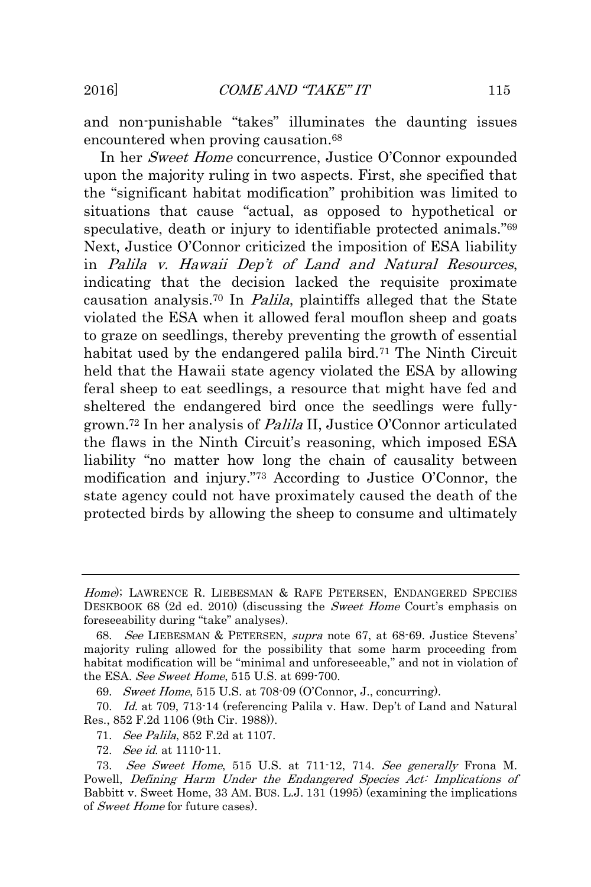and non-punishable "takes" illuminates the daunting issues encountered when proving causation.[68]

In her *Sweet Home* concurrence, Justice O'Connor expounded upon the majority ruling in two aspects. First, she specified that the "significant habitat modification" prohibition was limited to situations that cause "actual, as opposed to hypothetical or speculative, death or injury to identifiable protected animals."[69] Next, Justice O'Connor criticized the imposition of ESA liability in *Palila v. Hawaii Dep't of Land and Natural Resources*, indicating that the decision lacked the requisite proximate causation analysis.[70] In *Palila*, plaintiffs alleged that the State violated the ESA when it allowed feral mouflon sheep and goats to graze on seedlings, thereby preventing the growth of essential habitat used by the endangered palila bird.[71] The Ninth Circuit held that the Hawaii state agency violated the ESA by allowing feral sheep to eat seedlings, a resource that might have fed and sheltered the endangered bird once the seedlings were fully-grown.[72] In her analysis of *Palila* II, Justice O'Connor articulated the flaws in the Ninth Circuit's reasoning, which imposed ESA liability "no matter how long the chain of causality between modification and injury."[73] According to Justice O'Connor, the state agency could not have proximately caused the death of the protected birds by allowing the sheep to consume and ultimately

---

*Home*); LAWRENCE R. LIEBESMAN & RAFE PETERSEN, ENDANGERED SPECIES DESKBOOK 68 (2d ed. 2010) (discussing the *Sweet Home* Court's emphasis on foreseeability during "take" analyses).

68. *See* LIEBESMAN & PETERSEN, *supra* note 67, at 68-69. Justice Stevens' majority ruling allowed for the possibility that some harm proceeding from habitat modification will be "minimal and unforeseeable," and not in violation of the ESA. *See Sweet Home*, 515 U.S. at 699-700.

69. *Sweet Home*, 515 U.S. at 708-09 (O'Connor, J., concurring).

70. *Id.* at 709, 713-14 (referencing Palila v. Haw. Dep't of Land and Natural Res., 852 F.2d 1106 (9th Cir. 1988)).

71. *See Palila*, 852 F.2d at 1107.

72. *See id.* at 1110-11.

73. *See Sweet Home*, 515 U.S. at 711-12, 714. *See generally* Frona M. Powell, *Defining Harm Under the Endangered Species Act: Implications of* Babbitt v. Sweet Home, 33 AM. BUS. L.J. 131 (1995) (examining the implications of *Sweet Home* for future cases).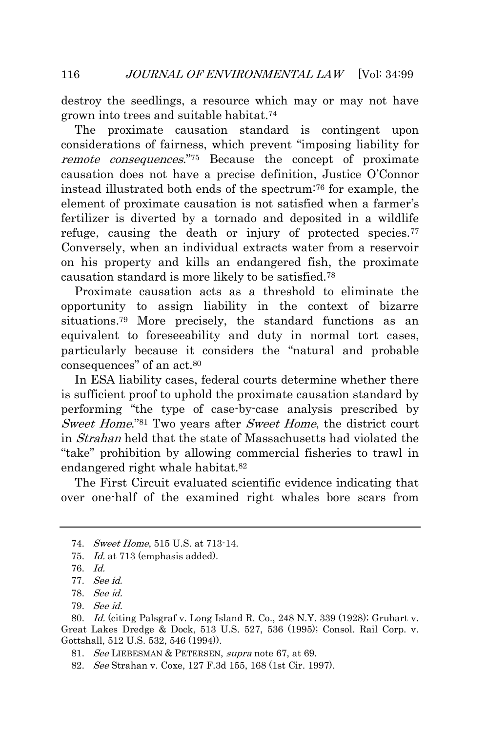destroy the seedlings, a resource which may or may not have grown into trees and suitable habitat.[74]

The proximate causation standard is contingent upon considerations of fairness, which prevent "imposing liability for *remote consequences*."[75] Because the concept of proximate causation does not have a precise definition, Justice O'Connor instead illustrated both ends of the spectrum:[76] for example, the element of proximate causation is not satisfied when a farmer's fertilizer is diverted by a tornado and deposited in a wildlife refuge, causing the death or injury of protected species.[77] Conversely, when an individual extracts water from a reservoir on his property and kills an endangered fish, the proximate causation standard is more likely to be satisfied.[78]

Proximate causation acts as a threshold to eliminate the opportunity to assign liability in the context of bizarre situations.[79] More precisely, the standard functions as an equivalent to foreseeability and duty in normal tort cases, particularly because it considers the "natural and probable consequences" of an act.[80]

In ESA liability cases, federal courts determine whether there is sufficient proof to uphold the proximate causation standard by performing "the type of case-by-case analysis prescribed by *Sweet Home*."[81] Two years after *Sweet Home*, the district court in *Strahan* held that the state of Massachusetts had violated the "take" prohibition by allowing commercial fisheries to trawl in endangered right whale habitat.[82]

The First Circuit evaluated scientific evidence indicating that over one-half of the examined right whales bore scars from

---

74. *Sweet Home*, 515 U.S. at 713-14.

75. *Id.* at 713 (emphasis added).

76. *Id.*

77. *See id.*

78. *See id.*

79. *See id.*

80. *Id.* (citing Palsgraf v. Long Island R. Co., 248 N.Y. 339 (1928); Grubart v. Great Lakes Dredge & Dock, 513 U.S. 527, 536 (1995); Consol. Rail Corp. v. Gottshall, 512 U.S. 532, 546 (1994)).

81. *See* LIEBESMAN & PETERSEN, *supra* note 67, at 69.

82. *See* Strahan v. Coxe, 127 F.3d 155, 168 (1st Cir. 1997).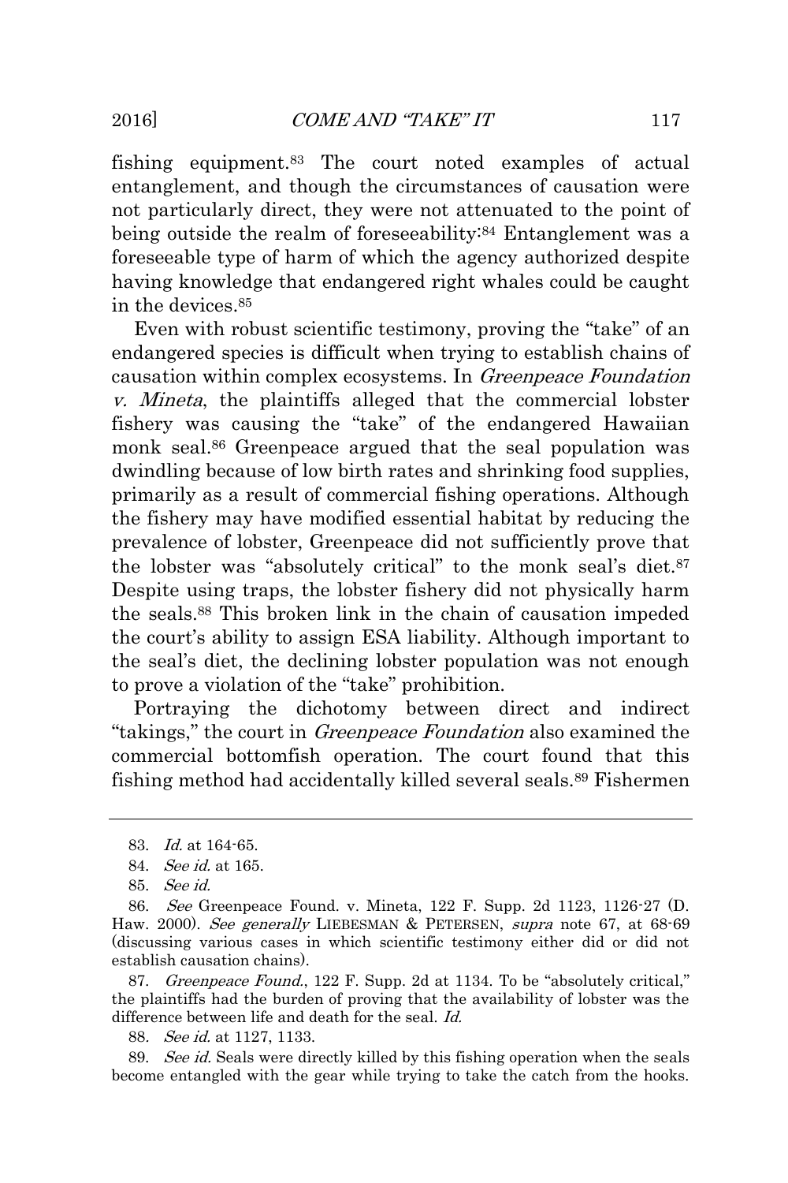fishing equipment.[83] The court noted examples of actual entanglement, and though the circumstances of causation were not particularly direct, they were not attenuated to the point of being outside the realm of foreseeability:[84] Entanglement was a foreseeable type of harm of which the agency authorized despite having knowledge that endangered right whales could be caught in the devices.[85]

Even with robust scientific testimony, proving the "take" of an endangered species is difficult when trying to establish chains of causation within complex ecosystems. In *Greenpeace Foundation v. Mineta*, the plaintiffs alleged that the commercial lobster fishery was causing the "take" of the endangered Hawaiian monk seal.[86] Greenpeace argued that the seal population was dwindling because of low birth rates and shrinking food supplies, primarily as a result of commercial fishing operations. Although the fishery may have modified essential habitat by reducing the prevalence of lobster, Greenpeace did not sufficiently prove that the lobster was "absolutely critical" to the monk seal's diet.[87] Despite using traps, the lobster fishery did not physically harm the seals.[88] This broken link in the chain of causation impeded the court's ability to assign ESA liability. Although important to the seal's diet, the declining lobster population was not enough to prove a violation of the "take" prohibition.

Portraying the dichotomy between direct and indirect "takings," the court in *Greenpeace Foundation* also examined the commercial bottomfish operation. The court found that this fishing method had accidentally killed several seals.[89] Fishermen

---

83. *Id.* at 164-65.

84. *See id.* at 165.

85. *See id.*

86. *See* Greenpeace Found. v. Mineta, 122 F. Supp. 2d 1123, 1126-27 (D. Haw. 2000). *See generally* LIEBESMAN & PETERSEN, *supra* note 67, at 68-69 (discussing various cases in which scientific testimony either did or did not establish causation chains).

87. *Greenpeace Found.*, 122 F. Supp. 2d at 1134. To be "absolutely critical," the plaintiffs had the burden of proving that the availability of lobster was the difference between life and death for the seal. *Id.*

88. *See id.* at 1127, 1133.

89. *See id.* Seals were directly killed by this fishing operation when the seals become entangled with the gear while trying to take the catch from the hooks.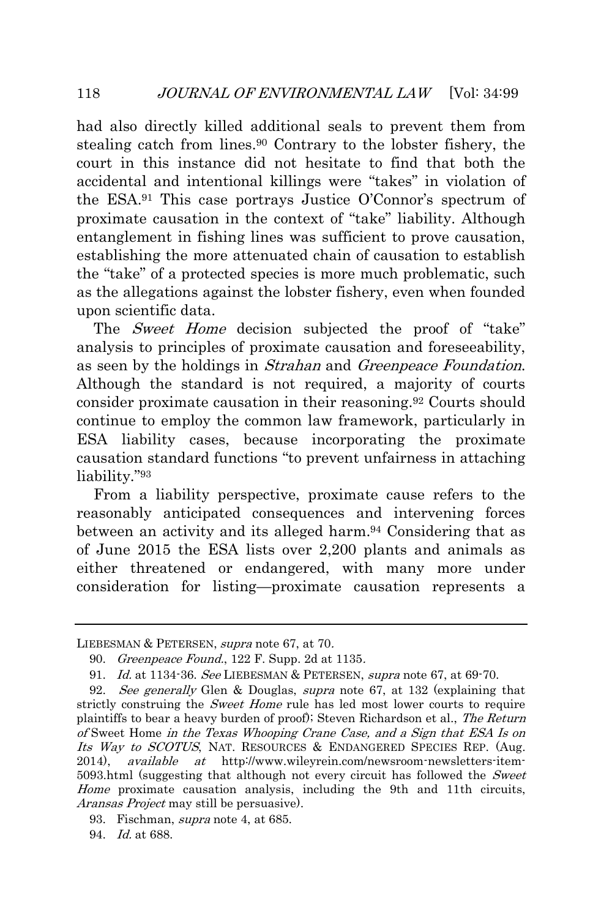had also directly killed additional seals to prevent them from stealing catch from lines.[90] Contrary to the lobster fishery, the court in this instance did not hesitate to find that both the accidental and intentional killings were "takes" in violation of the ESA.[91] This case portrays Justice O'Connor's spectrum of proximate causation in the context of "take" liability. Although entanglement in fishing lines was sufficient to prove causation, establishing the more attenuated chain of causation to establish the "take" of a protected species is more much problematic, such as the allegations against the lobster fishery, even when founded upon scientific data.

The *Sweet Home* decision subjected the proof of "take" analysis to principles of proximate causation and foreseeability, as seen by the holdings in *Strahan* and *Greenpeace Foundation*. Although the standard is not required, a majority of courts consider proximate causation in their reasoning.[92] Courts should continue to employ the common law framework, particularly in ESA liability cases, because incorporating the proximate causation standard functions "to prevent unfairness in attaching liability."[93]

From a liability perspective, proximate cause refers to the reasonably anticipated consequences and intervening forces between an activity and its alleged harm.[94] Considering that as of June 2015 the ESA lists over 2,200 plants and animals as either threatened or endangered, with many more under consideration for listing—proximate causation represents a

---

LIEBESMAN & PETERSEN, *supra* note 67, at 70.

90. *Greenpeace Found.*, 122 F. Supp. 2d at 1135.

91. *Id.* at 1134-36. *See* LIEBESMAN & PETERSEN, *supra* note 67, at 69-70.

92. *See generally* Glen & Douglas, *supra* note 67, at 132 (explaining that strictly construing the *Sweet Home* rule has led most lower courts to require plaintiffs to bear a heavy burden of proof); Steven Richardson et al., *The Return of* Sweet Home *in the Texas Whooping Crane Case, and a Sign that ESA Is on Its Way to SCOTUS*, NAT. RESOURCES & ENDANGERED SPECIES REP. (Aug. 2014), *available at* http://www.wileyrein.com/newsroom-newsletters-item-5093.html (suggesting that although not every circuit has followed the *Sweet Home* proximate causation analysis, including the 9th and 11th circuits, *Aransas Project* may still be persuasive).

93. Fischman, *supra* note 4, at 685.

94. *Id.* at 688.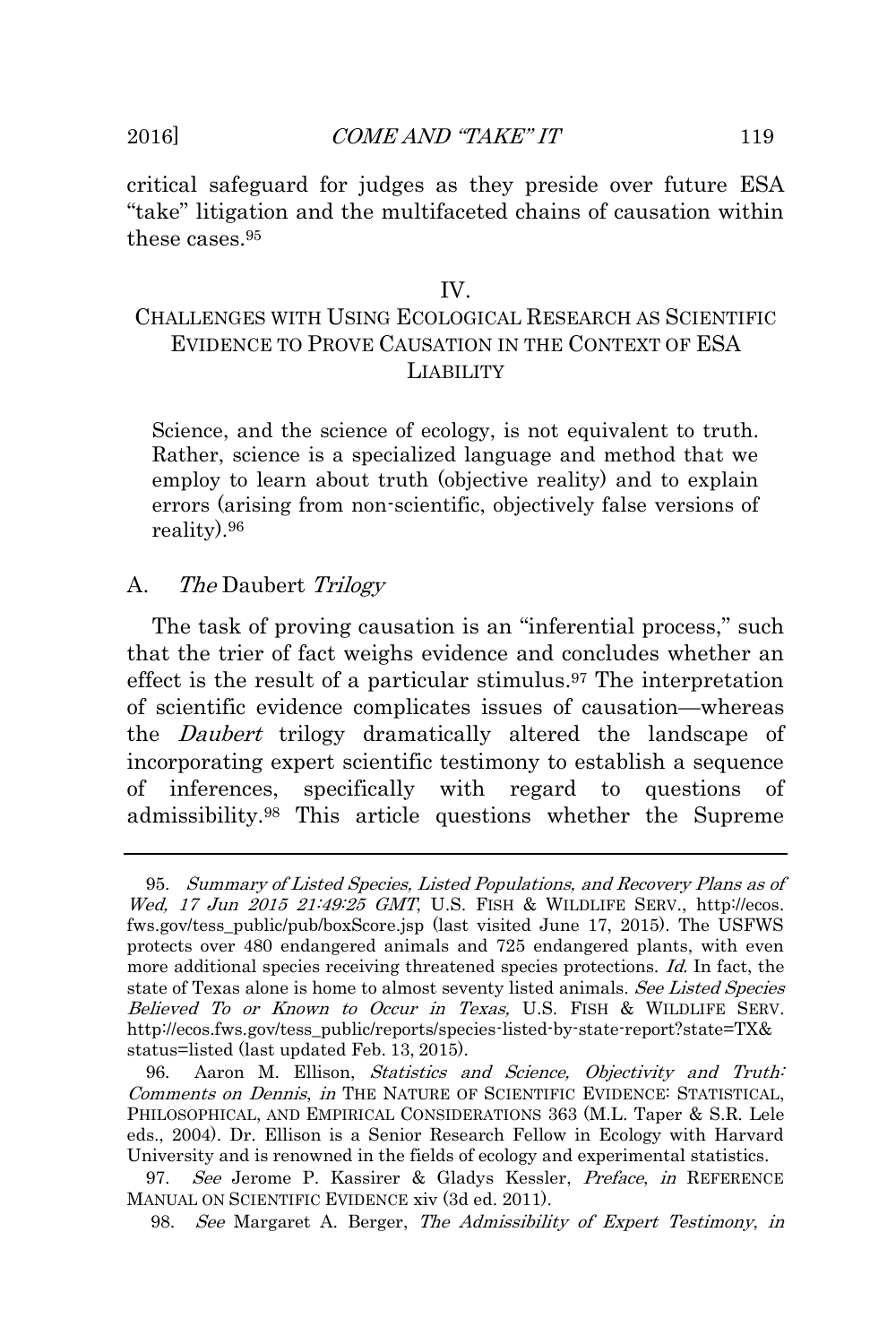critical safeguard for judges as they preside over future ESA "take" litigation and the multifaceted chains of causation within these cases.[95]

## IV.
## CHALLENGES WITH USING ECOLOGICAL RESEARCH AS SCIENTIFIC EVIDENCE TO PROVE CAUSATION IN THE CONTEXT OF ESA LIABILITY

> Science, and the science of ecology, is not equivalent to truth. Rather, science is a specialized language and method that we employ to learn about truth (objective reality) and to explain errors (arising from non-scientific, objectively false versions of reality).[96]

### A. *The* Daubert *Trilogy*

The task of proving causation is an "inferential process," such that the trier of fact weighs evidence and concludes whether an effect is the result of a particular stimulus.[97] The interpretation of scientific evidence complicates issues of causation—whereas the *Daubert* trilogy dramatically altered the landscape of incorporating expert scientific testimony to establish a sequence of inferences, specifically with regard to questions of admissibility.[98] This article questions whether the Supreme

---

95. *Summary of Listed Species, Listed Populations, and Recovery Plans as of Wed, 17 Jun 2015 21:49:25 GMT*, U.S. FISH & WILDLIFE SERV., http://ecos.fws.gov/tess_public/pub/boxScore.jsp (last visited June 17, 2015). The USFWS protects over 480 endangered animals and 725 endangered plants, with even more additional species receiving threatened species protections. *Id.* In fact, the state of Texas alone is home to almost seventy listed animals. *See Listed Species Believed To or Known to Occur in Texas,* U.S. FISH & WILDLIFE SERV. http://ecos.fws.gov/tess_public/reports/species-listed-by-state-report?state=TX&status=listed (last updated Feb. 13, 2015).

96. Aaron M. Ellison, *Statistics and Science, Objectivity and Truth: Comments on Dennis*, *in* THE NATURE OF SCIENTIFIC EVIDENCE: STATISTICAL, PHILOSOPHICAL, AND EMPIRICAL CONSIDERATIONS 363 (M.L. Taper & S.R. Lele eds., 2004). Dr. Ellison is a Senior Research Fellow in Ecology with Harvard University and is renowned in the fields of ecology and experimental statistics.

97. *See* Jerome P. Kassirer & Gladys Kessler, *Preface*, *in* REFERENCE MANUAL ON SCIENTIFIC EVIDENCE xiv (3d ed. 2011).

98. *See* Margaret A. Berger, *The Admissibility of Expert Testimony*, *in*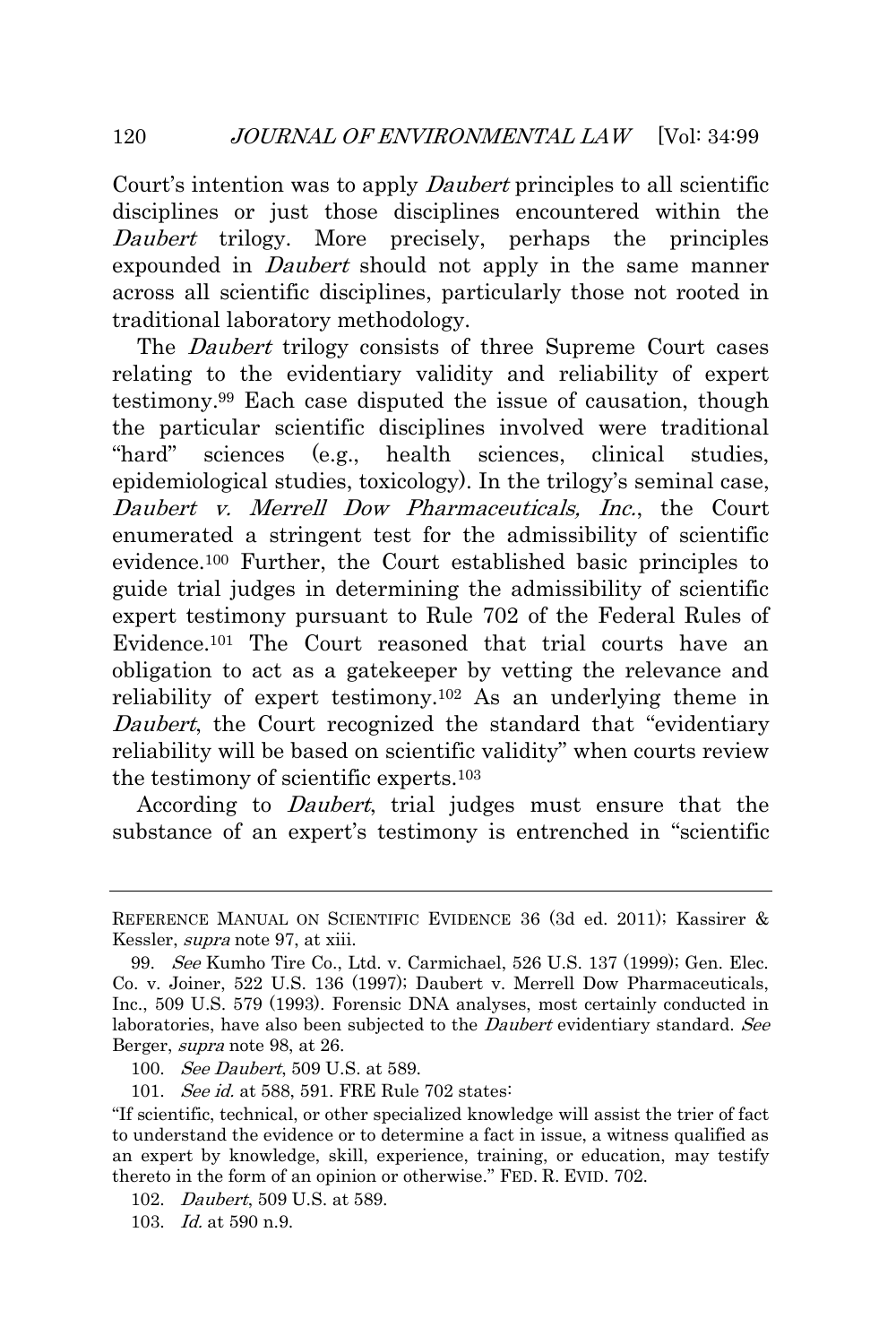Court's intention was to apply *Daubert* principles to all scientific disciplines or just those disciplines encountered within the *Daubert* trilogy. More precisely, perhaps the principles expounded in *Daubert* should not apply in the same manner across all scientific disciplines, particularly those not rooted in traditional laboratory methodology.

The *Daubert* trilogy consists of three Supreme Court cases relating to the evidentiary validity and reliability of expert testimony.[99] Each case disputed the issue of causation, though the particular scientific disciplines involved were traditional "hard" sciences (e.g., health sciences, clinical studies, epidemiological studies, toxicology). In the trilogy's seminal case, *Daubert v. Merrell Dow Pharmaceuticals, Inc.*, the Court enumerated a stringent test for the admissibility of scientific evidence.[100] Further, the Court established basic principles to guide trial judges in determining the admissibility of scientific expert testimony pursuant to Rule 702 of the Federal Rules of Evidence.[101] The Court reasoned that trial courts have an obligation to act as a gatekeeper by vetting the relevance and reliability of expert testimony.[102] As an underlying theme in *Daubert*, the Court recognized the standard that "evidentiary reliability will be based on scientific validity" when courts review the testimony of scientific experts.[103]

According to *Daubert*, trial judges must ensure that the substance of an expert's testimony is entrenched in "scientific

---

REFERENCE MANUAL ON SCIENTIFIC EVIDENCE 36 (3d ed. 2011); Kassirer & Kessler, *supra* note 97, at xiii.

99. *See* Kumho Tire Co., Ltd. v. Carmichael, 526 U.S. 137 (1999); Gen. Elec. Co. v. Joiner, 522 U.S. 136 (1997); Daubert v. Merrell Dow Pharmaceuticals, Inc., 509 U.S. 579 (1993). Forensic DNA analyses, most certainly conducted in laboratories, have also been subjected to the *Daubert* evidentiary standard. *See* Berger, *supra* note 98, at 26.

100. *See Daubert*, 509 U.S. at 589.

101. *See id.* at 588, 591. FRE Rule 702 states:

"If scientific, technical, or other specialized knowledge will assist the trier of fact to understand the evidence or to determine a fact in issue, a witness qualified as an expert by knowledge, skill, experience, training, or education, may testify thereto in the form of an opinion or otherwise." FED. R. EVID. 702.

102. *Daubert*, 509 U.S. at 589.

103. *Id.* at 590 n.9.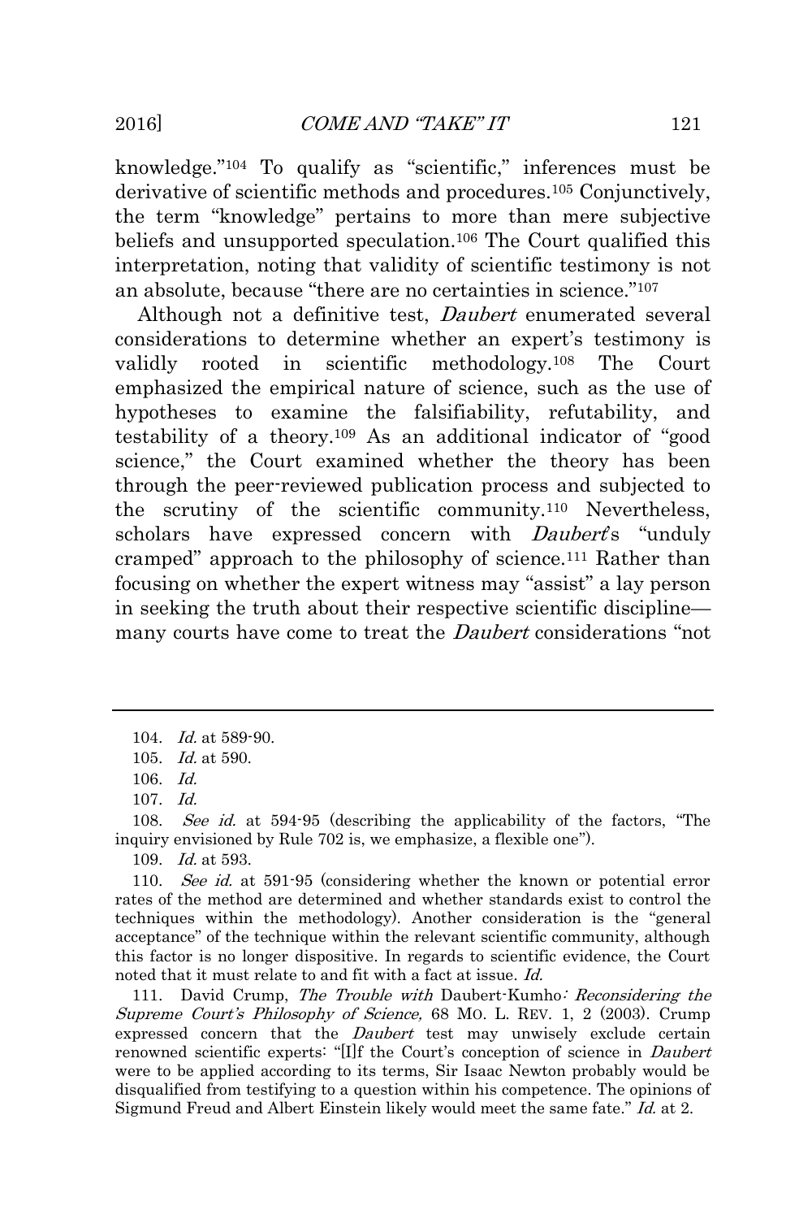knowledge."[104] To qualify as "scientific," inferences must be derivative of scientific methods and procedures.[105] Conjunctively, the term "knowledge" pertains to more than mere subjective beliefs and unsupported speculation.[106] The Court qualified this interpretation, noting that validity of scientific testimony is not an absolute, because "there are no certainties in science."[107]

Although not a definitive test, *Daubert* enumerated several considerations to determine whether an expert's testimony is validly rooted in scientific methodology.[108] The Court emphasized the empirical nature of science, such as the use of hypotheses to examine the falsifiability, refutability, and testability of a theory.[109] As an additional indicator of "good science," the Court examined whether the theory has been through the peer-reviewed publication process and subjected to the scrutiny of the scientific community.[110] Nevertheless, scholars have expressed concern with *Daubert*'s "unduly cramped" approach to the philosophy of science.[111] Rather than focusing on whether the expert witness may "assist" a lay person in seeking the truth about their respective scientific discipline—many courts have come to treat the *Daubert* considerations "not

---

104. *Id.* at 589-90.

105. *Id.* at 590.

106. *Id.*

107. *Id.*

108. *See id.* at 594-95 (describing the applicability of the factors, "The inquiry envisioned by Rule 702 is, we emphasize, a flexible one").

109. *Id.* at 593.

110. *See id.* at 591-95 (considering whether the known or potential error rates of the method are determined and whether standards exist to control the techniques within the methodology). Another consideration is the "general acceptance" of the technique within the relevant scientific community, although this factor is no longer dispositive. In regards to scientific evidence, the Court noted that it must relate to and fit with a fact at issue. *Id.*

111. David Crump, *The Trouble with* Daubert-Kumho*: Reconsidering the Supreme Court's Philosophy of Science,* 68 MO. L. REV. 1, 2 (2003). Crump expressed concern that the *Daubert* test may unwisely exclude certain renowned scientific experts: "[I]f the Court's conception of science in *Daubert* were to be applied according to its terms, Sir Isaac Newton probably would be disqualified from testifying to a question within his competence. The opinions of Sigmund Freud and Albert Einstein likely would meet the same fate." *Id.* at 2.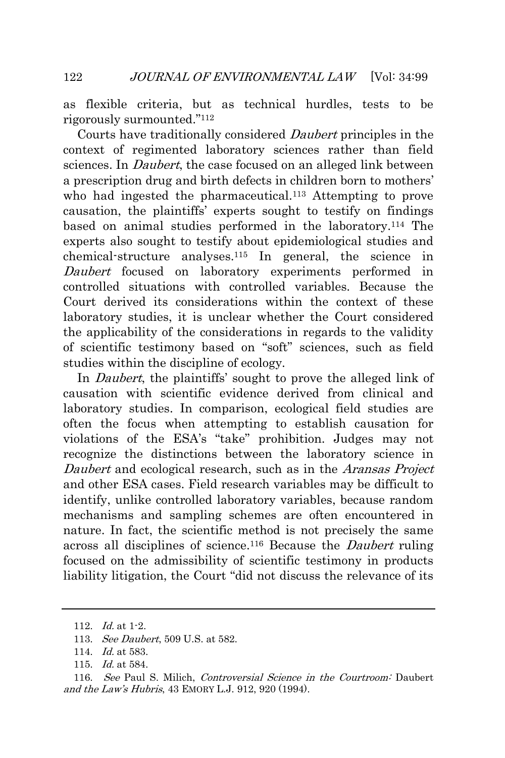as flexible criteria, but as technical hurdles, tests to be rigorously surmounted."[112]

Courts have traditionally considered *Daubert* principles in the context of regimented laboratory sciences rather than field sciences. In *Daubert*, the case focused on an alleged link between a prescription drug and birth defects in children born to mothers' who had ingested the pharmaceutical.[113] Attempting to prove causation, the plaintiffs' experts sought to testify on findings based on animal studies performed in the laboratory.[114] The experts also sought to testify about epidemiological studies and chemical-structure analyses.[115] In general, the science in *Daubert* focused on laboratory experiments performed in controlled situations with controlled variables. Because the Court derived its considerations within the context of these laboratory studies, it is unclear whether the Court considered the applicability of the considerations in regards to the validity of scientific testimony based on "soft" sciences, such as field studies within the discipline of ecology.

In *Daubert*, the plaintiffs' sought to prove the alleged link of causation with scientific evidence derived from clinical and laboratory studies. In comparison, ecological field studies are often the focus when attempting to establish causation for violations of the ESA's "take" prohibition. Judges may not recognize the distinctions between the laboratory science in *Daubert* and ecological research, such as in the *Aransas Project* and other ESA cases. Field research variables may be difficult to identify, unlike controlled laboratory variables, because random mechanisms and sampling schemes are often encountered in nature. In fact, the scientific method is not precisely the same across all disciplines of science.[116] Because the *Daubert* ruling focused on the admissibility of scientific testimony in products liability litigation, the Court "did not discuss the relevance of its

---

112. *Id.* at 1-2.

113. *See Daubert*, 509 U.S. at 582.

114. *Id.* at 583.

115. *Id.* at 584.

116. *See* Paul S. Milich, *Controversial Science in the Courtroom:* Daubert *and the Law's Hubris*, 43 EMORY L.J. 912, 920 (1994).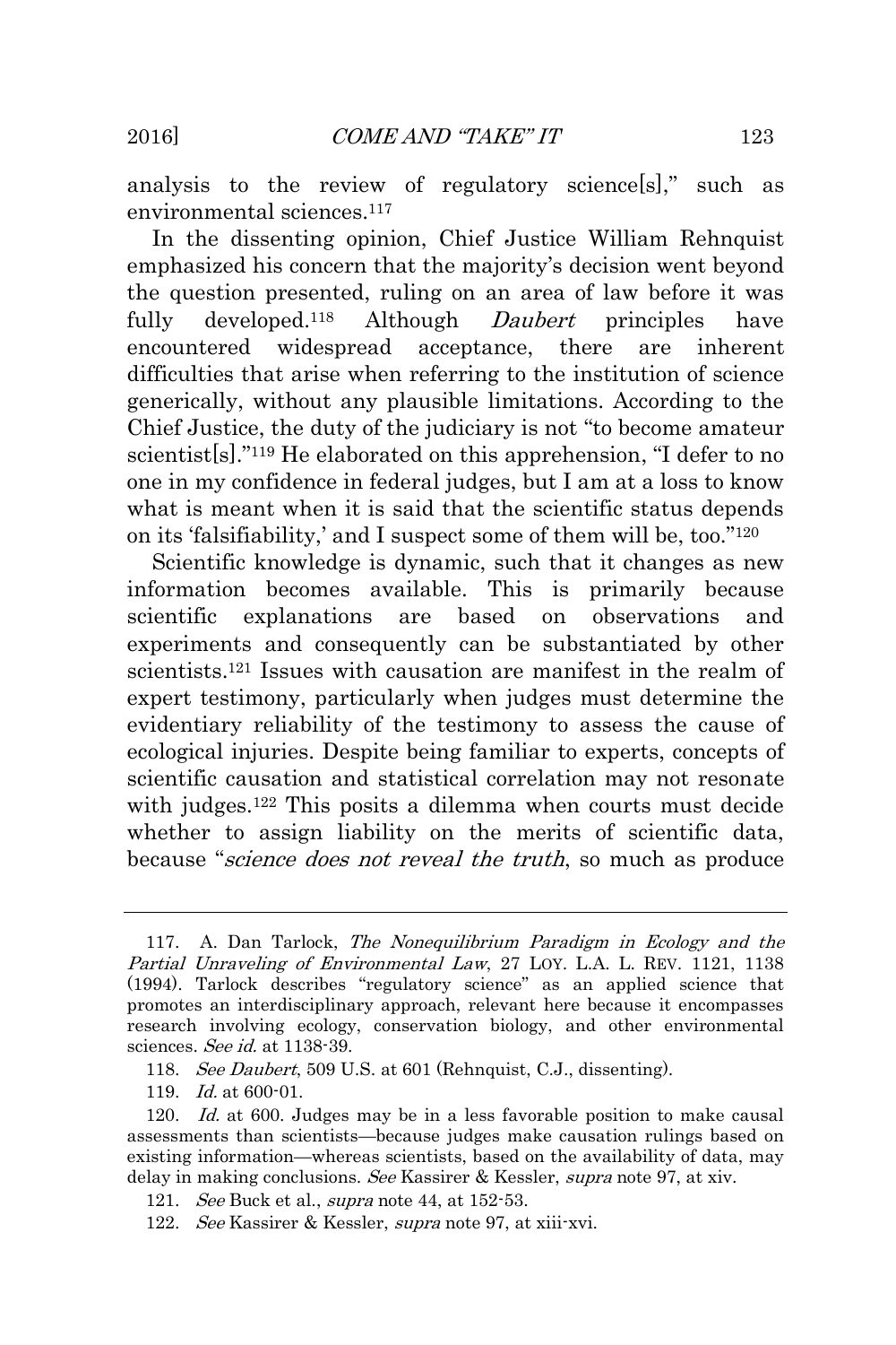analysis to the review of regulatory science[s]," such as environmental sciences.[117]

In the dissenting opinion, Chief Justice William Rehnquist emphasized his concern that the majority's decision went beyond the question presented, ruling on an area of law before it was fully developed.[118] Although *Daubert* principles have encountered widespread acceptance, there are inherent difficulties that arise when referring to the institution of science generically, without any plausible limitations. According to the Chief Justice, the duty of the judiciary is not "to become amateur scientist[s]."[119] He elaborated on this apprehension, "I defer to no one in my confidence in federal judges, but I am at a loss to know what is meant when it is said that the scientific status depends on its 'falsifiability,' and I suspect some of them will be, too."[120]

Scientific knowledge is dynamic, such that it changes as new information becomes available. This is primarily because scientific explanations are based on observations and experiments and consequently can be substantiated by other scientists.[121] Issues with causation are manifest in the realm of expert testimony, particularly when judges must determine the evidentiary reliability of the testimony to assess the cause of ecological injuries. Despite being familiar to experts, concepts of scientific causation and statistical correlation may not resonate with judges.[122] This posits a dilemma when courts must decide whether to assign liability on the merits of scientific data, because "*science does not reveal the truth*, so much as produce

---

117. A. Dan Tarlock, *The Nonequilibrium Paradigm in Ecology and the Partial Unraveling of Environmental Law*, 27 LOY. L.A. L. REV. 1121, 1138 (1994). Tarlock describes "regulatory science" as an applied science that promotes an interdisciplinary approach, relevant here because it encompasses research involving ecology, conservation biology, and other environmental sciences. *See id.* at 1138-39.

118. *See Daubert*, 509 U.S. at 601 (Rehnquist, C.J., dissenting).

119. *Id.* at 600-01.

120. *Id.* at 600. Judges may be in a less favorable position to make causal assessments than scientists—because judges make causation rulings based on existing information—whereas scientists, based on the availability of data, may delay in making conclusions. *See* Kassirer & Kessler, *supra* note 97, at xiv.

121. *See* Buck et al., *supra* note 44, at 152-53.

122. *See* Kassirer & Kessler, *supra* note 97, at xiii-xvi.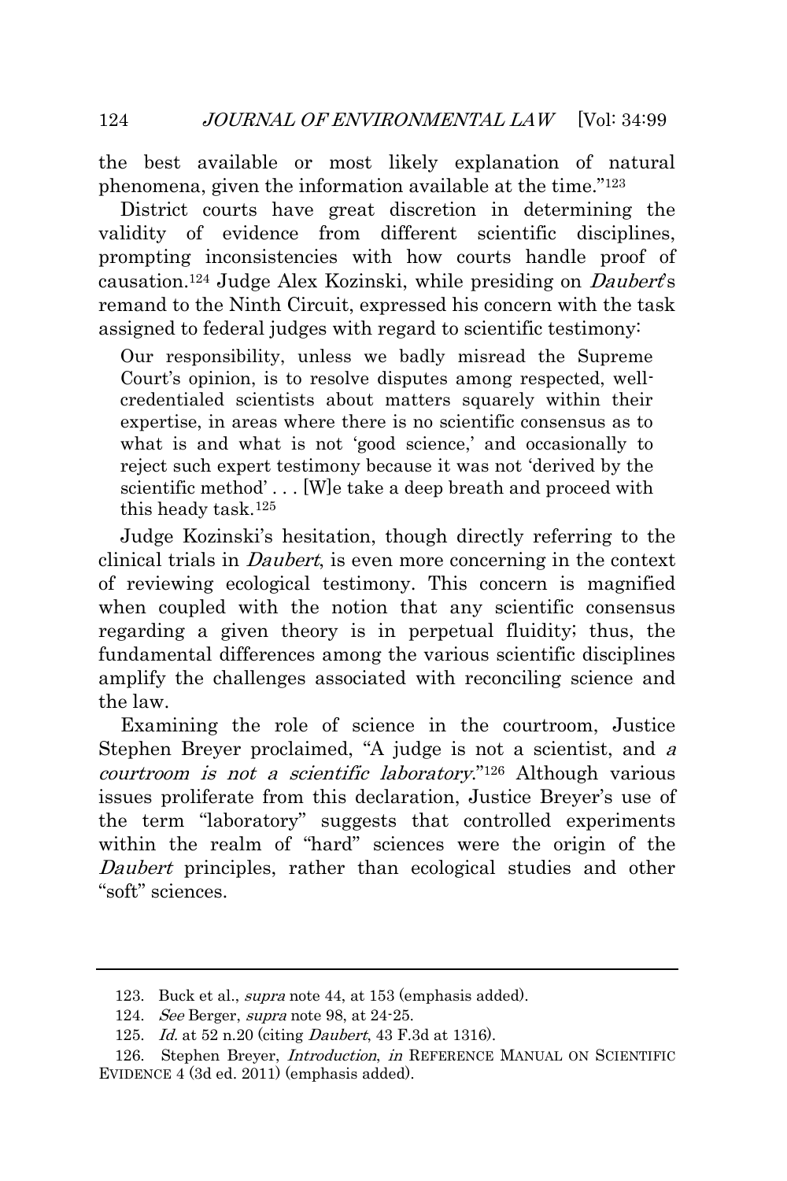the best available or most likely explanation of natural phenomena, given the information available at the time."[123]

District courts have great discretion in determining the validity of evidence from different scientific disciplines, prompting inconsistencies with how courts handle proof of causation.[124] Judge Alex Kozinski, while presiding on *Daubert*'s remand to the Ninth Circuit, expressed his concern with the task assigned to federal judges with regard to scientific testimony:

> Our responsibility, unless we badly misread the Supreme Court's opinion, is to resolve disputes among respected, well-credentialed scientists about matters squarely within their expertise, in areas where there is no scientific consensus as to what is and what is not 'good science,' and occasionally to reject such expert testimony because it was not 'derived by the scientific method' . . . [W]e take a deep breath and proceed with this heady task.[125]

Judge Kozinski's hesitation, though directly referring to the clinical trials in *Daubert*, is even more concerning in the context of reviewing ecological testimony. This concern is magnified when coupled with the notion that any scientific consensus regarding a given theory is in perpetual fluidity; thus, the fundamental differences among the various scientific disciplines amplify the challenges associated with reconciling science and the law.

Examining the role of science in the courtroom, Justice Stephen Breyer proclaimed, "A judge is not a scientist, and *a courtroom is not a scientific laboratory*."[126] Although various issues proliferate from this declaration, Justice Breyer's use of the term "laboratory" suggests that controlled experiments within the realm of "hard" sciences were the origin of the *Daubert* principles, rather than ecological studies and other "soft" sciences.

---

123. Buck et al., *supra* note 44, at 153 (emphasis added).

124. *See* Berger, *supra* note 98, at 24-25.

125. *Id.* at 52 n.20 (citing *Daubert*, 43 F.3d at 1316).

126. Stephen Breyer, *Introduction*, *in* REFERENCE MANUAL ON SCIENTIFIC EVIDENCE 4 (3d ed. 2011) (emphasis added).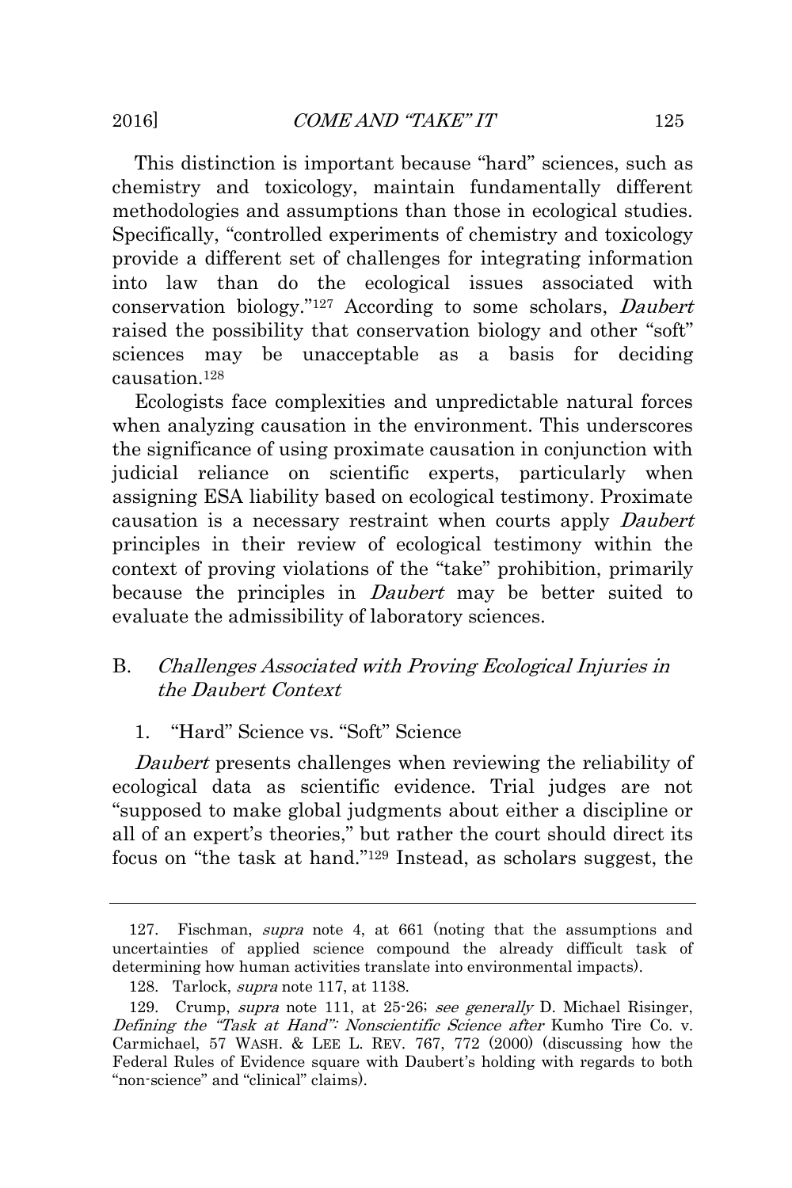This distinction is important because "hard" sciences, such as chemistry and toxicology, maintain fundamentally different methodologies and assumptions than those in ecological studies. Specifically, "controlled experiments of chemistry and toxicology provide a different set of challenges for integrating information into law than do the ecological issues associated with conservation biology."[127] According to some scholars, *Daubert* raised the possibility that conservation biology and other "soft" sciences may be unacceptable as a basis for deciding causation.[128]

Ecologists face complexities and unpredictable natural forces when analyzing causation in the environment. This underscores the significance of using proximate causation in conjunction with judicial reliance on scientific experts, particularly when assigning ESA liability based on ecological testimony. Proximate causation is a necessary restraint when courts apply *Daubert* principles in their review of ecological testimony within the context of proving violations of the "take" prohibition, primarily because the principles in *Daubert* may be better suited to evaluate the admissibility of laboratory sciences.

## B. *Challenges Associated with Proving Ecological Injuries in the Daubert Context*

### 1. "Hard" Science vs. "Soft" Science

*Daubert* presents challenges when reviewing the reliability of ecological data as scientific evidence. Trial judges are not "supposed to make global judgments about either a discipline or all of an expert's theories," but rather the court should direct its focus on "the task at hand."[129] Instead, as scholars suggest, the

---

127. Fischman, *supra* note 4, at 661 (noting that the assumptions and uncertainties of applied science compound the already difficult task of determining how human activities translate into environmental impacts).

128. Tarlock, *supra* note 117, at 1138.

129. Crump, *supra* note 111, at 25-26; *see generally* D. Michael Risinger, *Defining the "Task at Hand": Nonscientific Science after* Kumho Tire Co. v. Carmichael, 57 WASH. & LEE L. REV. 767, 772 (2000) (discussing how the Federal Rules of Evidence square with Daubert's holding with regards to both "non-science" and "clinical" claims).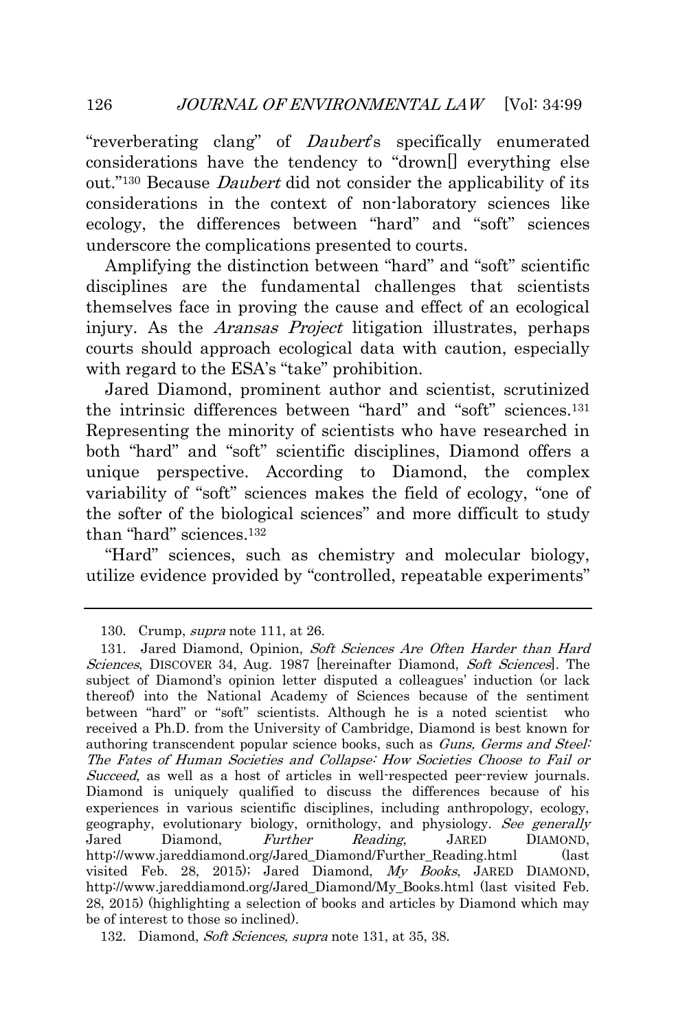"reverberating clang" of *Daubert*'s specifically enumerated considerations have the tendency to "drown[] everything else out."[130] Because *Daubert* did not consider the applicability of its considerations in the context of non-laboratory sciences like ecology, the differences between "hard" and "soft" sciences underscore the complications presented to courts.

Amplifying the distinction between "hard" and "soft" scientific disciplines are the fundamental challenges that scientists themselves face in proving the cause and effect of an ecological injury. As the *Aransas Project* litigation illustrates, perhaps courts should approach ecological data with caution, especially with regard to the ESA's "take" prohibition.

Jared Diamond, prominent author and scientist, scrutinized the intrinsic differences between "hard" and "soft" sciences.[131] Representing the minority of scientists who have researched in both "hard" and "soft" scientific disciplines, Diamond offers a unique perspective. According to Diamond, the complex variability of "soft" sciences makes the field of ecology, "one of the softer of the biological sciences" and more difficult to study than "hard" sciences.[132]

"Hard" sciences, such as chemistry and molecular biology, utilize evidence provided by "controlled, repeatable experiments"

---

130. Crump, *supra* note 111, at 26.

131. Jared Diamond, Opinion, *Soft Sciences Are Often Harder than Hard Sciences*, DISCOVER 34, Aug. 1987 [hereinafter Diamond, *Soft Sciences*]. The subject of Diamond's opinion letter disputed a colleagues' induction (or lack thereof) into the National Academy of Sciences because of the sentiment between "hard" or "soft" scientists. Although he is a noted scientist who received a Ph.D. from the University of Cambridge, Diamond is best known for authoring transcendent popular science books, such as *Guns, Germs and Steel: The Fates of Human Societies and Collapse: How Societies Choose to Fail or Succeed*, as well as a host of articles in well-respected peer-review journals. Diamond is uniquely qualified to discuss the differences because of his experiences in various scientific disciplines, including anthropology, ecology, geography, evolutionary biology, ornithology, and physiology. *See generally* Jared Diamond, *Further Reading*, JARED DIAMOND, http://www.jareddiamond.org/Jared_Diamond/Further_Reading.html (last visited Feb. 28, 2015); Jared Diamond, *My Books*, JARED DIAMOND, http://www.jareddiamond.org/Jared_Diamond/My_Books.html (last visited Feb. 28, 2015) (highlighting a selection of books and articles by Diamond which may be of interest to those so inclined).

132. Diamond, *Soft Sciences, supra* note 131, at 35, 38.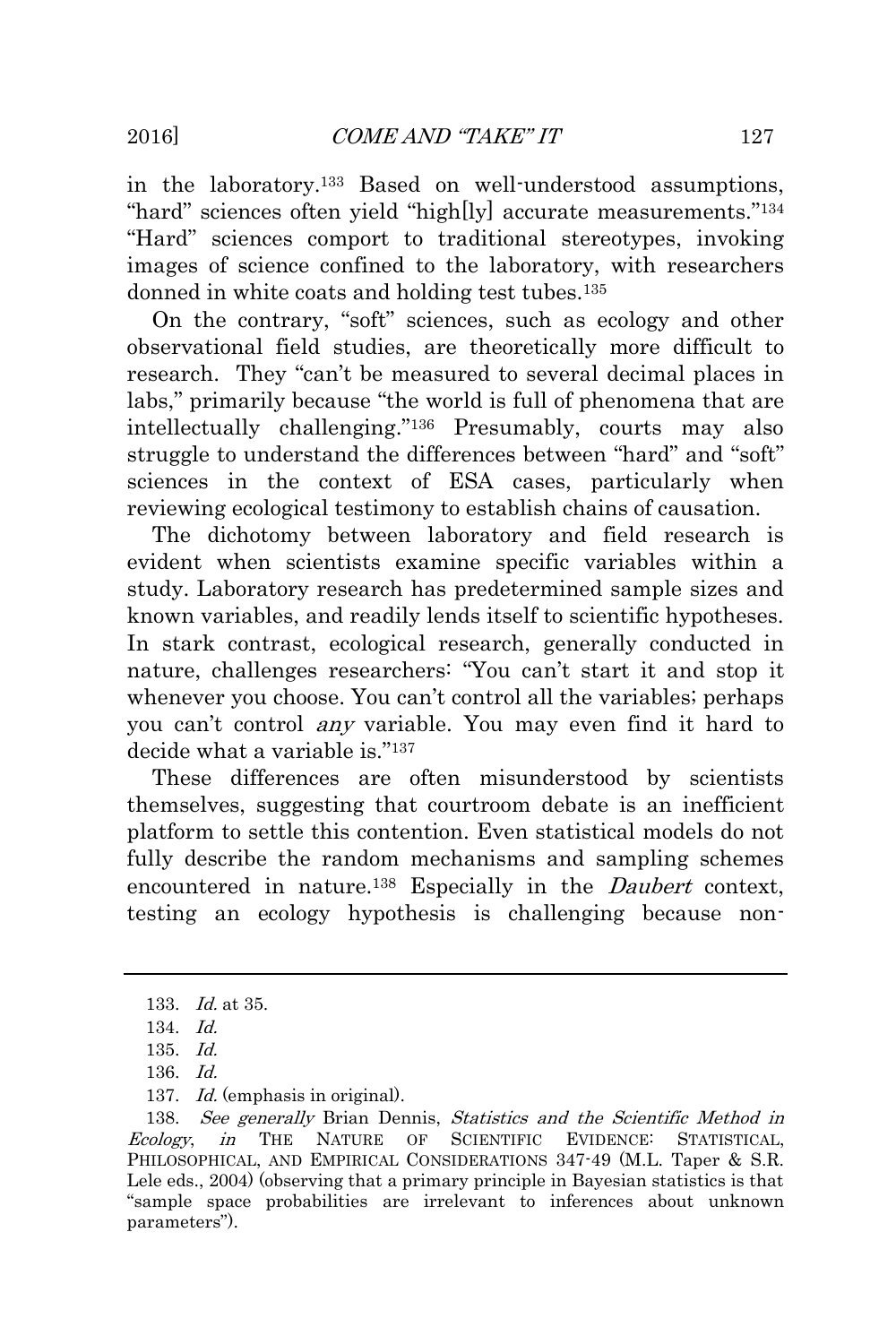in the laboratory.[133] Based on well-understood assumptions, "hard" sciences often yield "high[ly] accurate measurements."[134] "Hard" sciences comport to traditional stereotypes, invoking images of science confined to the laboratory, with researchers donned in white coats and holding test tubes.[135]

On the contrary, "soft" sciences, such as ecology and other observational field studies, are theoretically more difficult to research. They "can't be measured to several decimal places in labs," primarily because "the world is full of phenomena that are intellectually challenging."[136] Presumably, courts may also struggle to understand the differences between "hard" and "soft" sciences in the context of ESA cases, particularly when reviewing ecological testimony to establish chains of causation.

The dichotomy between laboratory and field research is evident when scientists examine specific variables within a study. Laboratory research has predetermined sample sizes and known variables, and readily lends itself to scientific hypotheses. In stark contrast, ecological research, generally conducted in nature, challenges researchers: "You can't start it and stop it whenever you choose. You can't control all the variables; perhaps you can't control *any* variable. You may even find it hard to decide what a variable is."[137]

These differences are often misunderstood by scientists themselves, suggesting that courtroom debate is an inefficient platform to settle this contention. Even statistical models do not fully describe the random mechanisms and sampling schemes encountered in nature.[138] Especially in the *Daubert* context, testing an ecology hypothesis is challenging because non-

---

133. *Id.* at 35.

134. *Id.*

135. *Id.*

136. *Id.*

137. *Id.* (emphasis in original).

138. *See generally* Brian Dennis, *Statistics and the Scientific Method in Ecology*, *in* THE NATURE OF SCIENTIFIC EVIDENCE: STATISTICAL, PHILOSOPHICAL, AND EMPIRICAL CONSIDERATIONS 347-49 (M.L. Taper & S.R. Lele eds., 2004) (observing that a primary principle in Bayesian statistics is that "sample space probabilities are irrelevant to inferences about unknown parameters").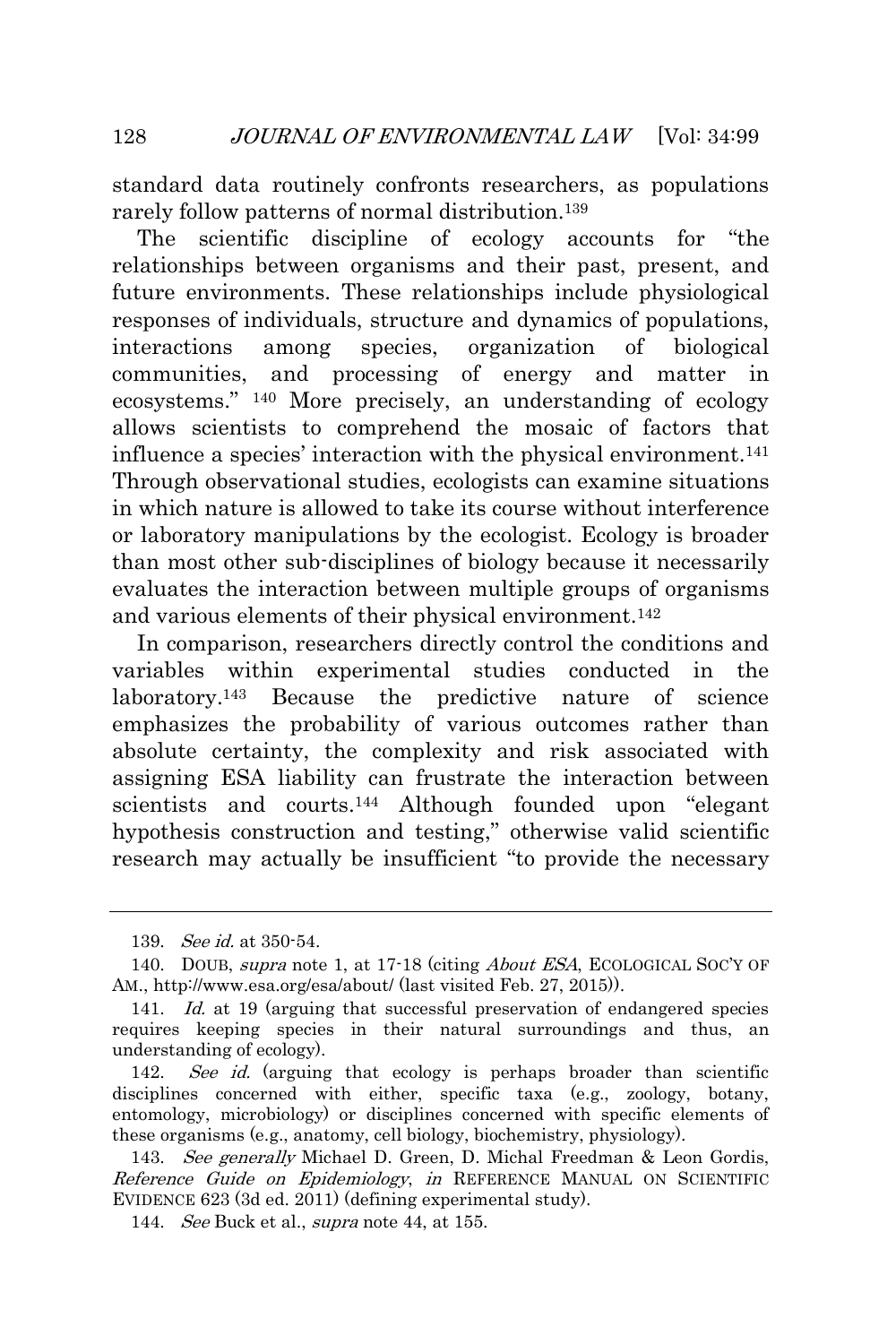standard data routinely confronts researchers, as populations rarely follow patterns of normal distribution.[139]

The scientific discipline of ecology accounts for "the relationships between organisms and their past, present, and future environments. These relationships include physiological responses of individuals, structure and dynamics of populations, interactions among species, organization of biological communities, and processing of energy and matter in ecosystems." [140] More precisely, an understanding of ecology allows scientists to comprehend the mosaic of factors that influence a species' interaction with the physical environment.[141] Through observational studies, ecologists can examine situations in which nature is allowed to take its course without interference or laboratory manipulations by the ecologist. Ecology is broader than most other sub-disciplines of biology because it necessarily evaluates the interaction between multiple groups of organisms and various elements of their physical environment.[142]

In comparison, researchers directly control the conditions and variables within experimental studies conducted in the laboratory.[143] Because the predictive nature of science emphasizes the probability of various outcomes rather than absolute certainty, the complexity and risk associated with assigning ESA liability can frustrate the interaction between scientists and courts.[144] Although founded upon "elegant hypothesis construction and testing," otherwise valid scientific research may actually be insufficient "to provide the necessary

---

139. *See id.* at 350-54.

140. DOUB, *supra* note 1, at 17-18 (citing *About ESA*, ECOLOGICAL SOC'Y OF AM., http://www.esa.org/esa/about/ (last visited Feb. 27, 2015)).

141. *Id.* at 19 (arguing that successful preservation of endangered species requires keeping species in their natural surroundings and thus, an understanding of ecology).

142. *See id.* (arguing that ecology is perhaps broader than scientific disciplines concerned with either, specific taxa (e.g., zoology, botany, entomology, microbiology) or disciplines concerned with specific elements of these organisms (e.g., anatomy, cell biology, biochemistry, physiology).

143. *See generally* Michael D. Green, D. Michal Freedman & Leon Gordis, *Reference Guide on Epidemiology*, *in* REFERENCE MANUAL ON SCIENTIFIC EVIDENCE 623 (3d ed. 2011) (defining experimental study).

144. *See* Buck et al., *supra* note 44, at 155.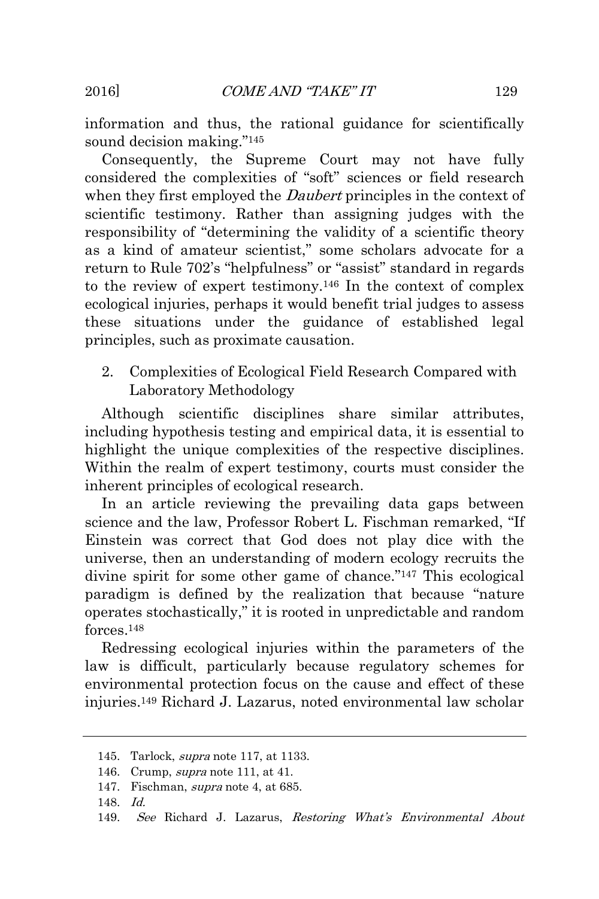information and thus, the rational guidance for scientifically sound decision making."[145]

Consequently, the Supreme Court may not have fully considered the complexities of "soft" sciences or field research when they first employed the *Daubert* principles in the context of scientific testimony. Rather than assigning judges with the responsibility of "determining the validity of a scientific theory as a kind of amateur scientist," some scholars advocate for a return to Rule 702's "helpfulness" or "assist" standard in regards to the review of expert testimony.[146] In the context of complex ecological injuries, perhaps it would benefit trial judges to assess these situations under the guidance of established legal principles, such as proximate causation.

### 2. Complexities of Ecological Field Research Compared with Laboratory Methodology

Although scientific disciplines share similar attributes, including hypothesis testing and empirical data, it is essential to highlight the unique complexities of the respective disciplines. Within the realm of expert testimony, courts must consider the inherent principles of ecological research.

In an article reviewing the prevailing data gaps between science and the law, Professor Robert L. Fischman remarked, "If Einstein was correct that God does not play dice with the universe, then an understanding of modern ecology recruits the divine spirit for some other game of chance."[147] This ecological paradigm is defined by the realization that because "nature operates stochastically," it is rooted in unpredictable and random forces.[148]

Redressing ecological injuries within the parameters of the law is difficult, particularly because regulatory schemes for environmental protection focus on the cause and effect of these injuries.[149] Richard J. Lazarus, noted environmental law scholar

---

145. Tarlock, *supra* note 117, at 1133.

146. Crump, *supra* note 111, at 41.

147. Fischman, *supra* note 4, at 685.

148. *Id.*

149. *See* Richard J. Lazarus, *Restoring What's Environmental About*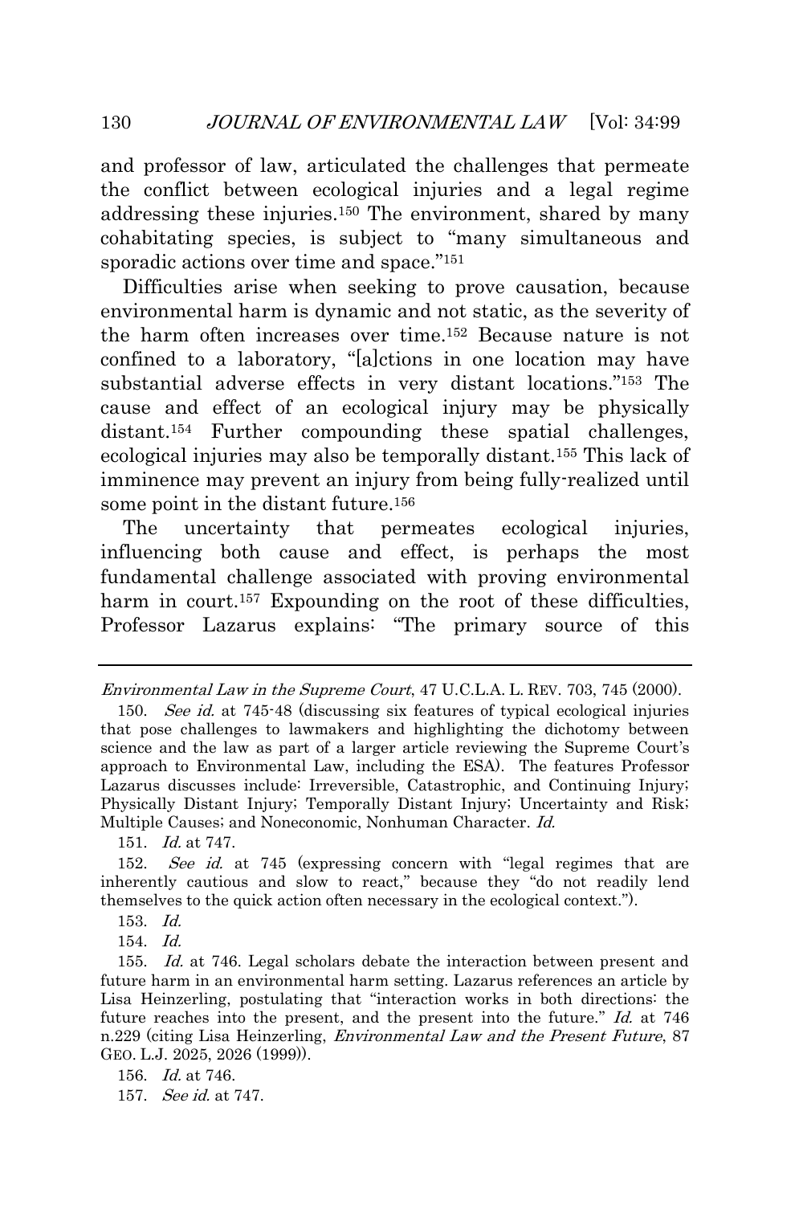and professor of law, articulated the challenges that permeate the conflict between ecological injuries and a legal regime addressing these injuries.[150] The environment, shared by many cohabitating species, is subject to "many simultaneous and sporadic actions over time and space."[151]

Difficulties arise when seeking to prove causation, because environmental harm is dynamic and not static, as the severity of the harm often increases over time.[152] Because nature is not confined to a laboratory, "[a]ctions in one location may have substantial adverse effects in very distant locations."[153] The cause and effect of an ecological injury may be physically distant.[154] Further compounding these spatial challenges, ecological injuries may also be temporally distant.[155] This lack of imminence may prevent an injury from being fully-realized until some point in the distant future.[156]

The uncertainty that permeates ecological injuries, influencing both cause and effect, is perhaps the most fundamental challenge associated with proving environmental harm in court.[157] Expounding on the root of these difficulties, Professor Lazarus explains: "The primary source of this

---

*Environmental Law in the Supreme Court*, 47 U.C.L.A. L. REV. 703, 745 (2000).

150. *See id.* at 745-48 (discussing six features of typical ecological injuries that pose challenges to lawmakers and highlighting the dichotomy between science and the law as part of a larger article reviewing the Supreme Court's approach to Environmental Law, including the ESA). The features Professor Lazarus discusses include: Irreversible, Catastrophic, and Continuing Injury; Physically Distant Injury; Temporally Distant Injury; Uncertainty and Risk; Multiple Causes; and Noneconomic, Nonhuman Character. *Id.*

151. *Id.* at 747.

152. *See id.* at 745 (expressing concern with "legal regimes that are inherently cautious and slow to react," because they "do not readily lend themselves to the quick action often necessary in the ecological context.").

153. *Id.*

154. *Id.*

155. *Id.* at 746. Legal scholars debate the interaction between present and future harm in an environmental harm setting. Lazarus references an article by Lisa Heinzerling, postulating that "interaction works in both directions: the future reaches into the present, and the present into the future." *Id.* at 746 n.229 (citing Lisa Heinzerling, *Environmental Law and the Present Future*, 87 GEO. L.J. 2025, 2026 (1999)).

156. *Id.* at 746.

157. *See id.* at 747.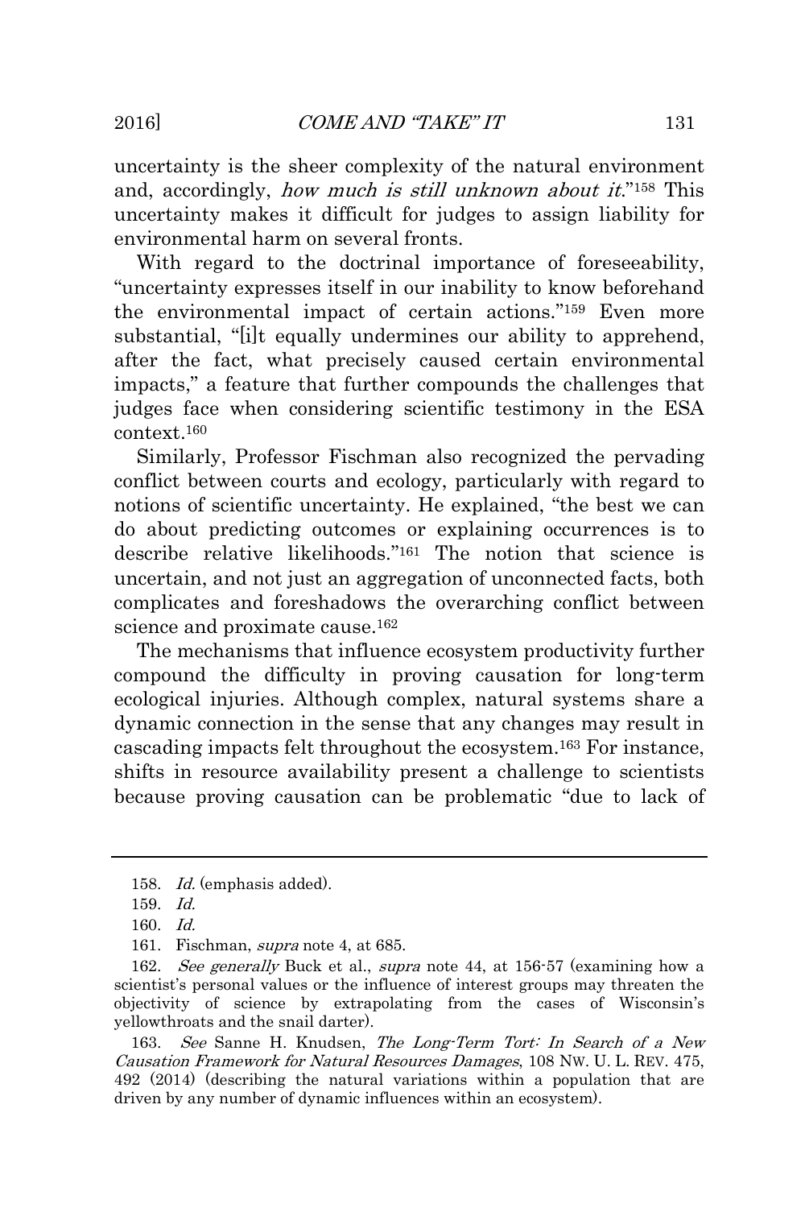uncertainty is the sheer complexity of the natural environment and, accordingly, *how much is still unknown about it*."[158] This uncertainty makes it difficult for judges to assign liability for environmental harm on several fronts.

With regard to the doctrinal importance of foreseeability, "uncertainty expresses itself in our inability to know beforehand the environmental impact of certain actions."[159] Even more substantial, "[i]t equally undermines our ability to apprehend, after the fact, what precisely caused certain environmental impacts," a feature that further compounds the challenges that judges face when considering scientific testimony in the ESA context.[160]

Similarly, Professor Fischman also recognized the pervading conflict between courts and ecology, particularly with regard to notions of scientific uncertainty. He explained, "the best we can do about predicting outcomes or explaining occurrences is to describe relative likelihoods."[161] The notion that science is uncertain, and not just an aggregation of unconnected facts, both complicates and foreshadows the overarching conflict between science and proximate cause.[162]

The mechanisms that influence ecosystem productivity further compound the difficulty in proving causation for long-term ecological injuries. Although complex, natural systems share a dynamic connection in the sense that any changes may result in cascading impacts felt throughout the ecosystem.[163] For instance, shifts in resource availability present a challenge to scientists because proving causation can be problematic "due to lack of

---

158. *Id.* (emphasis added).

159. *Id.*

160. *Id.*

161. Fischman, *supra* note 4, at 685.

162. *See generally* Buck et al., *supra* note 44, at 156-57 (examining how a scientist's personal values or the influence of interest groups may threaten the objectivity of science by extrapolating from the cases of Wisconsin's yellowthroats and the snail darter).

163. *See* Sanne H. Knudsen, *The Long-Term Tort: In Search of a New Causation Framework for Natural Resources Damages*, 108 NW. U. L. REV. 475, 492 (2014) (describing the natural variations within a population that are driven by any number of dynamic influences within an ecosystem).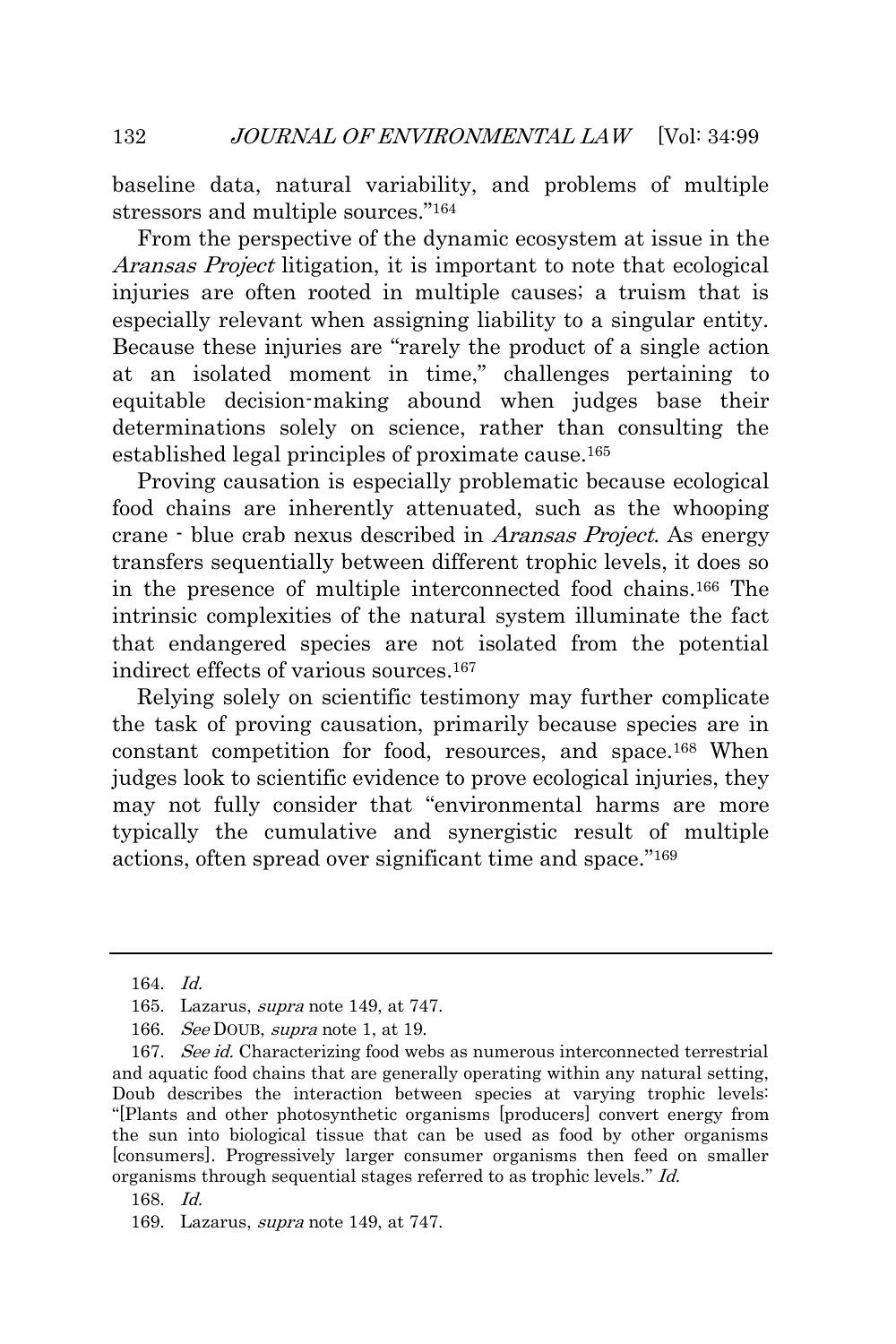baseline data, natural variability, and problems of multiple stressors and multiple sources."[164]

From the perspective of the dynamic ecosystem at issue in the *Aransas Project* litigation, it is important to note that ecological injuries are often rooted in multiple causes; a truism that is especially relevant when assigning liability to a singular entity. Because these injuries are "rarely the product of a single action at an isolated moment in time," challenges pertaining to equitable decision-making abound when judges base their determinations solely on science, rather than consulting the established legal principles of proximate cause.[165]

Proving causation is especially problematic because ecological food chains are inherently attenuated, such as the whooping crane - blue crab nexus described in *Aransas Project*. As energy transfers sequentially between different trophic levels, it does so in the presence of multiple interconnected food chains.[166] The intrinsic complexities of the natural system illuminate the fact that endangered species are not isolated from the potential indirect effects of various sources.[167]

Relying solely on scientific testimony may further complicate the task of proving causation, primarily because species are in constant competition for food, resources, and space.[168] When judges look to scientific evidence to prove ecological injuries, they may not fully consider that "environmental harms are more typically the cumulative and synergistic result of multiple actions, often spread over significant time and space."[169]

---

164. *Id.*

165. Lazarus, *supra* note 149, at 747.

166. *See* DOUB, *supra* note 1, at 19.

167. *See id.* Characterizing food webs as numerous interconnected terrestrial and aquatic food chains that are generally operating within any natural setting, Doub describes the interaction between species at varying trophic levels: "[Plants and other photosynthetic organisms [producers] convert energy from the sun into biological tissue that can be used as food by other organisms [consumers]. Progressively larger consumer organisms then feed on smaller organisms through sequential stages referred to as trophic levels." *Id.*

168. *Id.*

169. Lazarus, *supra* note 149, at 747.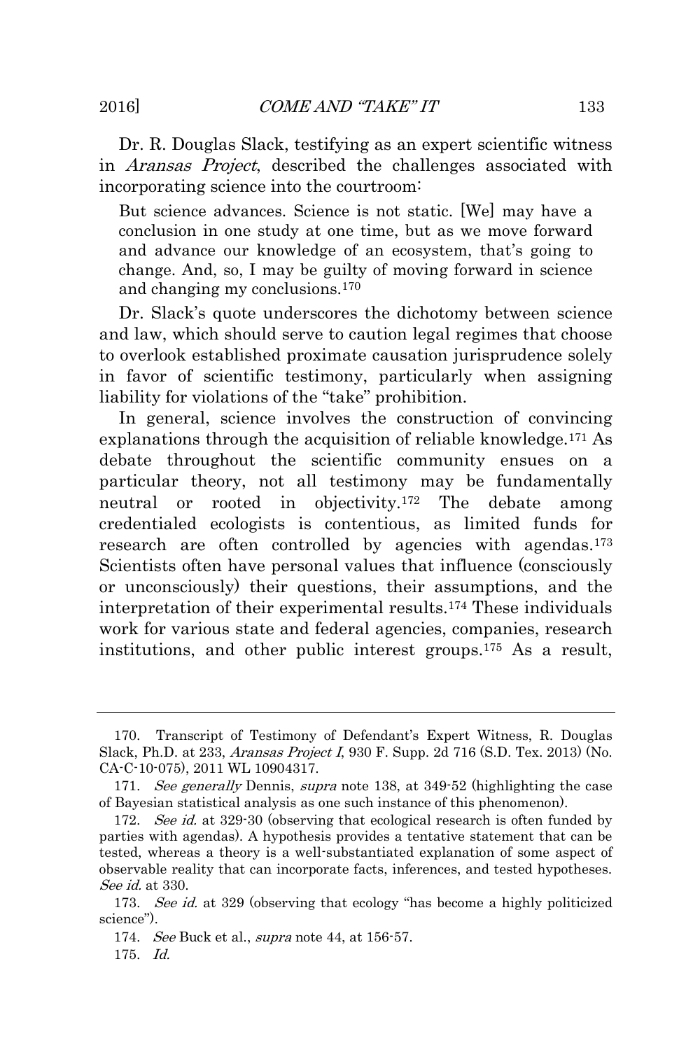Dr. R. Douglas Slack, testifying as an expert scientific witness in *Aransas Project*, described the challenges associated with incorporating science into the courtroom:

> But science advances. Science is not static. [We] may have a conclusion in one study at one time, but as we move forward and advance our knowledge of an ecosystem, that's going to change. And, so, I may be guilty of moving forward in science and changing my conclusions.[170]

Dr. Slack's quote underscores the dichotomy between science and law, which should serve to caution legal regimes that choose to overlook established proximate causation jurisprudence solely in favor of scientific testimony, particularly when assigning liability for violations of the "take" prohibition.

In general, science involves the construction of convincing explanations through the acquisition of reliable knowledge.[171] As debate throughout the scientific community ensues on a particular theory, not all testimony may be fundamentally neutral or rooted in objectivity.[172] The debate among credentialed ecologists is contentious, as limited funds for research are often controlled by agencies with agendas.[173] Scientists often have personal values that influence (consciously or unconsciously) their questions, their assumptions, and the interpretation of their experimental results.[174] These individuals work for various state and federal agencies, companies, research institutions, and other public interest groups.[175] As a result,

---

170. Transcript of Testimony of Defendant's Expert Witness, R. Douglas Slack, Ph.D. at 233, *Aransas Project I*, 930 F. Supp. 2d 716 (S.D. Tex. 2013) (No. CA-C-10-075), 2011 WL 10904317.

171. *See generally* Dennis, *supra* note 138, at 349-52 (highlighting the case of Bayesian statistical analysis as one such instance of this phenomenon).

172. *See id.* at 329-30 (observing that ecological research is often funded by parties with agendas). A hypothesis provides a tentative statement that can be tested, whereas a theory is a well-substantiated explanation of some aspect of observable reality that can incorporate facts, inferences, and tested hypotheses. *See id.* at 330.

173. *See id.* at 329 (observing that ecology "has become a highly politicized science").

174. *See* Buck et al., *supra* note 44, at 156-57.

175. *Id.*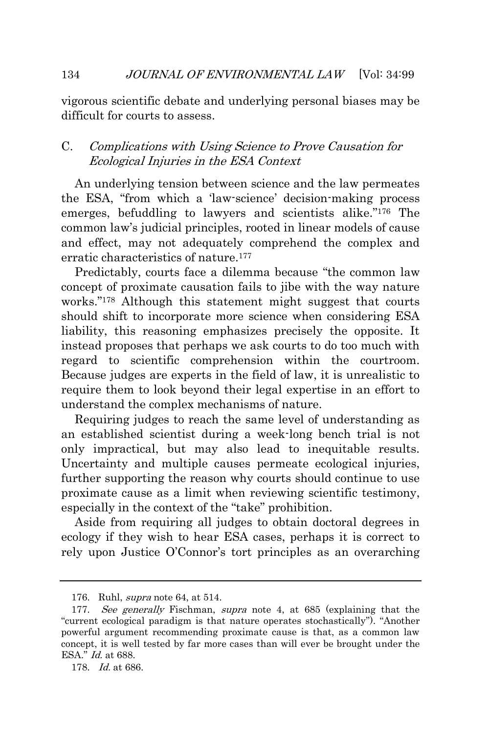vigorous scientific debate and underlying personal biases may be difficult for courts to assess.

### C. *Complications with Using Science to Prove Causation for Ecological Injuries in the ESA Context*

An underlying tension between science and the law permeates the ESA, "from which a 'law-science' decision-making process emerges, befuddling to lawyers and scientists alike."[176] The common law's judicial principles, rooted in linear models of cause and effect, may not adequately comprehend the complex and erratic characteristics of nature.[177]

Predictably, courts face a dilemma because "the common law concept of proximate causation fails to jibe with the way nature works."[178] Although this statement might suggest that courts should shift to incorporate more science when considering ESA liability, this reasoning emphasizes precisely the opposite. It instead proposes that perhaps we ask courts to do too much with regard to scientific comprehension within the courtroom. Because judges are experts in the field of law, it is unrealistic to require them to look beyond their legal expertise in an effort to understand the complex mechanisms of nature.

Requiring judges to reach the same level of understanding as an established scientist during a week-long bench trial is not only impractical, but may also lead to inequitable results. Uncertainty and multiple causes permeate ecological injuries, further supporting the reason why courts should continue to use proximate cause as a limit when reviewing scientific testimony, especially in the context of the "take" prohibition.

Aside from requiring all judges to obtain doctoral degrees in ecology if they wish to hear ESA cases, perhaps it is correct to rely upon Justice O'Connor's tort principles as an overarching

---

176. Ruhl, *supra* note 64, at 514.

177. *See generally* Fischman, *supra* note 4, at 685 (explaining that the "current ecological paradigm is that nature operates stochastically"). "Another powerful argument recommending proximate cause is that, as a common law concept, it is well tested by far more cases than will ever be brought under the ESA." *Id.* at 688.

178. *Id.* at 686.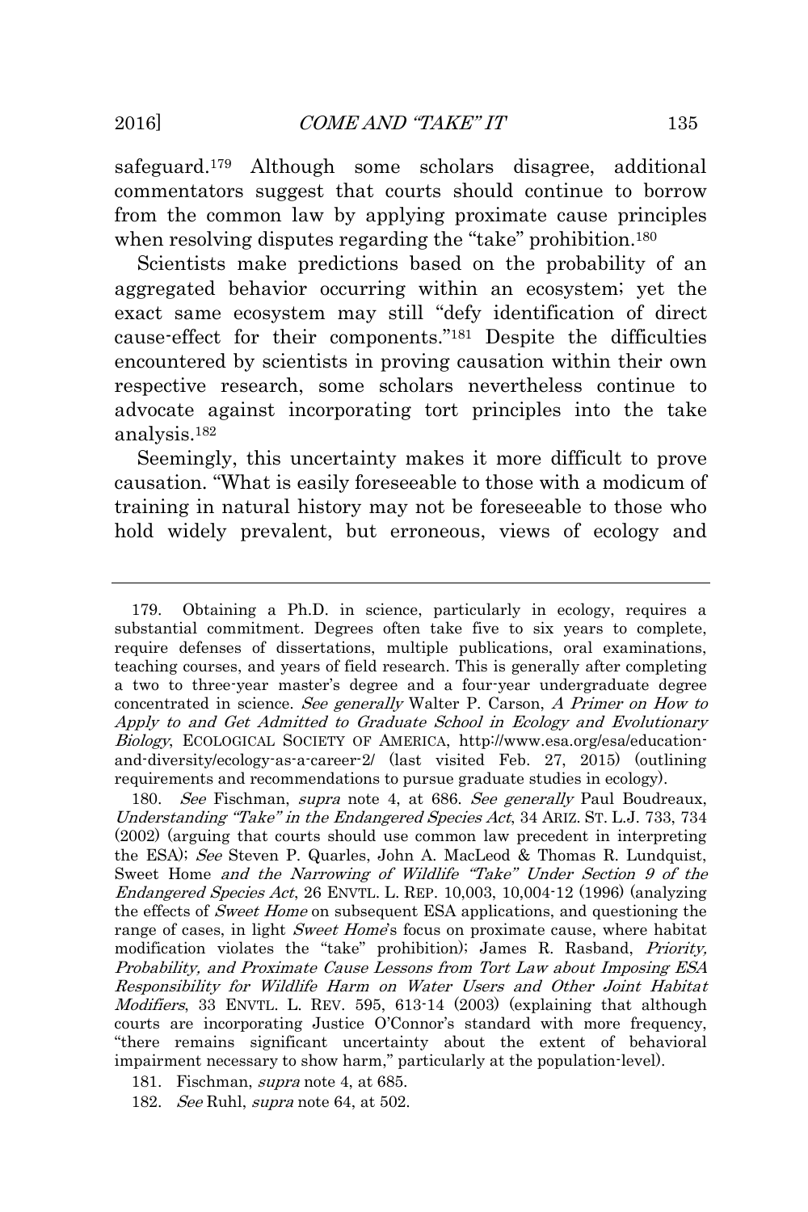safeguard.[179] Although some scholars disagree, additional commentators suggest that courts should continue to borrow from the common law by applying proximate cause principles when resolving disputes regarding the "take" prohibition.[180]

Scientists make predictions based on the probability of an aggregated behavior occurring within an ecosystem; yet the exact same ecosystem may still "defy identification of direct cause-effect for their components."[181] Despite the difficulties encountered by scientists in proving causation within their own respective research, some scholars nevertheless continue to advocate against incorporating tort principles into the take analysis.[182]

Seemingly, this uncertainty makes it more difficult to prove causation. "What is easily foreseeable to those with a modicum of training in natural history may not be foreseeable to those who hold widely prevalent, but erroneous, views of ecology and

---

179. Obtaining a Ph.D. in science, particularly in ecology, requires a substantial commitment. Degrees often take five to six years to complete, require defenses of dissertations, multiple publications, oral examinations, teaching courses, and years of field research. This is generally after completing a two to three-year master's degree and a four-year undergraduate degree concentrated in science. *See generally* Walter P. Carson, *A Primer on How to Apply to and Get Admitted to Graduate School in Ecology and Evolutionary Biology*, ECOLOGICAL SOCIETY OF AMERICA, http://www.esa.org/esa/education-and-diversity/ecology-as-a-career-2/ (last visited Feb. 27, 2015) (outlining requirements and recommendations to pursue graduate studies in ecology).

180. *See* Fischman, *supra* note 4, at 686. *See generally* Paul Boudreaux, *Understanding "Take" in the Endangered Species Act*, 34 ARIZ. ST. L.J. 733, 734 (2002) (arguing that courts should use common law precedent in interpreting the ESA); *See* Steven P. Quarles, John A. MacLeod & Thomas R. Lundquist, Sweet Home *and the Narrowing of Wildlife "Take" Under Section 9 of the Endangered Species Act*, 26 ENVTL. L. REP. 10,003, 10,004-12 (1996) (analyzing the effects of *Sweet Home* on subsequent ESA applications, and questioning the range of cases, in light *Sweet Home*'s focus on proximate cause, where habitat modification violates the "take" prohibition); James R. Rasband, *Priority, Probability, and Proximate Cause Lessons from Tort Law about Imposing ESA Responsibility for Wildlife Harm on Water Users and Other Joint Habitat Modifiers*, 33 ENVTL. L. REV. 595, 613-14 (2003) (explaining that although courts are incorporating Justice O'Connor's standard with more frequency, "there remains significant uncertainty about the extent of behavioral impairment necessary to show harm," particularly at the population-level).

181. Fischman, *supra* note 4, at 685.

182. *See* Ruhl, *supra* note 64, at 502.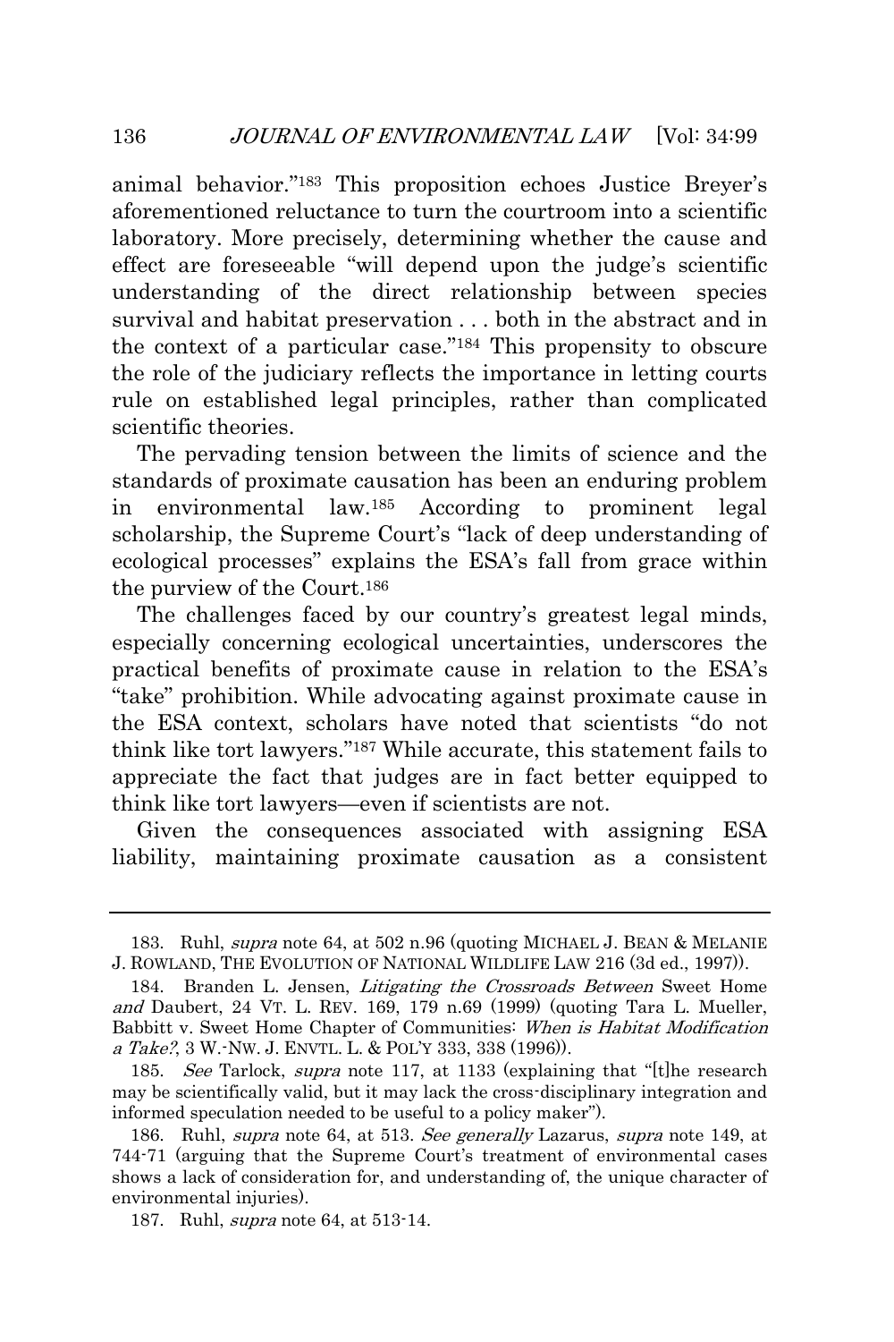animal behavior."[183] This proposition echoes Justice Breyer's aforementioned reluctance to turn the courtroom into a scientific laboratory. More precisely, determining whether the cause and effect are foreseeable "will depend upon the judge's scientific understanding of the direct relationship between species survival and habitat preservation . . . both in the abstract and in the context of a particular case."[184] This propensity to obscure the role of the judiciary reflects the importance in letting courts rule on established legal principles, rather than complicated scientific theories.

The pervading tension between the limits of science and the standards of proximate causation has been an enduring problem in environmental law.[185] According to prominent legal scholarship, the Supreme Court's "lack of deep understanding of ecological processes" explains the ESA's fall from grace within the purview of the Court.[186]

The challenges faced by our country's greatest legal minds, especially concerning ecological uncertainties, underscores the practical benefits of proximate cause in relation to the ESA's "take" prohibition. While advocating against proximate cause in the ESA context, scholars have noted that scientists "do not think like tort lawyers."[187] While accurate, this statement fails to appreciate the fact that judges are in fact better equipped to think like tort lawyers—even if scientists are not.

Given the consequences associated with assigning ESA liability, maintaining proximate causation as a consistent

---

183. Ruhl, *supra* note 64, at 502 n.96 (quoting MICHAEL J. BEAN & MELANIE J. ROWLAND, THE EVOLUTION OF NATIONAL WILDLIFE LAW 216 (3d ed., 1997)).

184. Branden L. Jensen, *Litigating the Crossroads Between* Sweet Home *and* Daubert, 24 VT. L. REV. 169, 179 n.69 (1999) (quoting Tara L. Mueller, Babbitt v. Sweet Home Chapter of Communities: *When is Habitat Modification a Take?*, 3 W.-NW. J. ENVTL. L. & POL'Y 333, 338 (1996)).

185. *See* Tarlock, *supra* note 117, at 1133 (explaining that "[t]he research may be scientifically valid, but it may lack the cross-disciplinary integration and informed speculation needed to be useful to a policy maker").

186. Ruhl, *supra* note 64, at 513. *See generally* Lazarus, *supra* note 149, at 744-71 (arguing that the Supreme Court's treatment of environmental cases shows a lack of consideration for, and understanding of, the unique character of environmental injuries).

187. Ruhl, *supra* note 64, at 513-14.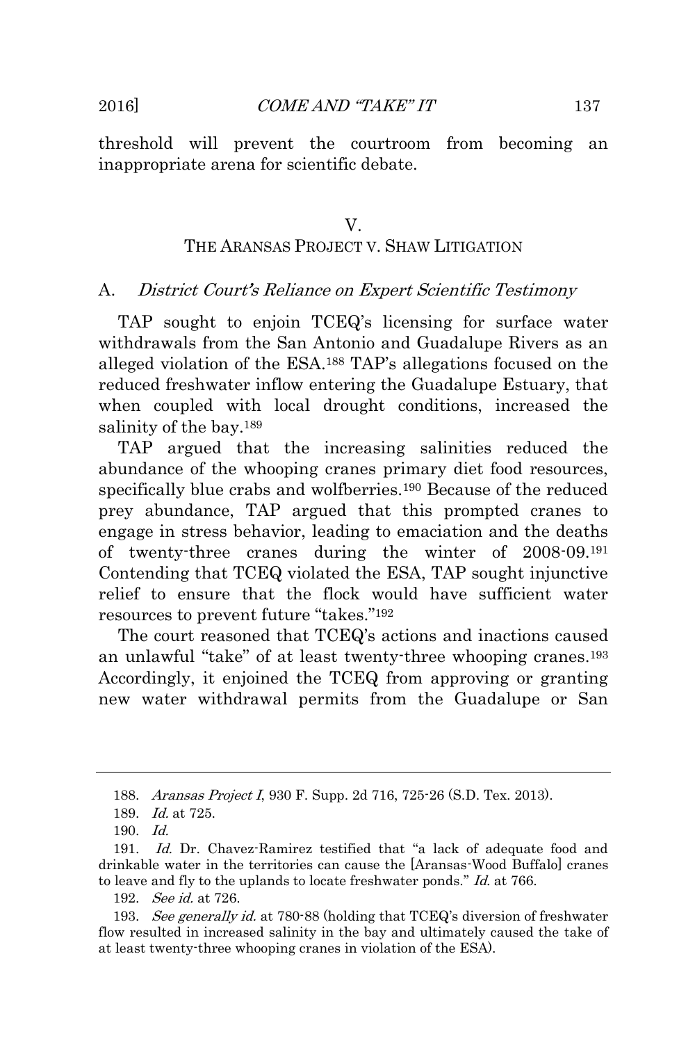threshold will prevent the courtroom from becoming an inappropriate arena for scientific debate.

## V.
## THE ARANSAS PROJECT V. SHAW LITIGATION

### A. *District Court's Reliance on Expert Scientific Testimony*

TAP sought to enjoin TCEQ's licensing for surface water withdrawals from the San Antonio and Guadalupe Rivers as an alleged violation of the ESA.[188] TAP's allegations focused on the reduced freshwater inflow entering the Guadalupe Estuary, that when coupled with local drought conditions, increased the salinity of the bay.[189]

TAP argued that the increasing salinities reduced the abundance of the whooping cranes primary diet food resources, specifically blue crabs and wolfberries.[190] Because of the reduced prey abundance, TAP argued that this prompted cranes to engage in stress behavior, leading to emaciation and the deaths of twenty-three cranes during the winter of 2008-09.[191] Contending that TCEQ violated the ESA, TAP sought injunctive relief to ensure that the flock would have sufficient water resources to prevent future "takes."[192]

The court reasoned that TCEQ's actions and inactions caused an unlawful "take" of at least twenty-three whooping cranes.[193] Accordingly, it enjoined the TCEQ from approving or granting new water withdrawal permits from the Guadalupe or San

---

188. *Aransas Project I*, 930 F. Supp. 2d 716, 725-26 (S.D. Tex. 2013).

189. *Id.* at 725.

190. *Id.*

191. *Id.* Dr. Chavez-Ramirez testified that "a lack of adequate food and drinkable water in the territories can cause the [Aransas-Wood Buffalo] cranes to leave and fly to the uplands to locate freshwater ponds." *Id.* at 766.

192. *See id.* at 726.

193. *See generally id.* at 780-88 (holding that TCEQ's diversion of freshwater flow resulted in increased salinity in the bay and ultimately caused the take of at least twenty-three whooping cranes in violation of the ESA).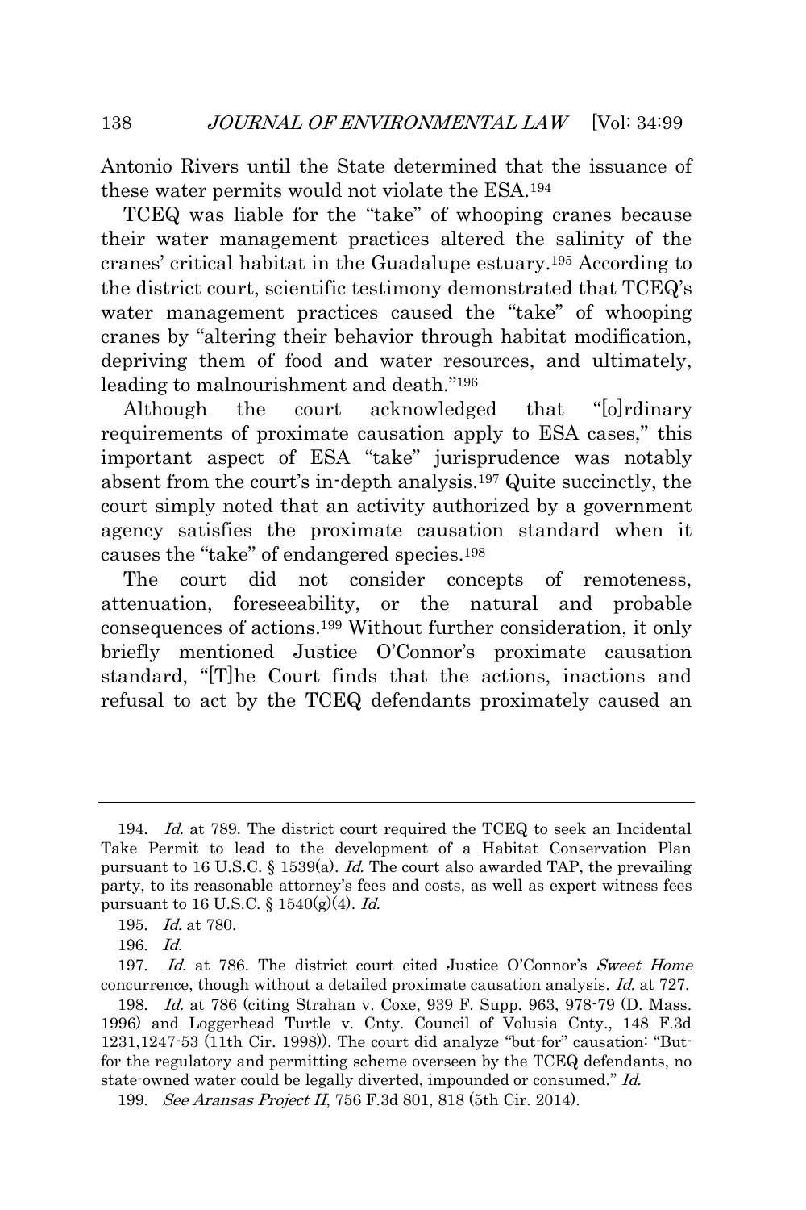Antonio Rivers until the State determined that the issuance of these water permits would not violate the ESA.[194]

TCEQ was liable for the "take" of whooping cranes because their water management practices altered the salinity of the cranes' critical habitat in the Guadalupe estuary.[195] According to the district court, scientific testimony demonstrated that TCEQ's water management practices caused the "take" of whooping cranes by "altering their behavior through habitat modification, depriving them of food and water resources, and ultimately, leading to malnourishment and death."[196]

Although the court acknowledged that "[o]rdinary requirements of proximate causation apply to ESA cases," this important aspect of ESA "take" jurisprudence was notably absent from the court's in-depth analysis.[197] Quite succinctly, the court simply noted that an activity authorized by a government agency satisfies the proximate causation standard when it causes the "take" of endangered species.[198]

The court did not consider concepts of remoteness, attenuation, foreseeability, or the natural and probable consequences of actions.[199] Without further consideration, it only briefly mentioned Justice O'Connor's proximate causation standard, "[T]he Court finds that the actions, inactions and refusal to act by the TCEQ defendants proximately caused an

---

194. *Id.* at 789. The district court required the TCEQ to seek an Incidental Take Permit to lead to the development of a Habitat Conservation Plan pursuant to 16 U.S.C. § 1539(a). *Id.* The court also awarded TAP, the prevailing party, to its reasonable attorney's fees and costs, as well as expert witness fees pursuant to 16 U.S.C. § 1540(g)(4). *Id.*

195. *Id.* at 780.

196. *Id.*

197. *Id.* at 786. The district court cited Justice O'Connor's *Sweet Home* concurrence, though without a detailed proximate causation analysis. *Id.* at 727.

198. *Id.* at 786 (citing Strahan v. Coxe, 939 F. Supp. 963, 978-79 (D. Mass. 1996) and Loggerhead Turtle v. Cnty. Council of Volusia Cnty., 148 F.3d 1231,1247-53 (11th Cir. 1998)). The court did analyze "but-for" causation: "But-for the regulatory and permitting scheme overseen by the TCEQ defendants, no state-owned water could be legally diverted, impounded or consumed." *Id.*

199. *See Aransas Project II*, 756 F.3d 801, 818 (5th Cir. 2014).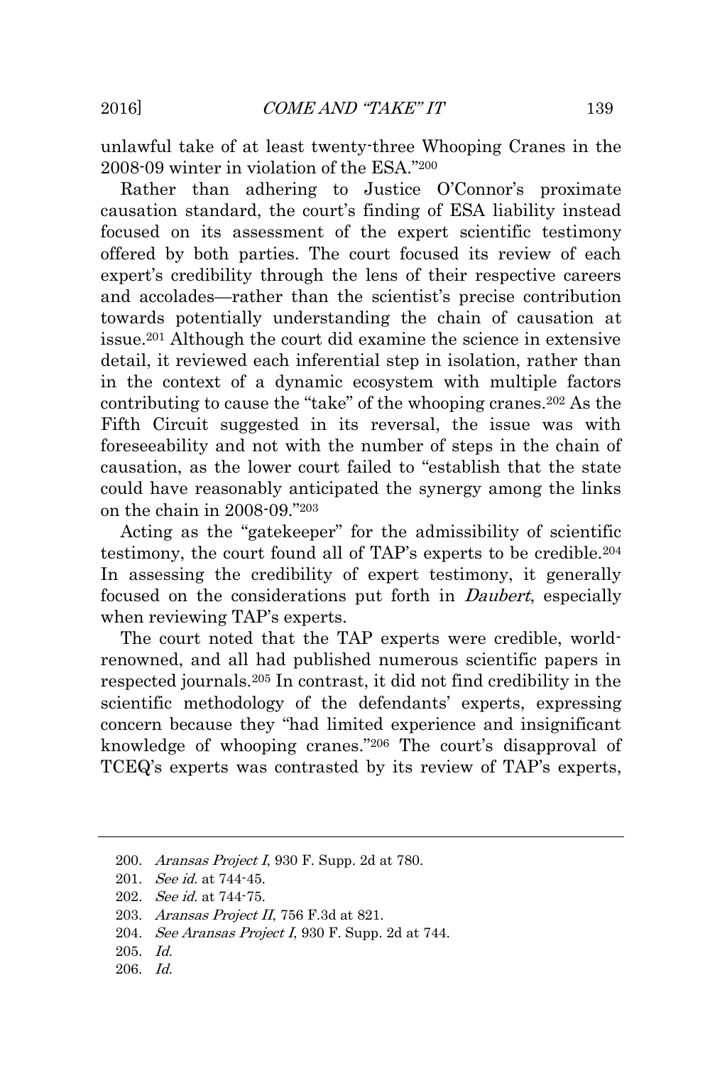unlawful take of at least twenty-three Whooping Cranes in the 2008-09 winter in violation of the ESA."[200]

Rather than adhering to Justice O'Connor's proximate causation standard, the court's finding of ESA liability instead focused on its assessment of the expert scientific testimony offered by both parties. The court focused its review of each expert's credibility through the lens of their respective careers and accolades—rather than the scientist's precise contribution towards potentially understanding the chain of causation at issue.[201] Although the court did examine the science in extensive detail, it reviewed each inferential step in isolation, rather than in the context of a dynamic ecosystem with multiple factors contributing to cause the "take" of the whooping cranes.[202] As the Fifth Circuit suggested in its reversal, the issue was with foreseeability and not with the number of steps in the chain of causation, as the lower court failed to "establish that the state could have reasonably anticipated the synergy among the links on the chain in 2008-09."[203]

Acting as the "gatekeeper" for the admissibility of scientific testimony, the court found all of TAP's experts to be credible.[204] In assessing the credibility of expert testimony, it generally focused on the considerations put forth in *Daubert*, especially when reviewing TAP's experts.

The court noted that the TAP experts were credible, world-renowned, and all had published numerous scientific papers in respected journals.[205] In contrast, it did not find credibility in the scientific methodology of the defendants' experts, expressing concern because they "had limited experience and insignificant knowledge of whooping cranes."[206] The court's disapproval of TCEQ's experts was contrasted by its review of TAP's experts,

200. *Aransas Project I*, 930 F. Supp. 2d at 780.

201. *See id.* at 744-45.

202. *See id.* at 744-75.

203. *Aransas Project II*, 756 F.3d at 821.

204. *See Aransas Project I*, 930 F. Supp. 2d at 744.

205. *Id.*

206. *Id.*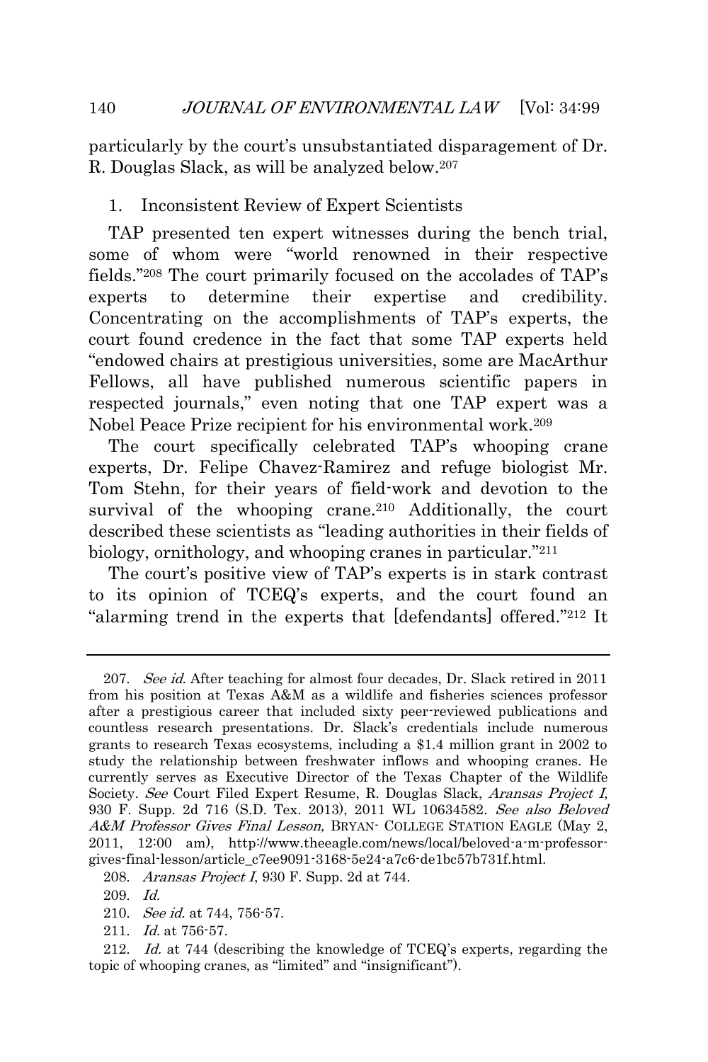particularly by the court's unsubstantiated disparagement of Dr. R. Douglas Slack, as will be analyzed below.[207]

### 1. Inconsistent Review of Expert Scientists

TAP presented ten expert witnesses during the bench trial, some of whom were "world renowned in their respective fields."[208] The court primarily focused on the accolades of TAP's experts to determine their expertise and credibility. Concentrating on the accomplishments of TAP's experts, the court found credence in the fact that some TAP experts held "endowed chairs at prestigious universities, some are MacArthur Fellows, all have published numerous scientific papers in respected journals," even noting that one TAP expert was a Nobel Peace Prize recipient for his environmental work.[209]

The court specifically celebrated TAP's whooping crane experts, Dr. Felipe Chavez-Ramirez and refuge biologist Mr. Tom Stehn, for their years of field-work and devotion to the survival of the whooping crane.[210] Additionally, the court described these scientists as "leading authorities in their fields of biology, ornithology, and whooping cranes in particular."[211]

The court's positive view of TAP's experts is in stark contrast to its opinion of TCEQ's experts, and the court found an "alarming trend in the experts that [defendants] offered."[212] It

---

207. *See id.* After teaching for almost four decades, Dr. Slack retired in 2011 from his position at Texas A&M as a wildlife and fisheries sciences professor after a prestigious career that included sixty peer-reviewed publications and countless research presentations. Dr. Slack's credentials include numerous grants to research Texas ecosystems, including a $1.4 million grant in 2002 to study the relationship between freshwater inflows and whooping cranes. He currently serves as Executive Director of the Texas Chapter of the Wildlife Society. *See* Court Filed Expert Resume, R. Douglas Slack, *Aransas Project I*, 930 F. Supp. 2d 716 (S.D. Tex. 2013), 2011 WL 10634582. *See also Beloved A&M Professor Gives Final Lesson,* BRYAN- COLLEGE STATION EAGLE (May 2, 2011, 12:00 am), http://www.theeagle.com/news/local/beloved-a-m-professor-gives-final-lesson/article_c7ee9091-3168-5e24-a7c6-de1bc57b731f.html.

208. *Aransas Project I*, 930 F. Supp. 2d at 744.

209. *Id.*

210. *See id.* at 744, 756-57.

211. *Id.* at 756-57.

212. *Id.* at 744 (describing the knowledge of TCEQ's experts, regarding the topic of whooping cranes, as "limited" and "insignificant").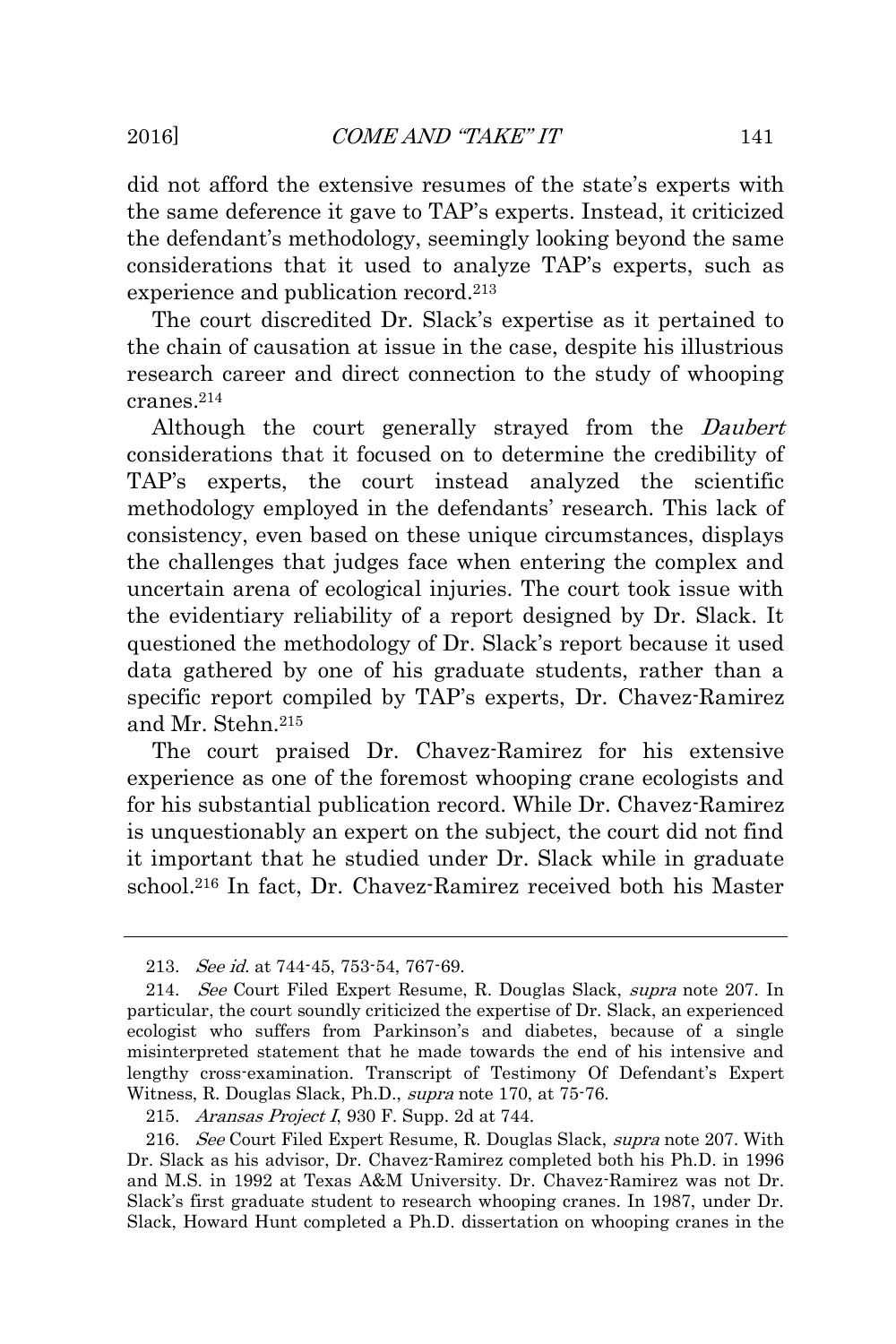did not afford the extensive resumes of the state's experts with the same deference it gave to TAP's experts. Instead, it criticized the defendant's methodology, seemingly looking beyond the same considerations that it used to analyze TAP's experts, such as experience and publication record.[213]

The court discredited Dr. Slack's expertise as it pertained to the chain of causation at issue in the case, despite his illustrious research career and direct connection to the study of whooping cranes.[214]

Although the court generally strayed from the *Daubert* considerations that it focused on to determine the credibility of TAP's experts, the court instead analyzed the scientific methodology employed in the defendants' research. This lack of consistency, even based on these unique circumstances, displays the challenges that judges face when entering the complex and uncertain arena of ecological injuries. The court took issue with the evidentiary reliability of a report designed by Dr. Slack. It questioned the methodology of Dr. Slack's report because it used data gathered by one of his graduate students, rather than a specific report compiled by TAP's experts, Dr. Chavez-Ramirez and Mr. Stehn.[215]

The court praised Dr. Chavez-Ramirez for his extensive experience as one of the foremost whooping crane ecologists and for his substantial publication record. While Dr. Chavez-Ramirez is unquestionably an expert on the subject, the court did not find it important that he studied under Dr. Slack while in graduate school.[216] In fact, Dr. Chavez-Ramirez received both his Master

---

213. *See id.* at 744-45, 753-54, 767-69.

214. *See* Court Filed Expert Resume, R. Douglas Slack, *supra* note 207. In particular, the court soundly criticized the expertise of Dr. Slack, an experienced ecologist who suffers from Parkinson's and diabetes, because of a single misinterpreted statement that he made towards the end of his intensive and lengthy cross-examination. Transcript of Testimony Of Defendant's Expert Witness, R. Douglas Slack, Ph.D., *supra* note 170, at 75-76.

215. *Aransas Project I*, 930 F. Supp. 2d at 744.

216. *See* Court Filed Expert Resume, R. Douglas Slack, *supra* note 207. With Dr. Slack as his advisor, Dr. Chavez-Ramirez completed both his Ph.D. in 1996 and M.S. in 1992 at Texas A&M University. Dr. Chavez-Ramirez was not Dr. Slack's first graduate student to research whooping cranes. In 1987, under Dr. Slack, Howard Hunt completed a Ph.D. dissertation on whooping cranes in the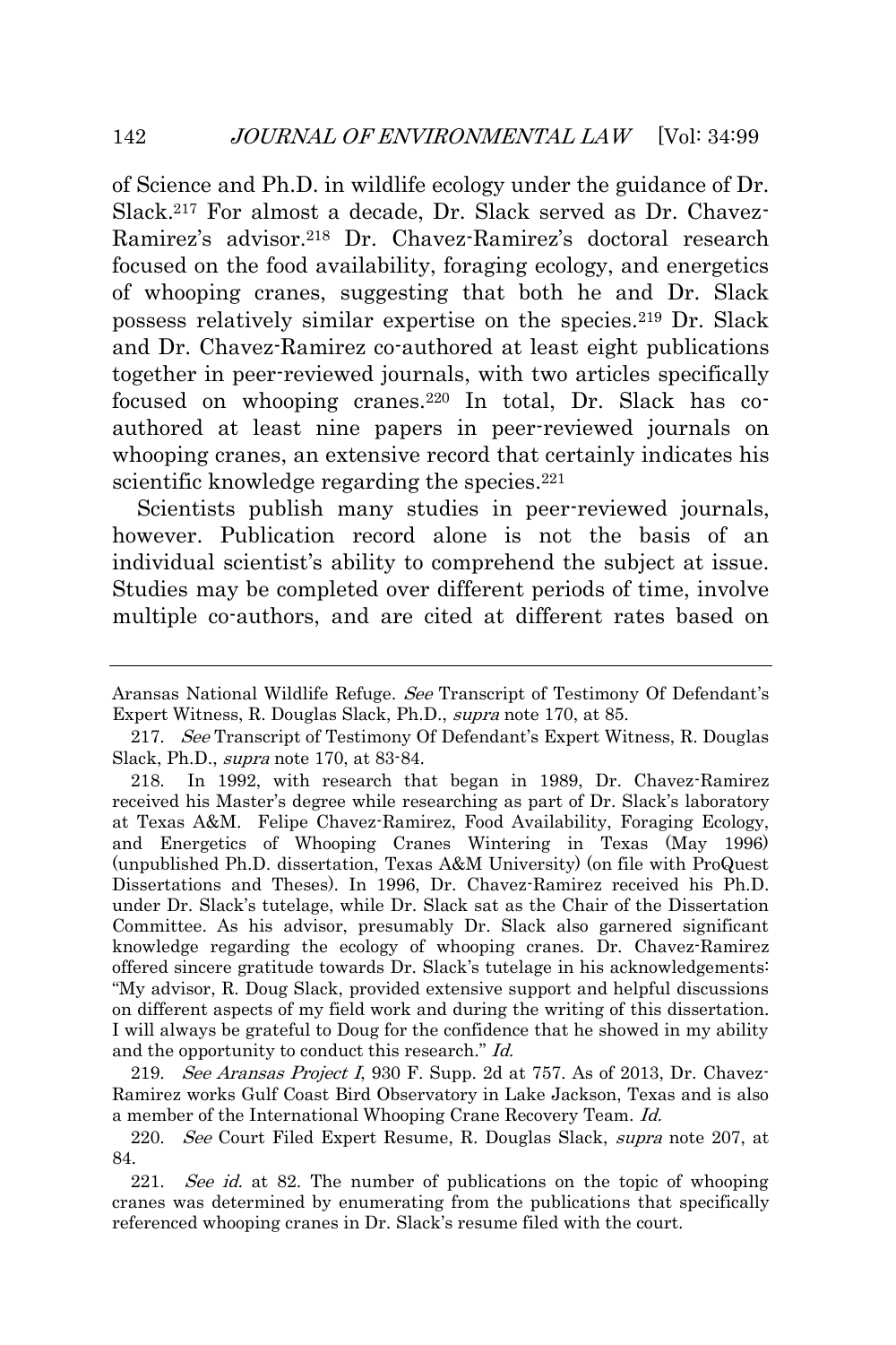of Science and Ph.D. in wildlife ecology under the guidance of Dr. Slack.[217] For almost a decade, Dr. Slack served as Dr. Chavez-Ramirez's advisor.[218] Dr. Chavez-Ramirez's doctoral research focused on the food availability, foraging ecology, and energetics of whooping cranes, suggesting that both he and Dr. Slack possess relatively similar expertise on the species.[219] Dr. Slack and Dr. Chavez-Ramirez co-authored at least eight publications together in peer-reviewed journals, with two articles specifically focused on whooping cranes.[220] In total, Dr. Slack has co-authored at least nine papers in peer-reviewed journals on whooping cranes, an extensive record that certainly indicates his scientific knowledge regarding the species.[221]

Scientists publish many studies in peer-reviewed journals, however. Publication record alone is not the basis of an individual scientist's ability to comprehend the subject at issue. Studies may be completed over different periods of time, involve multiple co-authors, and are cited at different rates based on

---

Aransas National Wildlife Refuge. *See* Transcript of Testimony Of Defendant's Expert Witness, R. Douglas Slack, Ph.D., *supra* note 170, at 85.

217. *See* Transcript of Testimony Of Defendant's Expert Witness, R. Douglas Slack, Ph.D., *supra* note 170, at 83-84.

218. In 1992, with research that began in 1989, Dr. Chavez-Ramirez received his Master's degree while researching as part of Dr. Slack's laboratory at Texas A&M. Felipe Chavez-Ramirez, Food Availability, Foraging Ecology, and Energetics of Whooping Cranes Wintering in Texas (May 1996) (unpublished Ph.D. dissertation, Texas A&M University) (on file with ProQuest Dissertations and Theses). In 1996, Dr. Chavez-Ramirez received his Ph.D. under Dr. Slack's tutelage, while Dr. Slack sat as the Chair of the Dissertation Committee. As his advisor, presumably Dr. Slack also garnered significant knowledge regarding the ecology of whooping cranes. Dr. Chavez-Ramirez offered sincere gratitude towards Dr. Slack's tutelage in his acknowledgements: "My advisor, R. Doug Slack, provided extensive support and helpful discussions on different aspects of my field work and during the writing of this dissertation. I will always be grateful to Doug for the confidence that he showed in my ability and the opportunity to conduct this research." *Id.*

219. *See Aransas Project I*, 930 F. Supp. 2d at 757. As of 2013, Dr. Chavez-Ramirez works Gulf Coast Bird Observatory in Lake Jackson, Texas and is also a member of the International Whooping Crane Recovery Team. *Id.*

220. *See* Court Filed Expert Resume, R. Douglas Slack, *supra* note 207, at 84.

221. *See id.* at 82. The number of publications on the topic of whooping cranes was determined by enumerating from the publications that specifically referenced whooping cranes in Dr. Slack's resume filed with the court.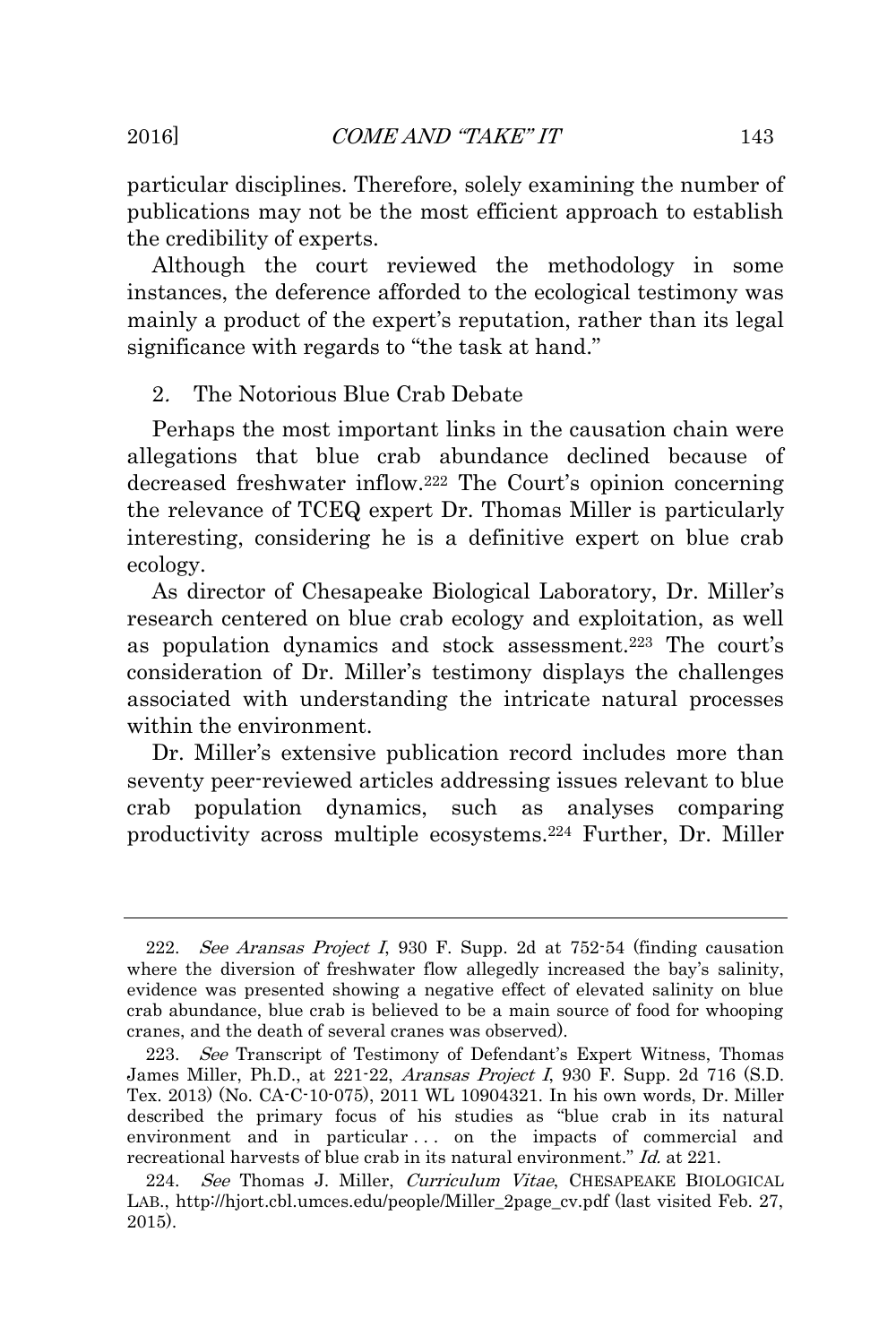particular disciplines. Therefore, solely examining the number of publications may not be the most efficient approach to establish the credibility of experts.

Although the court reviewed the methodology in some instances, the deference afforded to the ecological testimony was mainly a product of the expert's reputation, rather than its legal significance with regards to "the task at hand."

2. The Notorious Blue Crab Debate

Perhaps the most important links in the causation chain were allegations that blue crab abundance declined because of decreased freshwater inflow.[222] The Court's opinion concerning the relevance of TCEQ expert Dr. Thomas Miller is particularly interesting, considering he is a definitive expert on blue crab ecology.

As director of Chesapeake Biological Laboratory, Dr. Miller's research centered on blue crab ecology and exploitation, as well as population dynamics and stock assessment.[223] The court's consideration of Dr. Miller's testimony displays the challenges associated with understanding the intricate natural processes within the environment.

Dr. Miller's extensive publication record includes more than seventy peer-reviewed articles addressing issues relevant to blue crab population dynamics, such as analyses comparing productivity across multiple ecosystems.[224] Further, Dr. Miller

---

222. *See Aransas Project I*, 930 F. Supp. 2d at 752-54 (finding causation where the diversion of freshwater flow allegedly increased the bay's salinity, evidence was presented showing a negative effect of elevated salinity on blue crab abundance, blue crab is believed to be a main source of food for whooping cranes, and the death of several cranes was observed).

223. *See* Transcript of Testimony of Defendant's Expert Witness, Thomas James Miller, Ph.D., at 221-22, *Aransas Project I*, 930 F. Supp. 2d 716 (S.D. Tex. 2013) (No. CA-C-10-075), 2011 WL 10904321. In his own words, Dr. Miller described the primary focus of his studies as "blue crab in its natural environment and in particular . . . on the impacts of commercial and recreational harvests of blue crab in its natural environment." *Id.* at 221.

224. *See* Thomas J. Miller, *Curriculum Vitae*, CHESAPEAKE BIOLOGICAL LAB., http://hjort.cbl.umces.edu/people/Miller_2page_cv.pdf (last visited Feb. 27, 2015).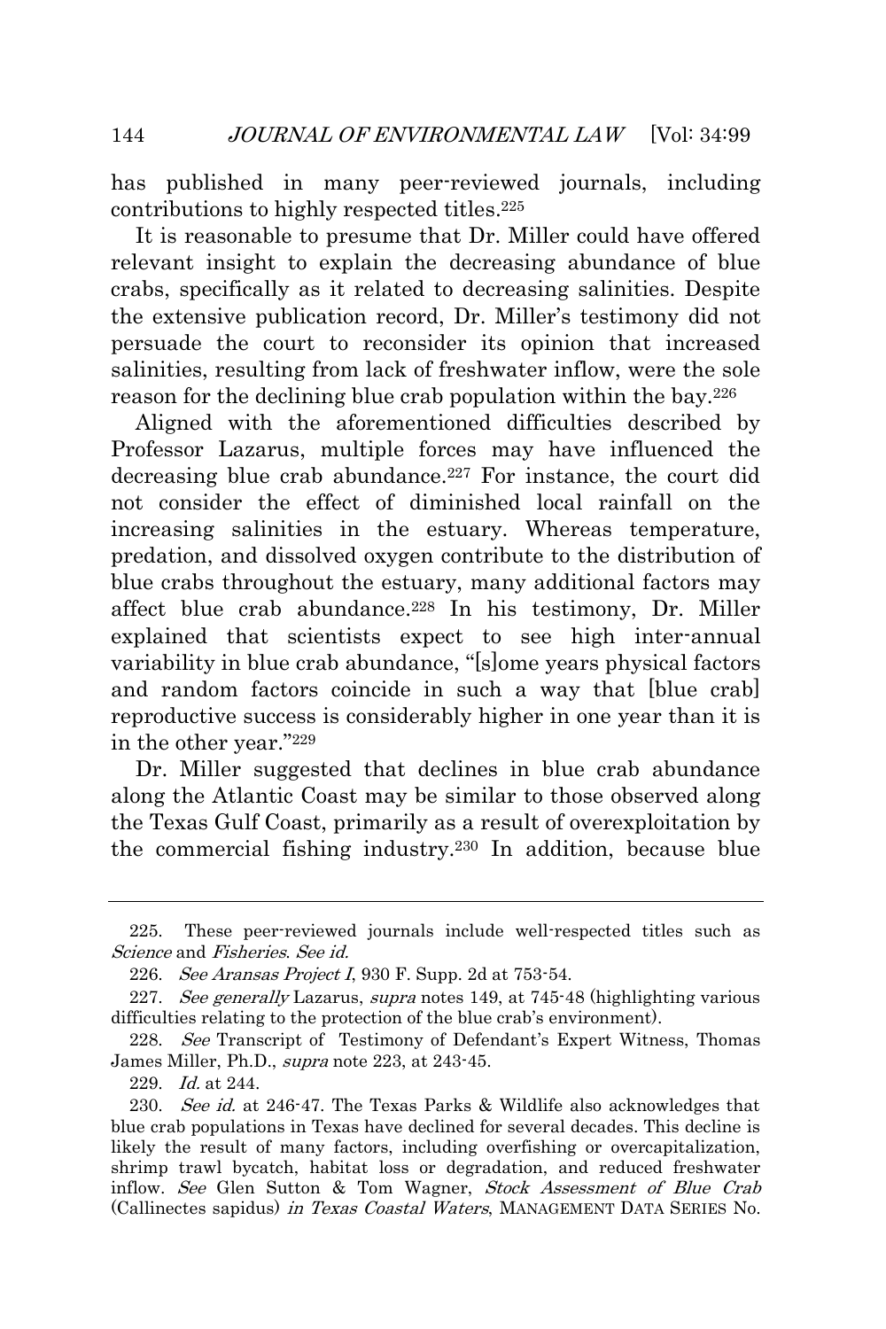has published in many peer-reviewed journals, including contributions to highly respected titles.[225]

It is reasonable to presume that Dr. Miller could have offered relevant insight to explain the decreasing abundance of blue crabs, specifically as it related to decreasing salinities. Despite the extensive publication record, Dr. Miller's testimony did not persuade the court to reconsider its opinion that increased salinities, resulting from lack of freshwater inflow, were the sole reason for the declining blue crab population within the bay.[226]

Aligned with the aforementioned difficulties described by Professor Lazarus, multiple forces may have influenced the decreasing blue crab abundance.[227] For instance, the court did not consider the effect of diminished local rainfall on the increasing salinities in the estuary. Whereas temperature, predation, and dissolved oxygen contribute to the distribution of blue crabs throughout the estuary, many additional factors may affect blue crab abundance.[228] In his testimony, Dr. Miller explained that scientists expect to see high inter-annual variability in blue crab abundance, "[s]ome years physical factors and random factors coincide in such a way that [blue crab] reproductive success is considerably higher in one year than it is in the other year."[229]

Dr. Miller suggested that declines in blue crab abundance along the Atlantic Coast may be similar to those observed along the Texas Gulf Coast, primarily as a result of overexploitation by the commercial fishing industry.[230] In addition, because blue

---

225. These peer-reviewed journals include well-respected titles such as *Science* and *Fisheries*. *See id.*

226. *See Aransas Project I*, 930 F. Supp. 2d at 753-54.

227. *See generally* Lazarus, *supra* notes 149, at 745-48 (highlighting various difficulties relating to the protection of the blue crab's environment).

228. *See* Transcript of Testimony of Defendant's Expert Witness, Thomas James Miller, Ph.D., *supra* note 223, at 243-45.

229. *Id.* at 244.

230. *See id.* at 246-47. The Texas Parks & Wildlife also acknowledges that blue crab populations in Texas have declined for several decades. This decline is likely the result of many factors, including overfishing or overcapitalization, shrimp trawl bycatch, habitat loss or degradation, and reduced freshwater inflow. *See* Glen Sutton & Tom Wagner, *Stock Assessment of Blue Crab* (Callinectes sapidus) *in Texas Coastal Waters*, MANAGEMENT DATA SERIES No.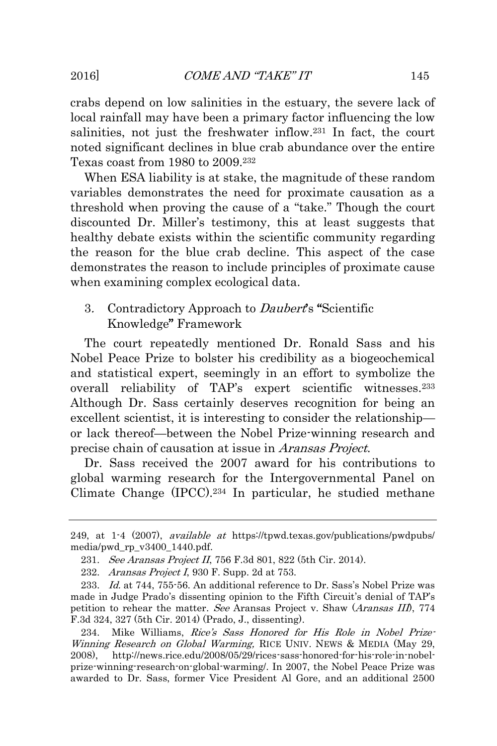crabs depend on low salinities in the estuary, the severe lack of local rainfall may have been a primary factor influencing the low salinities, not just the freshwater inflow.[231] In fact, the court noted significant declines in blue crab abundance over the entire Texas coast from 1980 to 2009.[232]

When ESA liability is at stake, the magnitude of these random variables demonstrates the need for proximate causation as a threshold when proving the cause of a "take." Though the court discounted Dr. Miller's testimony, this at least suggests that healthy debate exists within the scientific community regarding the reason for the blue crab decline. This aspect of the case demonstrates the reason to include principles of proximate cause when examining complex ecological data.

### 3. Contradictory Approach to *Daubert*'s **"**Scientific Knowledge**"** Framework

The court repeatedly mentioned Dr. Ronald Sass and his Nobel Peace Prize to bolster his credibility as a biogeochemical and statistical expert, seemingly in an effort to symbolize the overall reliability of TAP's expert scientific witnesses.[233] Although Dr. Sass certainly deserves recognition for being an excellent scientist, it is interesting to consider the relationship—or lack thereof—between the Nobel Prize-winning research and precise chain of causation at issue in *Aransas Project*.

Dr. Sass received the 2007 award for his contributions to global warming research for the Intergovernmental Panel on Climate Change (IPCC).[234] In particular, he studied methane

---

249, at 1-4 (2007), *available at* https://tpwd.texas.gov/publications/pwdpubs/media/pwd_rp_v3400_1440.pdf.

231. *See Aransas Project II*, 756 F.3d 801, 822 (5th Cir. 2014).

232. *Aransas Project I*, 930 F. Supp. 2d at 753.

233. *Id.* at 744, 755-56. An additional reference to Dr. Sass's Nobel Prize was made in Judge Prado's dissenting opinion to the Fifth Circuit's denial of TAP's petition to rehear the matter. *See* Aransas Project v. Shaw (*Aransas III*), 774 F.3d 324, 327 (5th Cir. 2014) (Prado, J., dissenting).

234. Mike Williams, *Rice's Sass Honored for His Role in Nobel Prize-Winning Research on Global Warming,* RICE UNIV. NEWS & MEDIA (May 29, 2008), http://news.rice.edu/2008/05/29/rices-sass-honored-for-his-role-in-nobel-prize-winning-research-on-global-warming/. In 2007, the Nobel Peace Prize was awarded to Dr. Sass, former Vice President Al Gore, and an additional 2500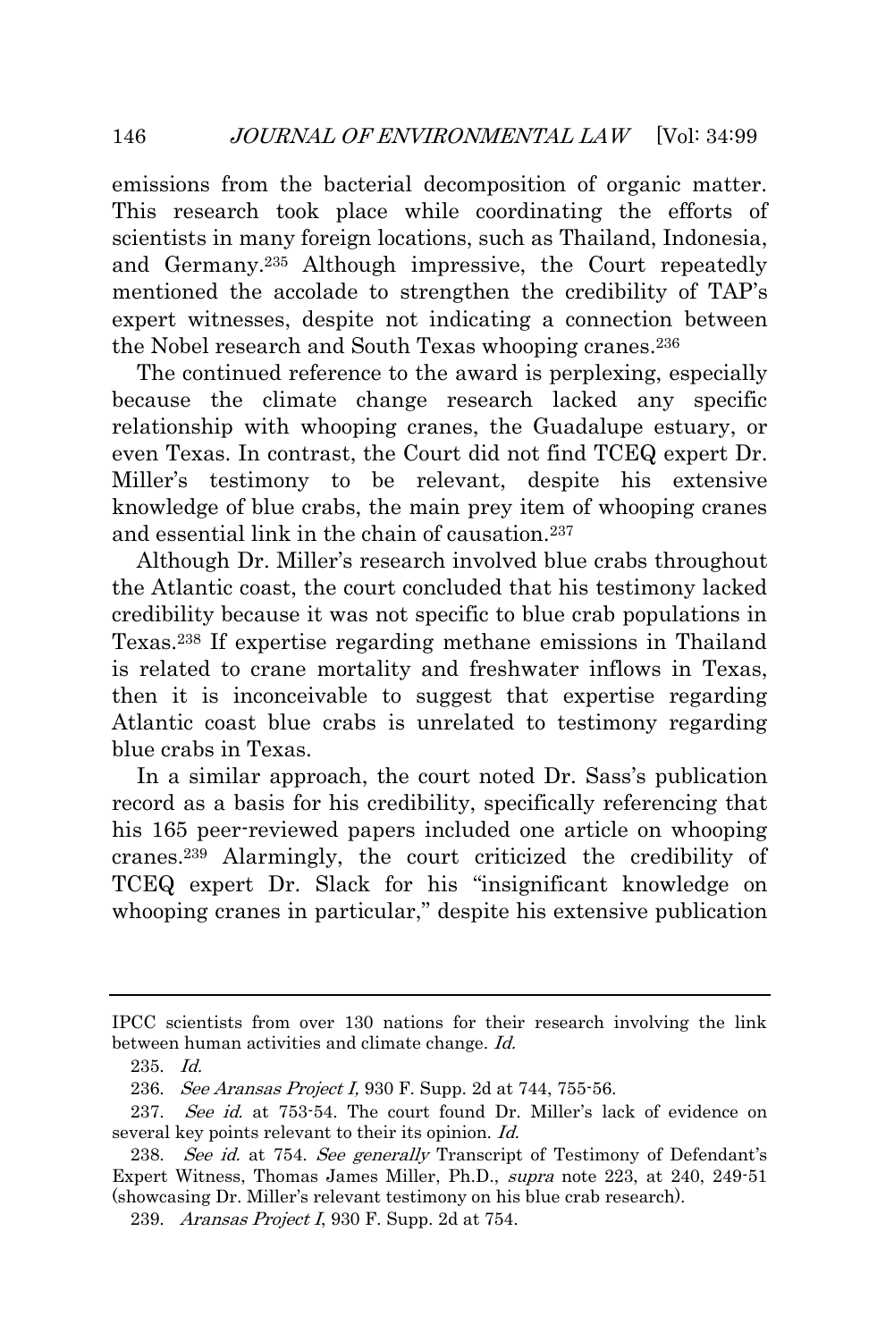emissions from the bacterial decomposition of organic matter. This research took place while coordinating the efforts of scientists in many foreign locations, such as Thailand, Indonesia, and Germany.[235] Although impressive, the Court repeatedly mentioned the accolade to strengthen the credibility of TAP's expert witnesses, despite not indicating a connection between the Nobel research and South Texas whooping cranes.[236]

The continued reference to the award is perplexing, especially because the climate change research lacked any specific relationship with whooping cranes, the Guadalupe estuary, or even Texas. In contrast, the Court did not find TCEQ expert Dr. Miller's testimony to be relevant, despite his extensive knowledge of blue crabs, the main prey item of whooping cranes and essential link in the chain of causation.[237]

Although Dr. Miller's research involved blue crabs throughout the Atlantic coast, the court concluded that his testimony lacked credibility because it was not specific to blue crab populations in Texas.[238] If expertise regarding methane emissions in Thailand is related to crane mortality and freshwater inflows in Texas, then it is inconceivable to suggest that expertise regarding Atlantic coast blue crabs is unrelated to testimony regarding blue crabs in Texas.

In a similar approach, the court noted Dr. Sass's publication record as a basis for his credibility, specifically referencing that his 165 peer-reviewed papers included one article on whooping cranes.[239] Alarmingly, the court criticized the credibility of TCEQ expert Dr. Slack for his "insignificant knowledge on whooping cranes in particular," despite his extensive publication

---

IPCC scientists from over 130 nations for their research involving the link between human activities and climate change. *Id.*

235. *Id.*

236. *See Aransas Project I,* 930 F. Supp. 2d at 744, 755-56.

237. *See id.* at 753-54. The court found Dr. Miller's lack of evidence on several key points relevant to their its opinion. *Id.*

238. *See id.* at 754. *See generally* Transcript of Testimony of Defendant's Expert Witness, Thomas James Miller, Ph.D., *supra* note 223, at 240, 249-51 (showcasing Dr. Miller's relevant testimony on his blue crab research).

239. *Aransas Project I*, 930 F. Supp. 2d at 754.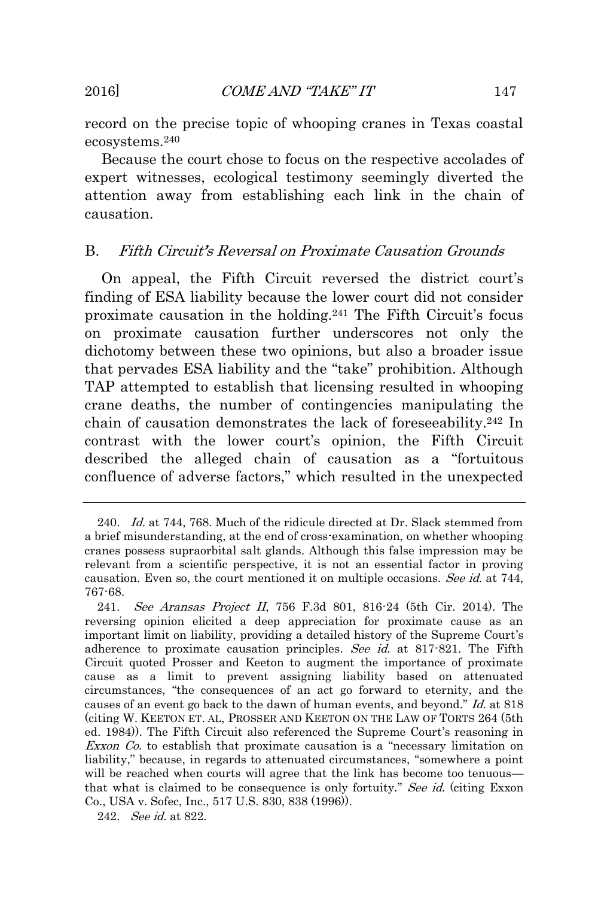record on the precise topic of whooping cranes in Texas coastal ecosystems.[240]

Because the court chose to focus on the respective accolades of expert witnesses, ecological testimony seemingly diverted the attention away from establishing each link in the chain of causation.

### B. *Fifth Circuit's Reversal on Proximate Causation Grounds*

On appeal, the Fifth Circuit reversed the district court's finding of ESA liability because the lower court did not consider proximate causation in the holding.[241] The Fifth Circuit's focus on proximate causation further underscores not only the dichotomy between these two opinions, but also a broader issue that pervades ESA liability and the "take" prohibition. Although TAP attempted to establish that licensing resulted in whooping crane deaths, the number of contingencies manipulating the chain of causation demonstrates the lack of foreseeability.[242] In contrast with the lower court's opinion, the Fifth Circuit described the alleged chain of causation as a "fortuitous confluence of adverse factors," which resulted in the unexpected

---

240. *Id.* at 744, 768. Much of the ridicule directed at Dr. Slack stemmed from a brief misunderstanding, at the end of cross-examination, on whether whooping cranes possess supraorbital salt glands. Although this false impression may be relevant from a scientific perspective, it is not an essential factor in proving causation. Even so, the court mentioned it on multiple occasions. *See id.* at 744, 767-68.

241. *See Aransas Project II*, 756 F.3d 801, 816-24 (5th Cir. 2014). The reversing opinion elicited a deep appreciation for proximate cause as an important limit on liability, providing a detailed history of the Supreme Court's adherence to proximate causation principles. *See id.* at 817-821. The Fifth Circuit quoted Prosser and Keeton to augment the importance of proximate cause as a limit to prevent assigning liability based on attenuated circumstances, "the consequences of an act go forward to eternity, and the causes of an event go back to the dawn of human events, and beyond." *Id.* at 818 (citing W. KEETON ET. AL, PROSSER AND KEETON ON THE LAW OF TORTS 264 (5th ed. 1984)). The Fifth Circuit also referenced the Supreme Court's reasoning in *Exxon Co.* to establish that proximate causation is a "necessary limitation on liability," because, in regards to attenuated circumstances, "somewhere a point will be reached when courts will agree that the link has become too tenuous—that what is claimed to be consequence is only fortuity." *See id.* (citing Exxon Co., USA v. Sofec, Inc., 517 U.S. 830, 838 (1996)).

242. *See id.* at 822.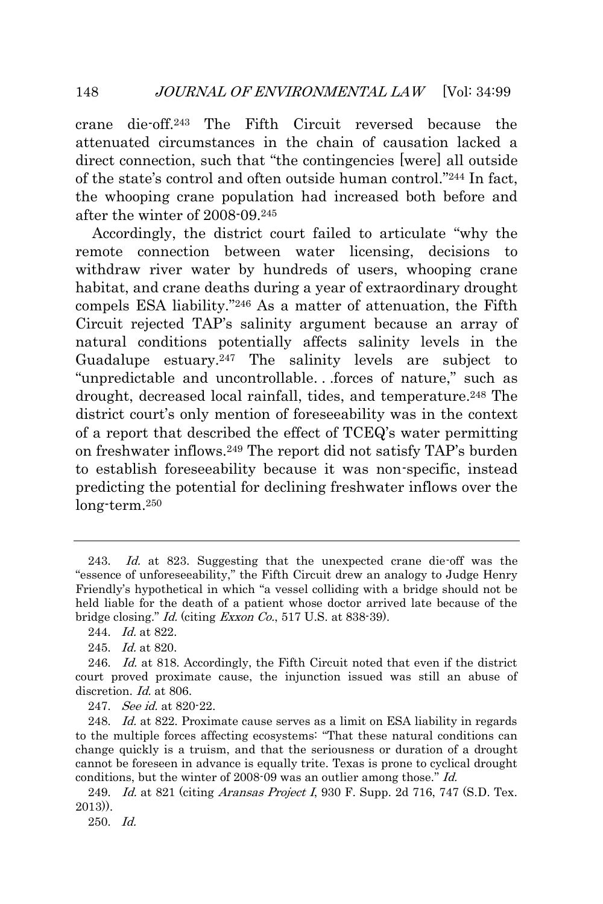crane die-off.[243] The Fifth Circuit reversed because the attenuated circumstances in the chain of causation lacked a direct connection, such that "the contingencies [were] all outside of the state's control and often outside human control."[244] In fact, the whooping crane population had increased both before and after the winter of 2008-09.[245]

Accordingly, the district court failed to articulate "why the remote connection between water licensing, decisions to withdraw river water by hundreds of users, whooping crane habitat, and crane deaths during a year of extraordinary drought compels ESA liability."[246] As a matter of attenuation, the Fifth Circuit rejected TAP's salinity argument because an array of natural conditions potentially affects salinity levels in the Guadalupe estuary.[247] The salinity levels are subject to "unpredictable and uncontrollable. . .forces of nature," such as drought, decreased local rainfall, tides, and temperature.[248] The district court's only mention of foreseeability was in the context of a report that described the effect of TCEQ's water permitting on freshwater inflows.[249] The report did not satisfy TAP's burden to establish foreseeability because it was non-specific, instead predicting the potential for declining freshwater inflows over the long-term.[250]

---

243. *Id.* at 823. Suggesting that the unexpected crane die-off was the "essence of unforeseeability," the Fifth Circuit drew an analogy to Judge Henry Friendly's hypothetical in which "a vessel colliding with a bridge should not be held liable for the death of a patient whose doctor arrived late because of the bridge closing." *Id.* (citing *Exxon Co.*, 517 U.S. at 838-39).

244. *Id.* at 822.

245. *Id.* at 820.

246. *Id.* at 818. Accordingly, the Fifth Circuit noted that even if the district court proved proximate cause, the injunction issued was still an abuse of discretion. *Id.* at 806.

247. *See id.* at 820-22.

248. *Id.* at 822. Proximate cause serves as a limit on ESA liability in regards to the multiple forces affecting ecosystems: "That these natural conditions can change quickly is a truism, and that the seriousness or duration of a drought cannot be foreseen in advance is equally trite. Texas is prone to cyclical drought conditions, but the winter of 2008-09 was an outlier among those." *Id.*

249. *Id.* at 821 (citing *Aransas Project I*, 930 F. Supp. 2d 716, 747 (S.D. Tex. 2013)).

250. *Id.*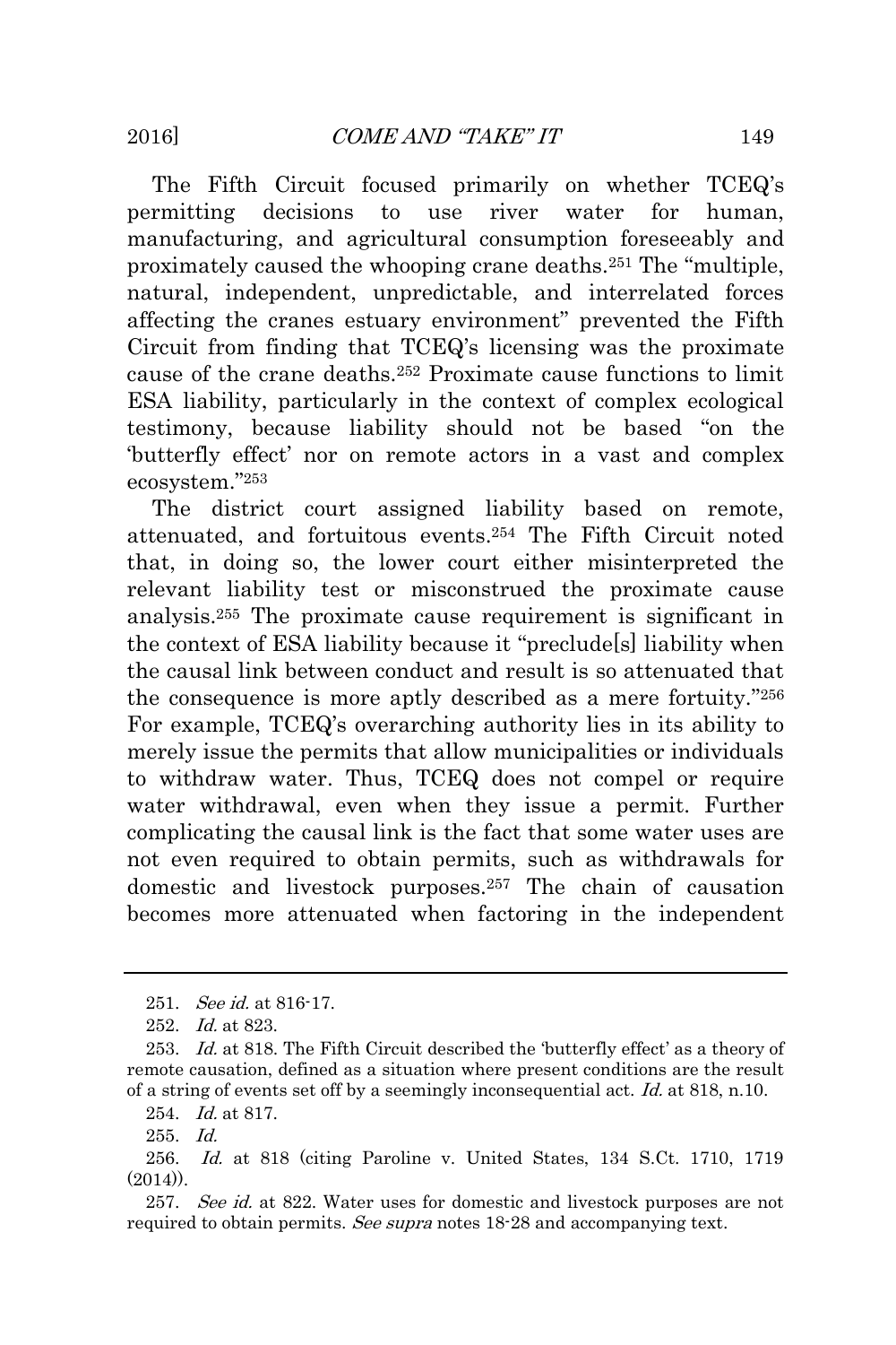The Fifth Circuit focused primarily on whether TCEQ's permitting decisions to use river water for human, manufacturing, and agricultural consumption foreseeably and proximately caused the whooping crane deaths.[251] The "multiple, natural, independent, unpredictable, and interrelated forces affecting the cranes estuary environment" prevented the Fifth Circuit from finding that TCEQ's licensing was the proximate cause of the crane deaths.[252] Proximate cause functions to limit ESA liability, particularly in the context of complex ecological testimony, because liability should not be based "on the 'butterfly effect' nor on remote actors in a vast and complex ecosystem."[253]

The district court assigned liability based on remote, attenuated, and fortuitous events.[254] The Fifth Circuit noted that, in doing so, the lower court either misinterpreted the relevant liability test or misconstrued the proximate cause analysis.[255] The proximate cause requirement is significant in the context of ESA liability because it "preclude[s] liability when the causal link between conduct and result is so attenuated that the consequence is more aptly described as a mere fortuity."[256] For example, TCEQ's overarching authority lies in its ability to merely issue the permits that allow municipalities or individuals to withdraw water. Thus, TCEQ does not compel or require water withdrawal, even when they issue a permit. Further complicating the causal link is the fact that some water uses are not even required to obtain permits, such as withdrawals for domestic and livestock purposes.[257] The chain of causation becomes more attenuated when factoring in the independent

---

251. *See id.* at 816-17.

252. *Id.* at 823.

253. *Id.* at 818. The Fifth Circuit described the 'butterfly effect' as a theory of remote causation, defined as a situation where present conditions are the result of a string of events set off by a seemingly inconsequential act. *Id.* at 818, n.10.

254. *Id.* at 817.

255. *Id.*

256. *Id.* at 818 (citing Paroline v. United States, 134 S.Ct. 1710, 1719 (2014)).

257. *See id.* at 822. Water uses for domestic and livestock purposes are not required to obtain permits. *See supra* notes 18-28 and accompanying text.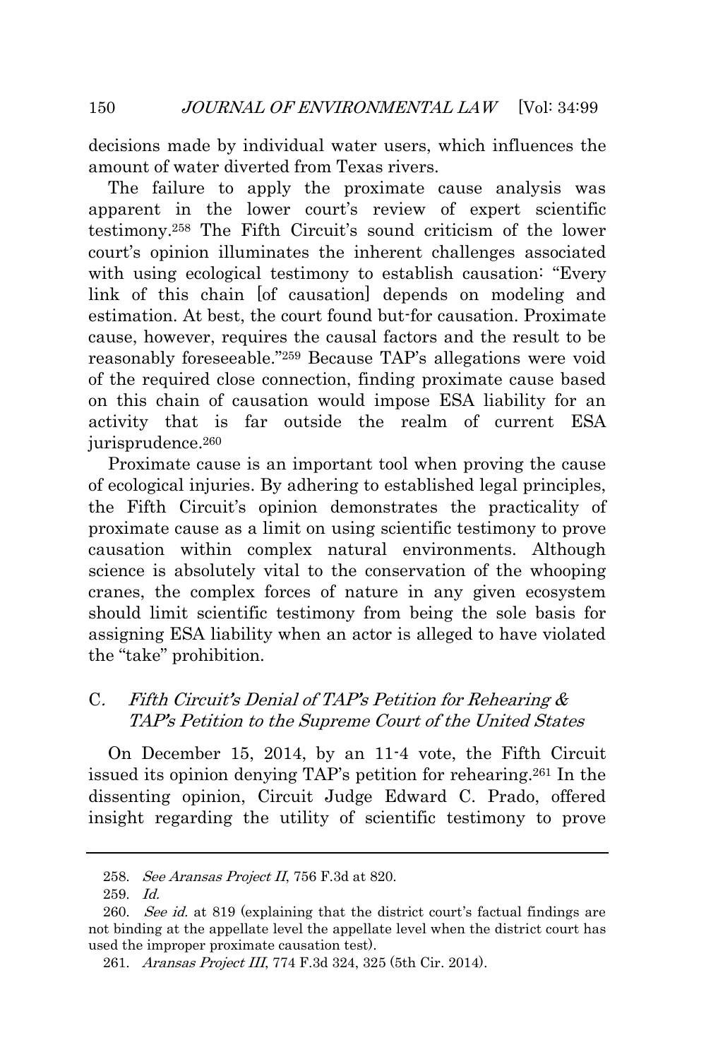decisions made by individual water users, which influences the amount of water diverted from Texas rivers.

The failure to apply the proximate cause analysis was apparent in the lower court's review of expert scientific testimony.[258] The Fifth Circuit's sound criticism of the lower court's opinion illuminates the inherent challenges associated with using ecological testimony to establish causation: "Every link of this chain [of causation] depends on modeling and estimation. At best, the court found but-for causation. Proximate cause, however, requires the causal factors and the result to be reasonably foreseeable."[259] Because TAP's allegations were void of the required close connection, finding proximate cause based on this chain of causation would impose ESA liability for an activity that is far outside the realm of current ESA jurisprudence.[260]

Proximate cause is an important tool when proving the cause of ecological injuries. By adhering to established legal principles, the Fifth Circuit's opinion demonstrates the practicality of proximate cause as a limit on using scientific testimony to prove causation within complex natural environments. Although science is absolutely vital to the conservation of the whooping cranes, the complex forces of nature in any given ecosystem should limit scientific testimony from being the sole basis for assigning ESA liability when an actor is alleged to have violated the "take" prohibition.

### C. *Fifth Circuit's Denial of TAP's Petition for Rehearing & TAP's Petition to the Supreme Court of the United States*

On December 15, 2014, by an 11-4 vote, the Fifth Circuit issued its opinion denying TAP's petition for rehearing.[261] In the dissenting opinion, Circuit Judge Edward C. Prado, offered insight regarding the utility of scientific testimony to prove

---

258. *See Aransas Project II*, 756 F.3d at 820.

259. *Id.*

260. *See id.* at 819 (explaining that the district court's factual findings are not binding at the appellate level the appellate level when the district court has used the improper proximate causation test).

261. *Aransas Project III*, 774 F.3d 324, 325 (5th Cir. 2014).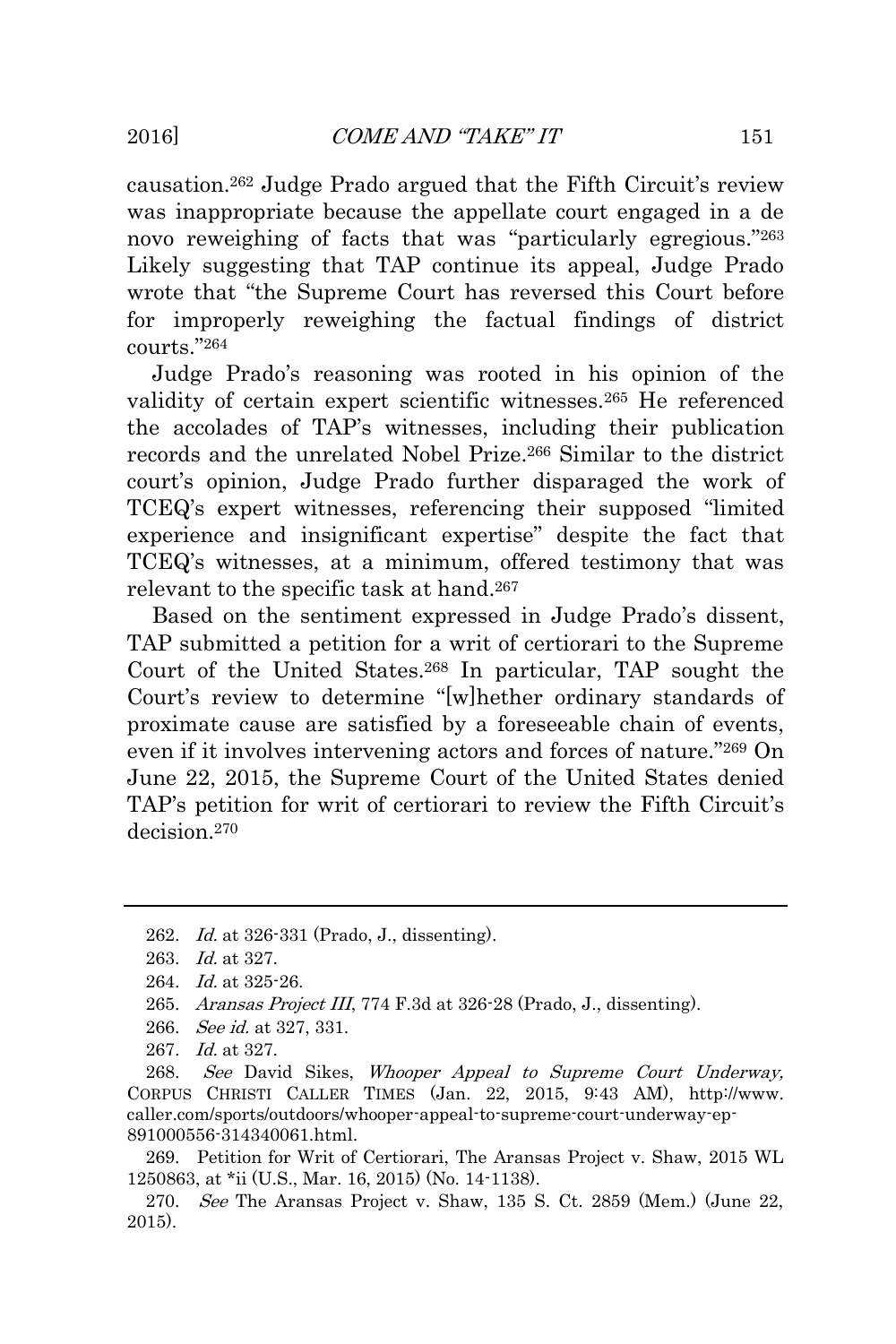causation.[262] Judge Prado argued that the Fifth Circuit's review was inappropriate because the appellate court engaged in a de novo reweighing of facts that was "particularly egregious."[263] Likely suggesting that TAP continue its appeal, Judge Prado wrote that "the Supreme Court has reversed this Court before for improperly reweighing the factual findings of district courts."[264]

Judge Prado's reasoning was rooted in his opinion of the validity of certain expert scientific witnesses.[265] He referenced the accolades of TAP's witnesses, including their publication records and the unrelated Nobel Prize.[266] Similar to the district court's opinion, Judge Prado further disparaged the work of TCEQ's expert witnesses, referencing their supposed "limited experience and insignificant expertise" despite the fact that TCEQ's witnesses, at a minimum, offered testimony that was relevant to the specific task at hand.[267]

Based on the sentiment expressed in Judge Prado's dissent, TAP submitted a petition for a writ of certiorari to the Supreme Court of the United States.[268] In particular, TAP sought the Court's review to determine "[w]hether ordinary standards of proximate cause are satisfied by a foreseeable chain of events, even if it involves intervening actors and forces of nature."[269] On June 22, 2015, the Supreme Court of the United States denied TAP's petition for writ of certiorari to review the Fifth Circuit's decision.[270]

---

262. *Id.* at 326-331 (Prado, J., dissenting).

263. *Id.* at 327.

264. *Id.* at 325-26.

265. *Aransas Project III*, 774 F.3d at 326-28 (Prado, J., dissenting).

266. *See id.* at 327, 331.

267. *Id.* at 327.

268. *See* David Sikes, *Whooper Appeal to Supreme Court Underway,* CORPUS CHRISTI CALLER TIMES (Jan. 22, 2015, 9:43 AM), http://www.caller.com/sports/outdoors/whooper-appeal-to-supreme-court-underway-ep-891000556-314340061.html.

269. Petition for Writ of Certiorari, The Aransas Project v. Shaw, 2015 WL 1250863, at *ii (U.S., Mar. 16, 2015) (No. 14-1138).

270. *See* The Aransas Project v. Shaw, 135 S. Ct. 2859 (Mem.) (June 22, 2015).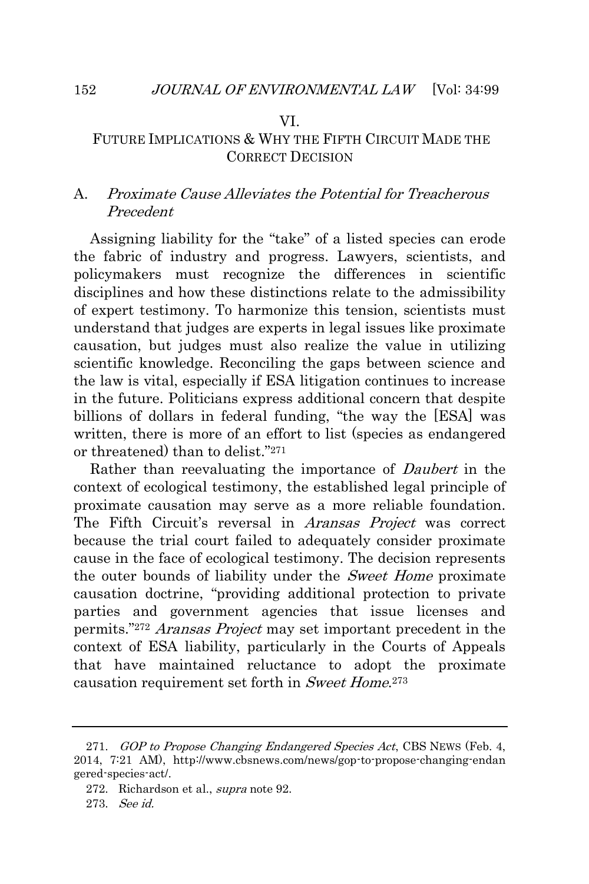## VI.

## FUTURE IMPLICATIONS & WHY THE FIFTH CIRCUIT MADE THE CORRECT DECISION

### A. *Proximate Cause Alleviates the Potential for Treacherous Precedent*

Assigning liability for the "take" of a listed species can erode the fabric of industry and progress. Lawyers, scientists, and policymakers must recognize the differences in scientific disciplines and how these distinctions relate to the admissibility of expert testimony. To harmonize this tension, scientists must understand that judges are experts in legal issues like proximate causation, but judges must also realize the value in utilizing scientific knowledge. Reconciling the gaps between science and the law is vital, especially if ESA litigation continues to increase in the future. Politicians express additional concern that despite billions of dollars in federal funding, "the way the [ESA] was written, there is more of an effort to list (species as endangered or threatened) than to delist."[271]

Rather than reevaluating the importance of *Daubert* in the context of ecological testimony, the established legal principle of proximate causation may serve as a more reliable foundation. The Fifth Circuit's reversal in *Aransas Project* was correct because the trial court failed to adequately consider proximate cause in the face of ecological testimony. The decision represents the outer bounds of liability under the *Sweet Home* proximate causation doctrine, "providing additional protection to private parties and government agencies that issue licenses and permits."[272] *Aransas Project* may set important precedent in the context of ESA liability, particularly in the Courts of Appeals that have maintained reluctance to adopt the proximate causation requirement set forth in *Sweet Home*.[273]

---

271. *GOP to Propose Changing Endangered Species Act*, CBS NEWS (Feb. 4, 2014, 7:21 AM), http://www.cbsnews.com/news/gop-to-propose-changing-endangered-species-act/.

272. Richardson et al., *supra* note 92.

273. *See id.*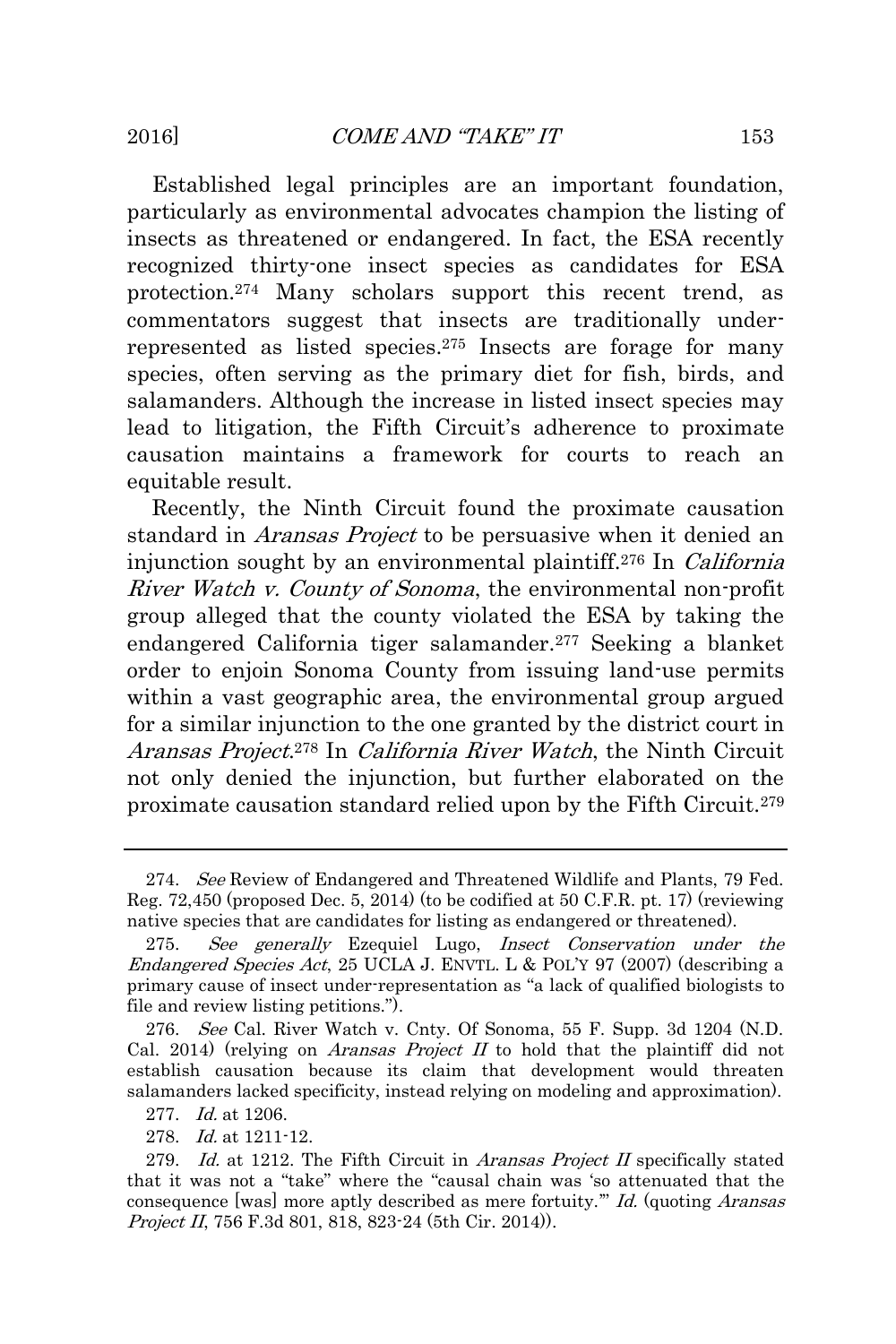Established legal principles are an important foundation, particularly as environmental advocates champion the listing of insects as threatened or endangered. In fact, the ESA recently recognized thirty-one insect species as candidates for ESA protection.[274] Many scholars support this recent trend, as commentators suggest that insects are traditionally under-represented as listed species.[275] Insects are forage for many species, often serving as the primary diet for fish, birds, and salamanders. Although the increase in listed insect species may lead to litigation, the Fifth Circuit's adherence to proximate causation maintains a framework for courts to reach an equitable result.

Recently, the Ninth Circuit found the proximate causation standard in *Aransas Project* to be persuasive when it denied an injunction sought by an environmental plaintiff.[276] In *California River Watch v. County of Sonoma*, the environmental non-profit group alleged that the county violated the ESA by taking the endangered California tiger salamander.[277] Seeking a blanket order to enjoin Sonoma County from issuing land-use permits within a vast geographic area, the environmental group argued for a similar injunction to the one granted by the district court in *Aransas Project*.[278] In *California River Watch*, the Ninth Circuit not only denied the injunction, but further elaborated on the proximate causation standard relied upon by the Fifth Circuit.[279]

---

274. *See* Review of Endangered and Threatened Wildlife and Plants, 79 Fed. Reg. 72,450 (proposed Dec. 5, 2014) (to be codified at 50 C.F.R. pt. 17) (reviewing native species that are candidates for listing as endangered or threatened).

275. *See generally* Ezequiel Lugo, *Insect Conservation under the Endangered Species Act*, 25 UCLA J. ENVTL. L & POL'Y 97 (2007) (describing a primary cause of insect under-representation as "a lack of qualified biologists to file and review listing petitions.").

276. *See* Cal. River Watch v. Cnty. Of Sonoma, 55 F. Supp. 3d 1204 (N.D. Cal. 2014) (relying on *Aransas Project II* to hold that the plaintiff did not establish causation because its claim that development would threaten salamanders lacked specificity, instead relying on modeling and approximation).

277. *Id.* at 1206.

278. *Id.* at 1211-12.

279. *Id.* at 1212. The Fifth Circuit in *Aransas Project II* specifically stated that it was not a "take" where the "causal chain was 'so attenuated that the consequence [was] more aptly described as mere fortuity.'" *Id.* (quoting *Aransas Project II*, 756 F.3d 801, 818, 823-24 (5th Cir. 2014)).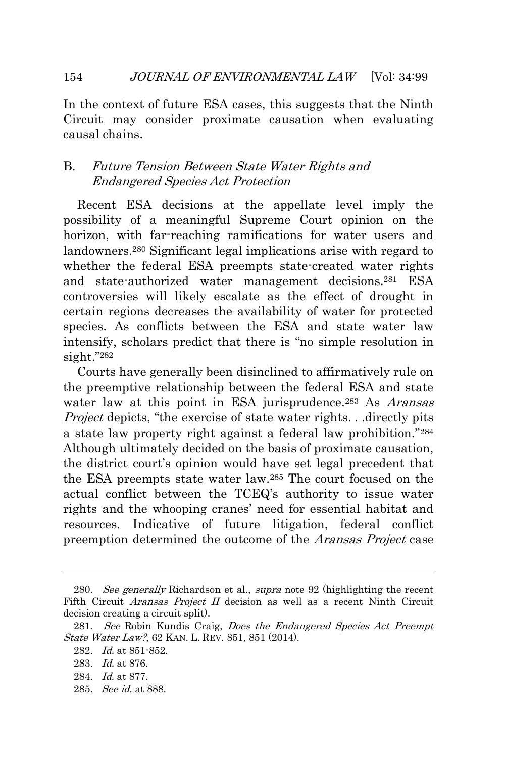In the context of future ESA cases, this suggests that the Ninth Circuit may consider proximate causation when evaluating causal chains.

## B. *Future Tension Between State Water Rights and Endangered Species Act Protection*

Recent ESA decisions at the appellate level imply the possibility of a meaningful Supreme Court opinion on the horizon, with far-reaching ramifications for water users and landowners.[280] Significant legal implications arise with regard to whether the federal ESA preempts state-created water rights and state-authorized water management decisions.[281] ESA controversies will likely escalate as the effect of drought in certain regions decreases the availability of water for protected species. As conflicts between the ESA and state water law intensify, scholars predict that there is "no simple resolution in sight."[282]

Courts have generally been disinclined to affirmatively rule on the preemptive relationship between the federal ESA and state water law at this point in ESA jurisprudence.[283] As *Aransas Project* depicts, "the exercise of state water rights. . .directly pits a state law property right against a federal law prohibition."[284] Although ultimately decided on the basis of proximate causation, the district court's opinion would have set legal precedent that the ESA preempts state water law.[285] The court focused on the actual conflict between the TCEQ's authority to issue water rights and the whooping cranes' need for essential habitat and resources. Indicative of future litigation, federal conflict preemption determined the outcome of the *Aransas Project* case

---

280. *See generally* Richardson et al., *supra* note 92 (highlighting the recent Fifth Circuit *Aransas Project II* decision as well as a recent Ninth Circuit decision creating a circuit split).

281. *See* Robin Kundis Craig, *Does the Endangered Species Act Preempt State Water Law?*, 62 KAN. L. REV. 851, 851 (2014).

282. *Id.* at 851-852.

283. *Id.* at 876.

284. *Id.* at 877.

285. *See id.* at 888.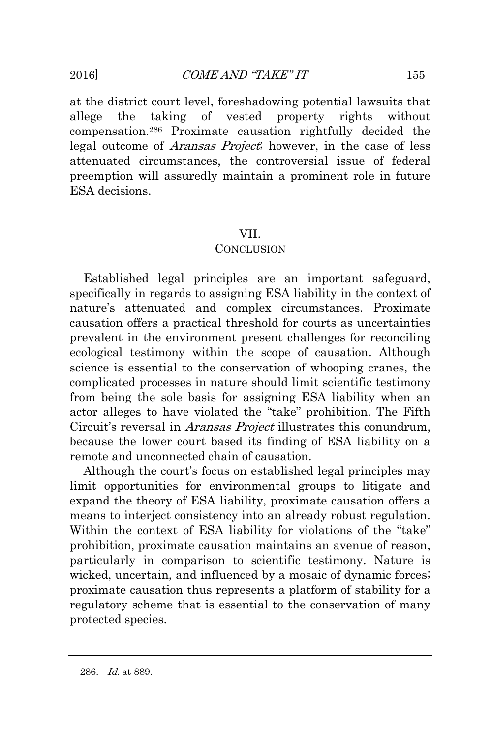at the district court level, foreshadowing potential lawsuits that allege the taking of vested property rights without compensation.[286] Proximate causation rightfully decided the legal outcome of *Aransas Project*; however, in the case of less attenuated circumstances, the controversial issue of federal preemption will assuredly maintain a prominent role in future ESA decisions.

## VII.
## CONCLUSION

Established legal principles are an important safeguard, specifically in regards to assigning ESA liability in the context of nature's attenuated and complex circumstances. Proximate causation offers a practical threshold for courts as uncertainties prevalent in the environment present challenges for reconciling ecological testimony within the scope of causation. Although science is essential to the conservation of whooping cranes, the complicated processes in nature should limit scientific testimony from being the sole basis for assigning ESA liability when an actor alleges to have violated the "take" prohibition. The Fifth Circuit's reversal in *Aransas Project* illustrates this conundrum, because the lower court based its finding of ESA liability on a remote and unconnected chain of causation.

Although the court's focus on established legal principles may limit opportunities for environmental groups to litigate and expand the theory of ESA liability, proximate causation offers a means to interject consistency into an already robust regulation. Within the context of ESA liability for violations of the "take" prohibition, proximate causation maintains an avenue of reason, particularly in comparison to scientific testimony. Nature is wicked, uncertain, and influenced by a mosaic of dynamic forces; proximate causation thus represents a platform of stability for a regulatory scheme that is essential to the conservation of many protected species.

---

286. *Id.* at 889.